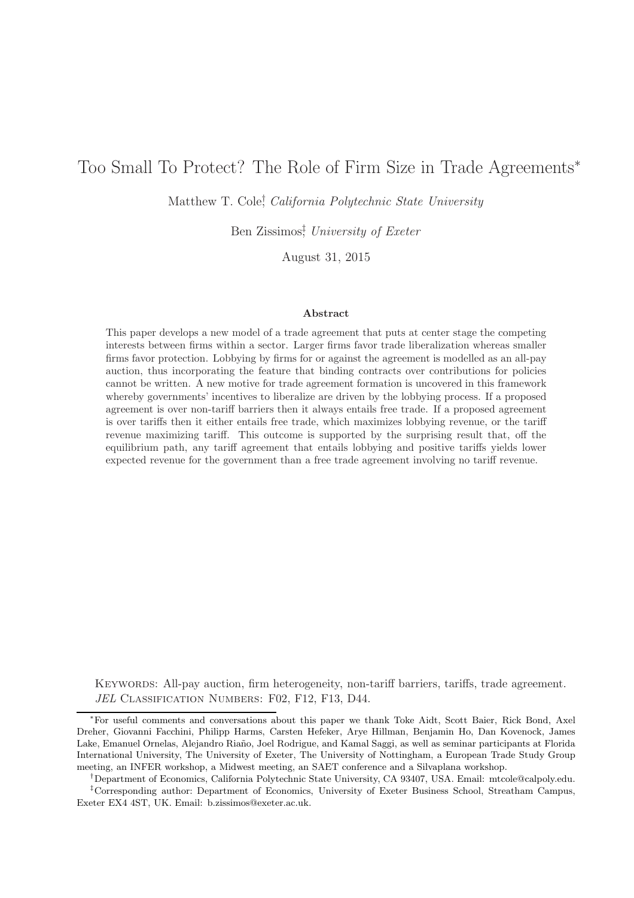# Too Small To Protect? The Role of Firm Size in Trade Agreements*

Matthew T. Cole[†], *California Polytechnic State University*

Ben Zissimos[‡], *University of Exeter*

August 31, 2015

### Abstract

This paper develops a new model of a trade agreement that puts at center stage the competing interests between firms within a sector. Larger firms favor trade liberalization whereas smaller firms favor protection. Lobbying by firms for or against the agreement is modelled as an all-pay auction, thus incorporating the feature that binding contracts over contributions for policies cannot be written. A new motive for trade agreement formation is uncovered in this framework whereby governments' incentives to liberalize are driven by the lobbying process. If a proposed agreement is over non-tariff barriers then it always entails free trade. If a proposed agreement is over tariffs then it either entails free trade, which maximizes lobbying revenue, or the tariff revenue maximizing tariff. This outcome is supported by the surprising result that, off the equilibrium path, any tariff agreement that entails lobbying and positive tariffs yields lower expected revenue for the government than a free trade agreement involving no tariff revenue.

Keywords: All-pay auction, firm heterogeneity, non-tariff barriers, tariffs, trade agreement.
*JEL* Classification Numbers: F02, F12, F13, D44.

---

*For useful comments and conversations about this paper we thank Toke Aidt, Scott Baier, Rick Bond, Axel Dreher, Giovanni Facchini, Philipp Harms, Carsten Hefeker, Arye Hillman, Benjamin Ho, Dan Kovenock, James Lake, Emanuel Ornelas, Alejandro Riaño, Joel Rodrigue, and Kamal Saggi, as well as seminar participants at Florida International University, The University of Exeter, The University of Nottingham, a European Trade Study Group meeting, an INFER workshop, a Midwest meeting, an SAET conference and a Silvaplana workshop.

[†]Department of Economics, California Polytechnic State University, CA 93407, USA. Email: mtcole@calpoly.edu.

[‡]Corresponding author: Department of Economics, University of Exeter Business School, Streatham Campus, Exeter EX4 4ST, UK. Email: b.zissimos@exeter.ac.uk.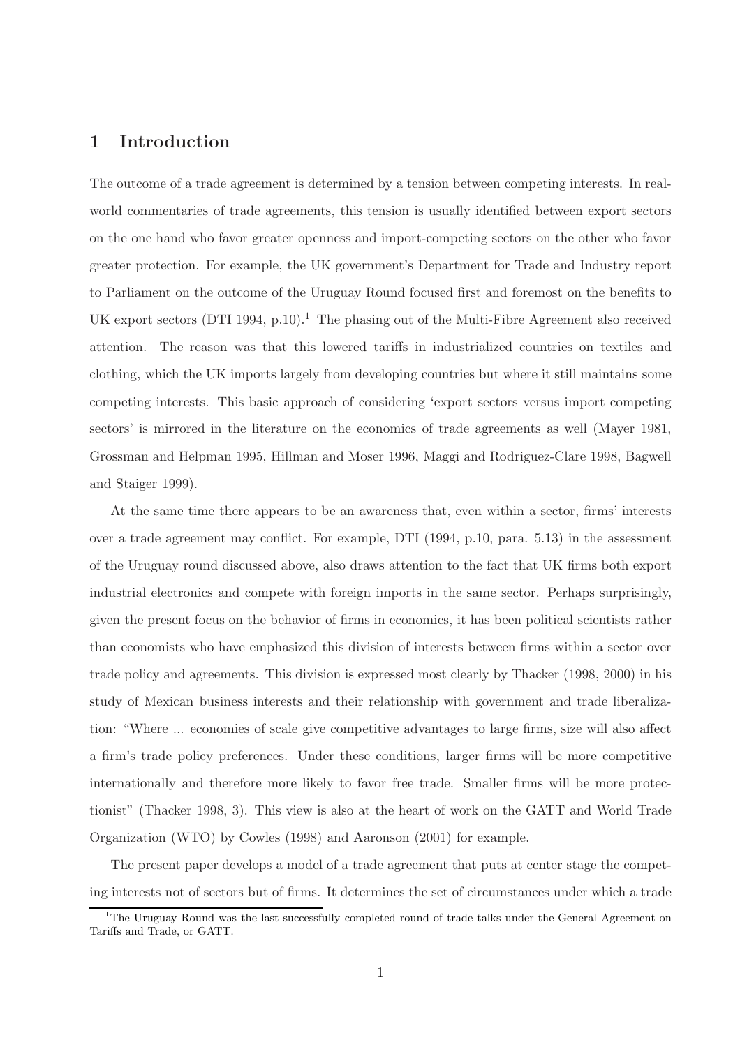# 1 Introduction

The outcome of a trade agreement is determined by a tension between competing interests. In real-world commentaries of trade agreements, this tension is usually identified between export sectors on the one hand who favor greater openness and import-competing sectors on the other who favor greater protection. For example, the UK government's Department for Trade and Industry report to Parliament on the outcome of the Uruguay Round focused first and foremost on the benefits to UK export sectors (DTI 1994, p.10).[1] The phasing out of the Multi-Fibre Agreement also received attention. The reason was that this lowered tariffs in industrialized countries on textiles and clothing, which the UK imports largely from developing countries but where it still maintains some competing interests. This basic approach of considering 'export sectors versus import competing sectors' is mirrored in the literature on the economics of trade agreements as well (Mayer 1981, Grossman and Helpman 1995, Hillman and Moser 1996, Maggi and Rodriguez-Clare 1998, Bagwell and Staiger 1999).

At the same time there appears to be an awareness that, even within a sector, firms' interests over a trade agreement may conflict. For example, DTI (1994, p.10, para. 5.13) in the assessment of the Uruguay round discussed above, also draws attention to the fact that UK firms both export industrial electronics and compete with foreign imports in the same sector. Perhaps surprisingly, given the present focus on the behavior of firms in economics, it has been political scientists rather than economists who have emphasized this division of interests between firms within a sector over trade policy and agreements. This division is expressed most clearly by Thacker (1998, 2000) in his study of Mexican business interests and their relationship with government and trade liberalization: "Where ... economies of scale give competitive advantages to large firms, size will also affect a firm's trade policy preferences. Under these conditions, larger firms will be more competitive internationally and therefore more likely to favor free trade. Smaller firms will be more protectionist" (Thacker 1998, 3). This view is also at the heart of work on the GATT and World Trade Organization (WTO) by Cowles (1998) and Aaronson (2001) for example.

The present paper develops a model of a trade agreement that puts at center stage the competing interests not of sectors but of firms. It determines the set of circumstances under which a trade

[1] The Uruguay Round was the last successfully completed round of trade talks under the General Agreement on Tariffs and Trade, or GATT.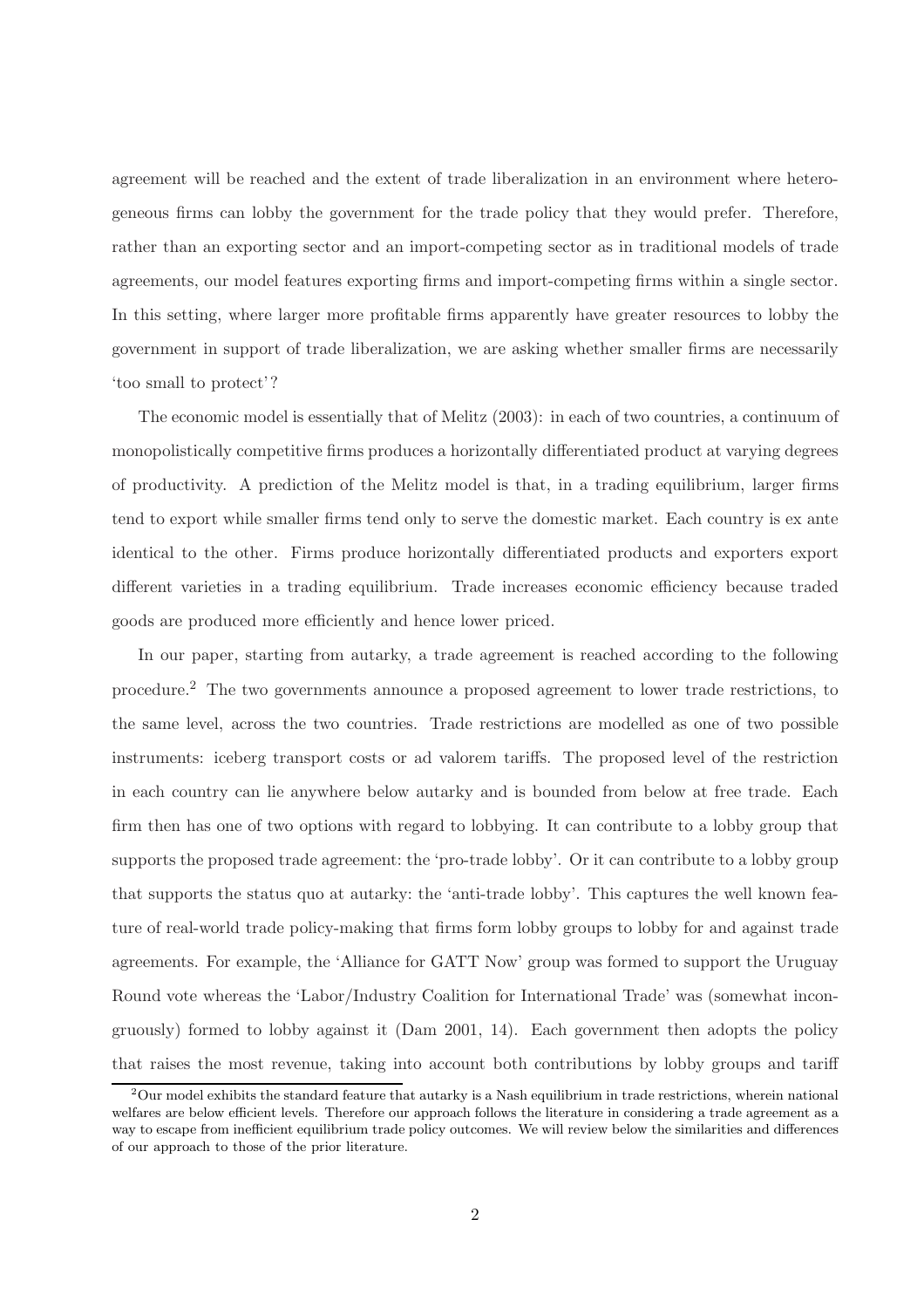agreement will be reached and the extent of trade liberalization in an environment where heterogeneous firms can lobby the government for the trade policy that they would prefer. Therefore, rather than an exporting sector and an import-competing sector as in traditional models of trade agreements, our model features exporting firms and import-competing firms within a single sector. In this setting, where larger more profitable firms apparently have greater resources to lobby the government in support of trade liberalization, we are asking whether smaller firms are necessarily 'too small to protect'?

The economic model is essentially that of Melitz (2003): in each of two countries, a continuum of monopolistically competitive firms produces a horizontally differentiated product at varying degrees of productivity. A prediction of the Melitz model is that, in a trading equilibrium, larger firms tend to export while smaller firms tend only to serve the domestic market. Each country is ex ante identical to the other. Firms produce horizontally differentiated products and exporters export different varieties in a trading equilibrium. Trade increases economic efficiency because traded goods are produced more efficiently and hence lower priced.

In our paper, starting from autarky, a trade agreement is reached according to the following procedure.[2] The two governments announce a proposed agreement to lower trade restrictions, to the same level, across the two countries. Trade restrictions are modelled as one of two possible instruments: iceberg transport costs or ad valorem tariffs. The proposed level of the restriction in each country can lie anywhere below autarky and is bounded from below at free trade. Each firm then has one of two options with regard to lobbying. It can contribute to a lobby group that supports the proposed trade agreement: the 'pro-trade lobby'. Or it can contribute to a lobby group that supports the status quo at autarky: the 'anti-trade lobby'. This captures the well known feature of real-world trade policy-making that firms form lobby groups to lobby for and against trade agreements. For example, the 'Alliance for GATT Now' group was formed to support the Uruguay Round vote whereas the 'Labor/Industry Coalition for International Trade' was (somewhat incongruously) formed to lobby against it (Dam 2001, 14). Each government then adopts the policy that raises the most revenue, taking into account both contributions by lobby groups and tariff

[2] Our model exhibits the standard feature that autarky is a Nash equilibrium in trade restrictions, wherein national welfares are below efficient levels. Therefore our approach follows the literature in considering a trade agreement as a way to escape from inefficient equilibrium trade policy outcomes. We will review below the similarities and differences of our approach to those of the prior literature.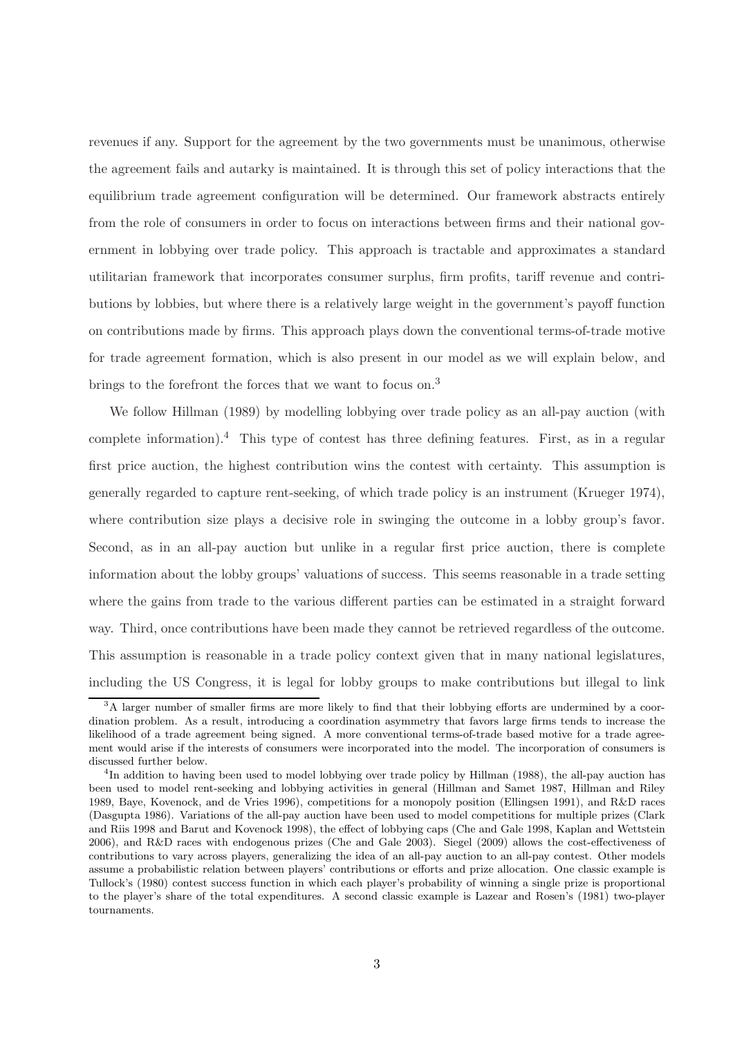revenues if any. Support for the agreement by the two governments must be unanimous, otherwise the agreement fails and autarky is maintained. It is through this set of policy interactions that the equilibrium trade agreement configuration will be determined. Our framework abstracts entirely from the role of consumers in order to focus on interactions between firms and their national government in lobbying over trade policy. This approach is tractable and approximates a standard utilitarian framework that incorporates consumer surplus, firm profits, tariff revenue and contributions by lobbies, but where there is a relatively large weight in the government's payoff function on contributions made by firms. This approach plays down the conventional terms-of-trade motive for trade agreement formation, which is also present in our model as we will explain below, and brings to the forefront the forces that we want to focus on.[3]

We follow Hillman (1989) by modelling lobbying over trade policy as an all-pay auction (with complete information).[4] This type of contest has three defining features. First, as in a regular first price auction, the highest contribution wins the contest with certainty. This assumption is generally regarded to capture rent-seeking, of which trade policy is an instrument (Krueger 1974), where contribution size plays a decisive role in swinging the outcome in a lobby group's favor. Second, as in an all-pay auction but unlike in a regular first price auction, there is complete information about the lobby groups' valuations of success. This seems reasonable in a trade setting where the gains from trade to the various different parties can be estimated in a straight forward way. Third, once contributions have been made they cannot be retrieved regardless of the outcome. This assumption is reasonable in a trade policy context given that in many national legislatures, including the US Congress, it is legal for lobby groups to make contributions but illegal to link

[3] A larger number of smaller firms are more likely to find that their lobbying efforts are undermined by a coordination problem. As a result, introducing a coordination asymmetry that favors large firms tends to increase the likelihood of a trade agreement being signed. A more conventional terms-of-trade based motive for a trade agreement would arise if the interests of consumers were incorporated into the model. The incorporation of consumers is discussed further below.

[4] In addition to having been used to model lobbying over trade policy by Hillman (1988), the all-pay auction has been used to model rent-seeking and lobbying activities in general (Hillman and Samet 1987, Hillman and Riley 1989, Baye, Kovenock, and de Vries 1996), competitions for a monopoly position (Ellingsen 1991), and R&D races (Dasgupta 1986). Variations of the all-pay auction have been used to model competitions for multiple prizes (Clark and Riis 1998 and Barut and Kovenock 1998), the effect of lobbying caps (Che and Gale 1998, Kaplan and Wettstein 2006), and R&D races with endogenous prizes (Che and Gale 2003). Siegel (2009) allows the cost-effectiveness of contributions to vary across players, generalizing the idea of an all-pay auction to an all-pay contest. Other models assume a probabilistic relation between players' contributions or efforts and prize allocation. One classic example is Tullock's (1980) contest success function in which each player's probability of winning a single prize is proportional to the player's share of the total expenditures. A second classic example is Lazear and Rosen's (1981) two-player tournaments.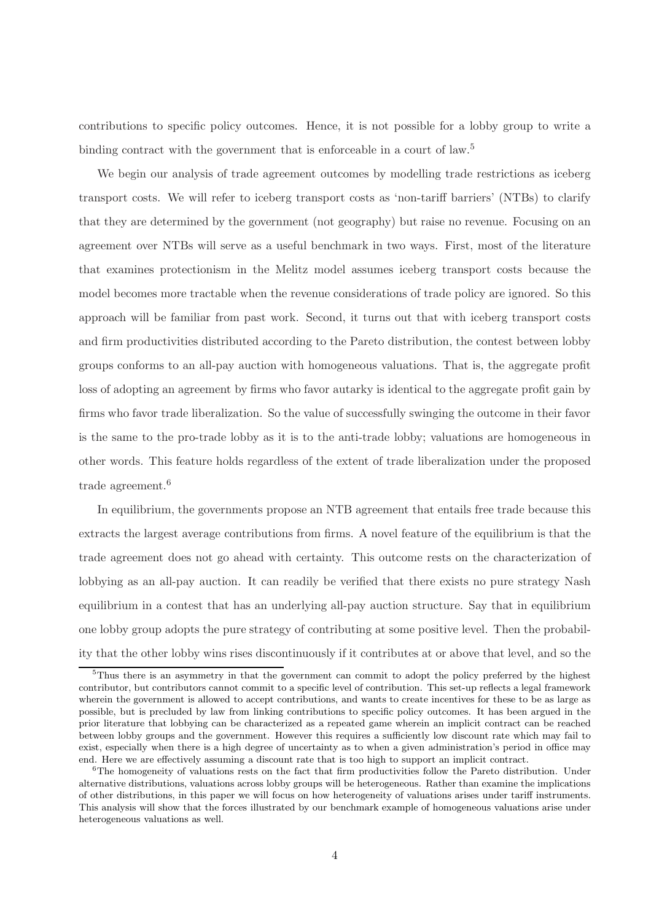contributions to specific policy outcomes. Hence, it is not possible for a lobby group to write a binding contract with the government that is enforceable in a court of law.[5]

We begin our analysis of trade agreement outcomes by modelling trade restrictions as iceberg transport costs. We will refer to iceberg transport costs as 'non-tariff barriers' (NTBs) to clarify that they are determined by the government (not geography) but raise no revenue. Focusing on an agreement over NTBs will serve as a useful benchmark in two ways. First, most of the literature that examines protectionism in the Melitz model assumes iceberg transport costs because the model becomes more tractable when the revenue considerations of trade policy are ignored. So this approach will be familiar from past work. Second, it turns out that with iceberg transport costs and firm productivities distributed according to the Pareto distribution, the contest between lobby groups conforms to an all-pay auction with homogeneous valuations. That is, the aggregate profit loss of adopting an agreement by firms who favor autarky is identical to the aggregate profit gain by firms who favor trade liberalization. So the value of successfully swinging the outcome in their favor is the same to the pro-trade lobby as it is to the anti-trade lobby; valuations are homogeneous in other words. This feature holds regardless of the extent of trade liberalization under the proposed trade agreement.[6]

In equilibrium, the governments propose an NTB agreement that entails free trade because this extracts the largest average contributions from firms. A novel feature of the equilibrium is that the trade agreement does not go ahead with certainty. This outcome rests on the characterization of lobbying as an all-pay auction. It can readily be verified that there exists no pure strategy Nash equilibrium in a contest that has an underlying all-pay auction structure. Say that in equilibrium one lobby group adopts the pure strategy of contributing at some positive level. Then the probability that the other lobby wins rises discontinuously if it contributes at or above that level, and so the

[5]Thus there is an asymmetry in that the government can commit to adopt the policy preferred by the highest contributor, but contributors cannot commit to a specific level of contribution. This set-up reflects a legal framework wherein the government is allowed to accept contributions, and wants to create incentives for these to be as large as possible, but is precluded by law from linking contributions to specific policy outcomes. It has been argued in the prior literature that lobbying can be characterized as a repeated game wherein an implicit contract can be reached between lobby groups and the government. However this requires a sufficiently low discount rate which may fail to exist, especially when there is a high degree of uncertainty as to when a given administration's period in office may end. Here we are effectively assuming a discount rate that is too high to support an implicit contract.

[6]The homogeneity of valuations rests on the fact that firm productivities follow the Pareto distribution. Under alternative distributions, valuations across lobby groups will be heterogeneous. Rather than examine the implications of other distributions, in this paper we will focus on how heterogeneity of valuations arises under tariff instruments. This analysis will show that the forces illustrated by our benchmark example of homogeneous valuations arise under heterogeneous valuations as well.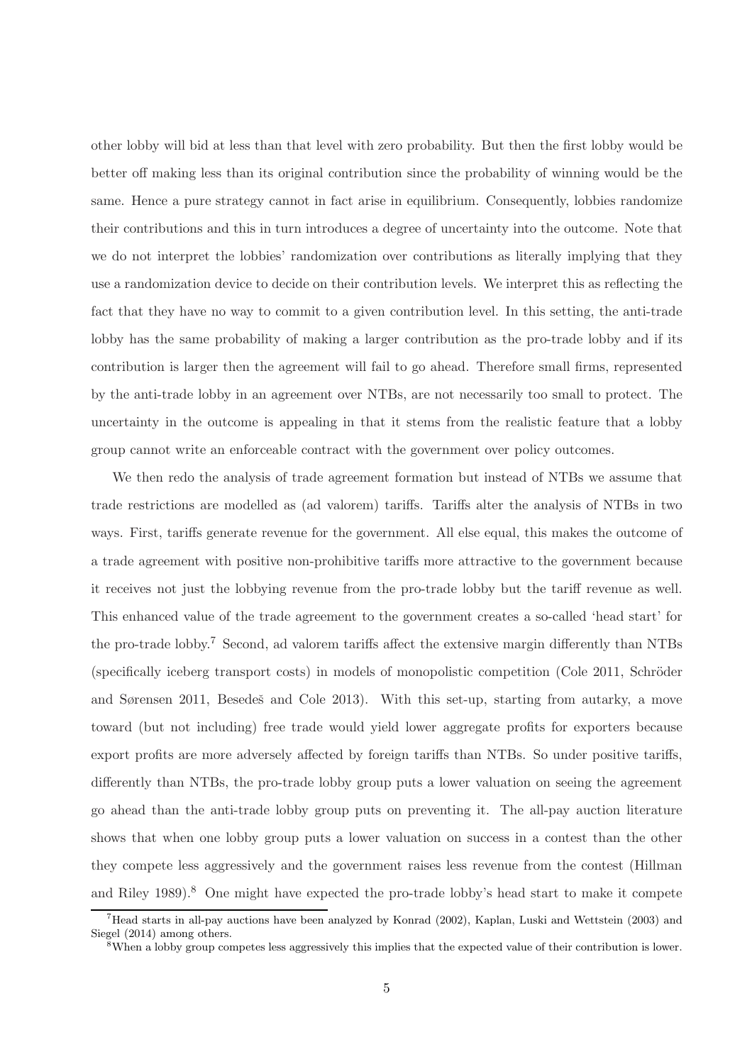other lobby will bid at less than that level with zero probability. But then the first lobby would be better off making less than its original contribution since the probability of winning would be the same. Hence a pure strategy cannot in fact arise in equilibrium. Consequently, lobbies randomize their contributions and this in turn introduces a degree of uncertainty into the outcome. Note that we do not interpret the lobbies' randomization over contributions as literally implying that they use a randomization device to decide on their contribution levels. We interpret this as reflecting the fact that they have no way to commit to a given contribution level. In this setting, the anti-trade lobby has the same probability of making a larger contribution as the pro-trade lobby and if its contribution is larger then the agreement will fail to go ahead. Therefore small firms, represented by the anti-trade lobby in an agreement over NTBs, are not necessarily too small to protect. The uncertainty in the outcome is appealing in that it stems from the realistic feature that a lobby group cannot write an enforceable contract with the government over policy outcomes.

We then redo the analysis of trade agreement formation but instead of NTBs we assume that trade restrictions are modelled as (ad valorem) tariffs. Tariffs alter the analysis of NTBs in two ways. First, tariffs generate revenue for the government. All else equal, this makes the outcome of a trade agreement with positive non-prohibitive tariffs more attractive to the government because it receives not just the lobbying revenue from the pro-trade lobby but the tariff revenue as well. This enhanced value of the trade agreement to the government creates a so-called 'head start' for the pro-trade lobby.[7] Second, ad valorem tariffs affect the extensive margin differently than NTBs (specifically iceberg transport costs) in models of monopolistic competition (Cole 2011, Schröder and Sørensen 2011, Besedeš and Cole 2013). With this set-up, starting from autarky, a move toward (but not including) free trade would yield lower aggregate profits for exporters because export profits are more adversely affected by foreign tariffs than NTBs. So under positive tariffs, differently than NTBs, the pro-trade lobby group puts a lower valuation on seeing the agreement go ahead than the anti-trade lobby group puts on preventing it. The all-pay auction literature shows that when one lobby group puts a lower valuation on success in a contest than the other they compete less aggressively and the government raises less revenue from the contest (Hillman and Riley 1989).[8] One might have expected the pro-trade lobby's head start to make it compete

[7] Head starts in all-pay auctions have been analyzed by Konrad (2002), Kaplan, Luski and Wettstein (2003) and Siegel (2014) among others.

[8] When a lobby group competes less aggressively this implies that the expected value of their contribution is lower.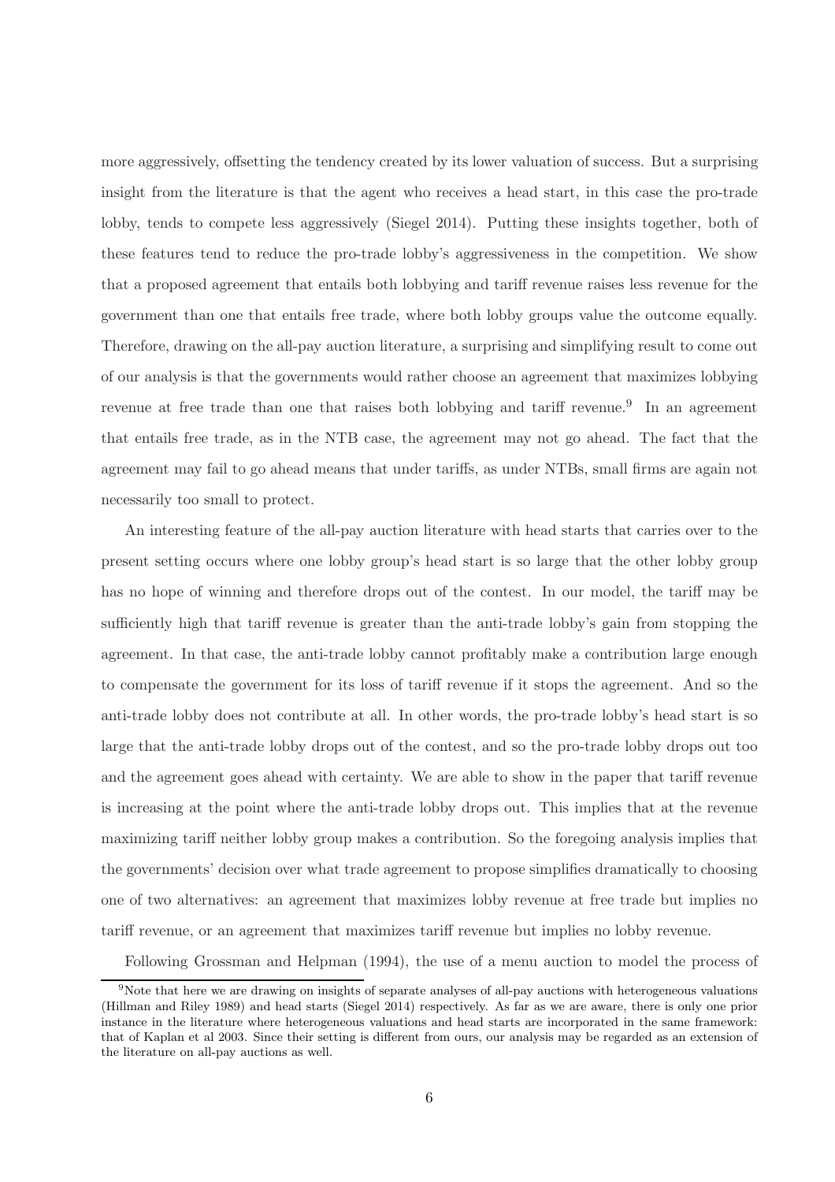more aggressively, offsetting the tendency created by its lower valuation of success. But a surprising insight from the literature is that the agent who receives a head start, in this case the pro-trade lobby, tends to compete less aggressively (Siegel 2014). Putting these insights together, both of these features tend to reduce the pro-trade lobby's aggressiveness in the competition. We show that a proposed agreement that entails both lobbying and tariff revenue raises less revenue for the government than one that entails free trade, where both lobby groups value the outcome equally. Therefore, drawing on the all-pay auction literature, a surprising and simplifying result to come out of our analysis is that the governments would rather choose an agreement that maximizes lobbying revenue at free trade than one that raises both lobbying and tariff revenue.[9] In an agreement that entails free trade, as in the NTB case, the agreement may not go ahead. The fact that the agreement may fail to go ahead means that under tariffs, as under NTBs, small firms are again not necessarily too small to protect.

An interesting feature of the all-pay auction literature with head starts that carries over to the present setting occurs where one lobby group's head start is so large that the other lobby group has no hope of winning and therefore drops out of the contest. In our model, the tariff may be sufficiently high that tariff revenue is greater than the anti-trade lobby's gain from stopping the agreement. In that case, the anti-trade lobby cannot profitably make a contribution large enough to compensate the government for its loss of tariff revenue if it stops the agreement. And so the anti-trade lobby does not contribute at all. In other words, the pro-trade lobby's head start is so large that the anti-trade lobby drops out of the contest, and so the pro-trade lobby drops out too and the agreement goes ahead with certainty. We are able to show in the paper that tariff revenue is increasing at the point where the anti-trade lobby drops out. This implies that at the revenue maximizing tariff neither lobby group makes a contribution. So the foregoing analysis implies that the governments' decision over what trade agreement to propose simplifies dramatically to choosing one of two alternatives: an agreement that maximizes lobby revenue at free trade but implies no tariff revenue, or an agreement that maximizes tariff revenue but implies no lobby revenue.

Following Grossman and Helpman (1994), the use of a menu auction to model the process of

[9] Note that here we are drawing on insights of separate analyses of all-pay auctions with heterogeneous valuations (Hillman and Riley 1989) and head starts (Siegel 2014) respectively. As far as we are aware, there is only one prior instance in the literature where heterogeneous valuations and head starts are incorporated in the same framework: that of Kaplan et al 2003. Since their setting is different from ours, our analysis may be regarded as an extension of the literature on all-pay auctions as well.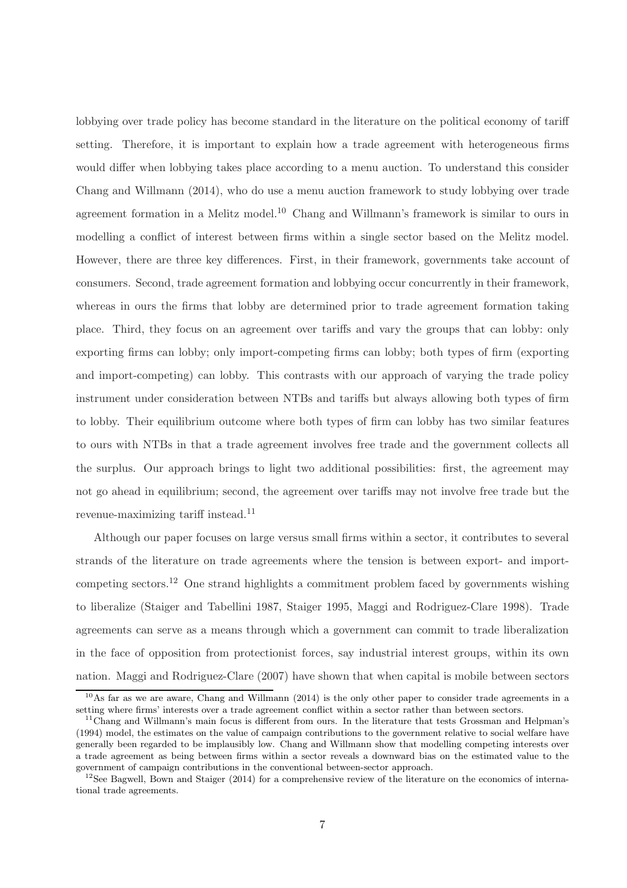lobbying over trade policy has become standard in the literature on the political economy of tariff setting. Therefore, it is important to explain how a trade agreement with heterogeneous firms would differ when lobbying takes place according to a menu auction. To understand this consider Chang and Willmann (2014), who do use a menu auction framework to study lobbying over trade agreement formation in a Melitz model.[10] Chang and Willmann's framework is similar to ours in modelling a conflict of interest between firms within a single sector based on the Melitz model. However, there are three key differences. First, in their framework, governments take account of consumers. Second, trade agreement formation and lobbying occur concurrently in their framework, whereas in ours the firms that lobby are determined prior to trade agreement formation taking place. Third, they focus on an agreement over tariffs and vary the groups that can lobby: only exporting firms can lobby; only import-competing firms can lobby; both types of firm (exporting and import-competing) can lobby. This contrasts with our approach of varying the trade policy instrument under consideration between NTBs and tariffs but always allowing both types of firm to lobby. Their equilibrium outcome where both types of firm can lobby has two similar features to ours with NTBs in that a trade agreement involves free trade and the government collects all the surplus. Our approach brings to light two additional possibilities: first, the agreement may not go ahead in equilibrium; second, the agreement over tariffs may not involve free trade but the revenue-maximizing tariff instead.[11]

Although our paper focuses on large versus small firms within a sector, it contributes to several strands of the literature on trade agreements where the tension is between export- and import-competing sectors.[12] One strand highlights a commitment problem faced by governments wishing to liberalize (Staiger and Tabellini 1987, Staiger 1995, Maggi and Rodriguez-Clare 1998). Trade agreements can serve as a means through which a government can commit to trade liberalization in the face of opposition from protectionist forces, say industrial interest groups, within its own nation. Maggi and Rodriguez-Clare (2007) have shown that when capital is mobile between sectors

[10] As far as we are aware, Chang and Willmann (2014) is the only other paper to consider trade agreements in a setting where firms' interests over a trade agreement conflict within a sector rather than between sectors.

[11] Chang and Willmann's main focus is different from ours. In the literature that tests Grossman and Helpman's (1994) model, the estimates on the value of campaign contributions to the government relative to social welfare have generally been regarded to be implausibly low. Chang and Willmann show that modelling competing interests over a trade agreement as being between firms within a sector reveals a downward bias on the estimated value to the government of campaign contributions in the conventional between-sector approach.

[12] See Bagwell, Bown and Staiger (2014) for a comprehensive review of the literature on the economics of international trade agreements.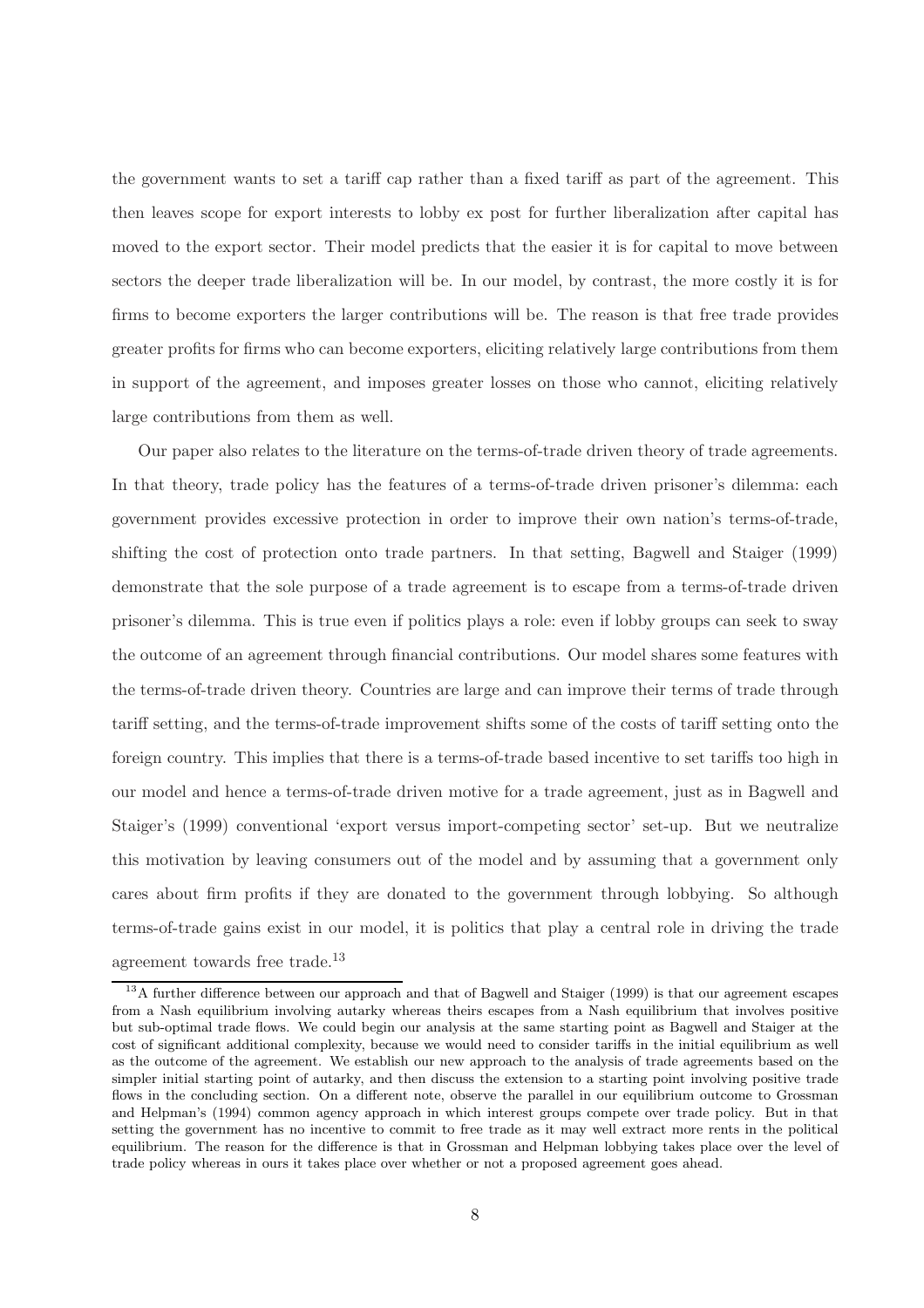the government wants to set a tariff cap rather than a fixed tariff as part of the agreement. This then leaves scope for export interests to lobby ex post for further liberalization after capital has moved to the export sector. Their model predicts that the easier it is for capital to move between sectors the deeper trade liberalization will be. In our model, by contrast, the more costly it is for firms to become exporters the larger contributions will be. The reason is that free trade provides greater profits for firms who can become exporters, eliciting relatively large contributions from them in support of the agreement, and imposes greater losses on those who cannot, eliciting relatively large contributions from them as well.

Our paper also relates to the literature on the terms-of-trade driven theory of trade agreements. In that theory, trade policy has the features of a terms-of-trade driven prisoner's dilemma: each government provides excessive protection in order to improve their own nation's terms-of-trade, shifting the cost of protection onto trade partners. In that setting, Bagwell and Staiger (1999) demonstrate that the sole purpose of a trade agreement is to escape from a terms-of-trade driven prisoner's dilemma. This is true even if politics plays a role: even if lobby groups can seek to sway the outcome of an agreement through financial contributions. Our model shares some features with the terms-of-trade driven theory. Countries are large and can improve their terms of trade through tariff setting, and the terms-of-trade improvement shifts some of the costs of tariff setting onto the foreign country. This implies that there is a terms-of-trade based incentive to set tariffs too high in our model and hence a terms-of-trade driven motive for a trade agreement, just as in Bagwell and Staiger's (1999) conventional 'export versus import-competing sector' set-up. But we neutralize this motivation by leaving consumers out of the model and by assuming that a government only cares about firm profits if they are donated to the government through lobbying. So although terms-of-trade gains exist in our model, it is politics that play a central role in driving the trade agreement towards free trade.[13]

[13] A further difference between our approach and that of Bagwell and Staiger (1999) is that our agreement escapes from a Nash equilibrium involving autarky whereas theirs escapes from a Nash equilibrium that involves positive but sub-optimal trade flows. We could begin our analysis at the same starting point as Bagwell and Staiger at the cost of significant additional complexity, because we would need to consider tariffs in the initial equilibrium as well as the outcome of the agreement. We establish our new approach to the analysis of trade agreements based on the simpler initial starting point of autarky, and then discuss the extension to a starting point involving positive trade flows in the concluding section. On a different note, observe the parallel in our equilibrium outcome to Grossman and Helpman's (1994) common agency approach in which interest groups compete over trade policy. But in that setting the government has no incentive to commit to free trade as it may well extract more rents in the political equilibrium. The reason for the difference is that in Grossman and Helpman lobbying takes place over the level of trade policy whereas in ours it takes place over whether or not a proposed agreement goes ahead.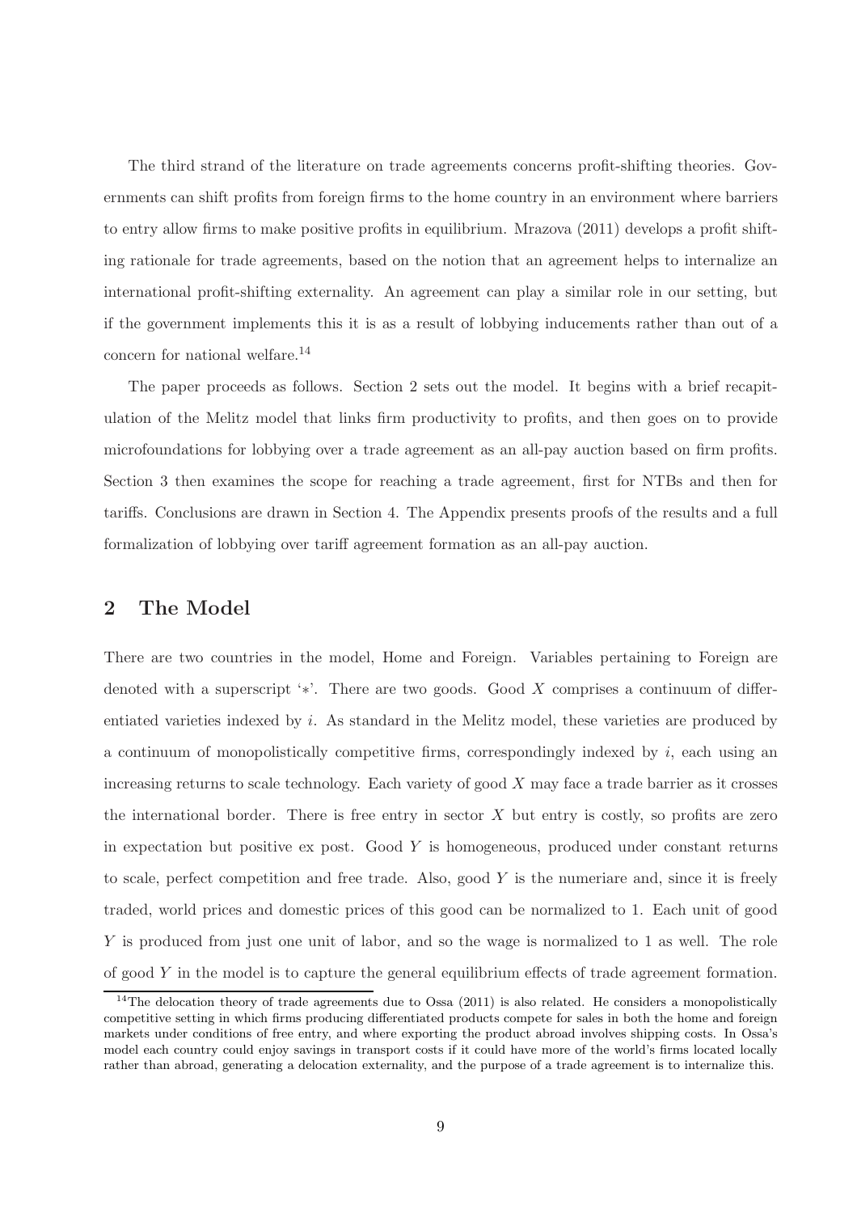The third strand of the literature on trade agreements concerns profit-shifting theories. Governments can shift profits from foreign firms to the home country in an environment where barriers to entry allow firms to make positive profits in equilibrium. Mrazova (2011) develops a profit shifting rationale for trade agreements, based on the notion that an agreement helps to internalize an international profit-shifting externality. An agreement can play a similar role in our setting, but if the government implements this it is as a result of lobbying inducements rather than out of a concern for national welfare.[14]

The paper proceeds as follows. Section 2 sets out the model. It begins with a brief recapitulation of the Melitz model that links firm productivity to profits, and then goes on to provide microfoundations for lobbying over a trade agreement as an all-pay auction based on firm profits. Section 3 then examines the scope for reaching a trade agreement, first for NTBs and then for tariffs. Conclusions are drawn in Section 4. The Appendix presents proofs of the results and a full formalization of lobbying over tariff agreement formation as an all-pay auction.

## 2 The Model

There are two countries in the model, Home and Foreign. Variables pertaining to Foreign are denoted with a superscript '$*$'. There are two goods. Good $X$ comprises a continuum of differentiated varieties indexed by $i$. As standard in the Melitz model, these varieties are produced by a continuum of monopolistically competitive firms, correspondingly indexed by $i$, each using an increasing returns to scale technology. Each variety of good $X$ may face a trade barrier as it crosses the international border. There is free entry in sector $X$ but entry is costly, so profits are zero in expectation but positive ex post. Good $Y$ is homogeneous, produced under constant returns to scale, perfect competition and free trade. Also, good $Y$ is the numeriare and, since it is freely traded, world prices and domestic prices of this good can be normalized to 1. Each unit of good $Y$ is produced from just one unit of labor, and so the wage is normalized to 1 as well. The role of good $Y$ in the model is to capture the general equilibrium effects of trade agreement formation.

[14] The delocation theory of trade agreements due to Ossa (2011) is also related. He considers a monopolistically competitive setting in which firms producing differentiated products compete for sales in both the home and foreign markets under conditions of free entry, and where exporting the product abroad involves shipping costs. In Ossa's model each country could enjoy savings in transport costs if it could have more of the world's firms located locally rather than abroad, generating a delocation externality, and the purpose of a trade agreement is to internalize this.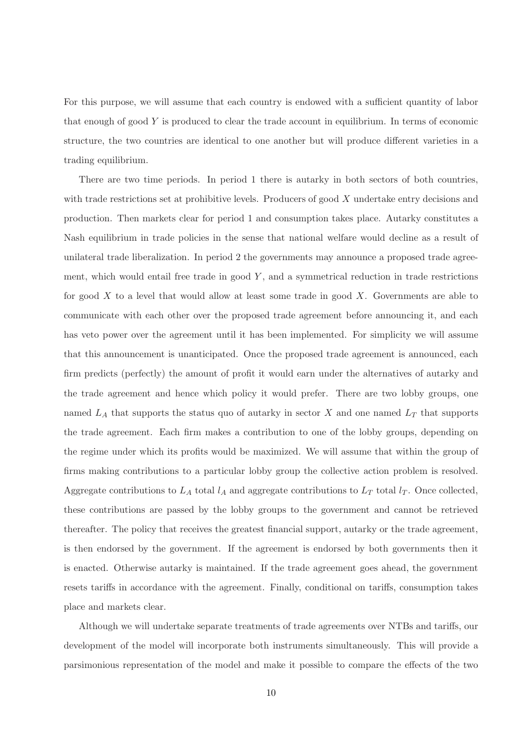For this purpose, we will assume that each country is endowed with a sufficient quantity of labor that enough of good $Y$ is produced to clear the trade account in equilibrium. In terms of economic structure, the two countries are identical to one another but will produce different varieties in a trading equilibrium.

There are two time periods. In period 1 there is autarky in both sectors of both countries, with trade restrictions set at prohibitive levels. Producers of good $X$ undertake entry decisions and production. Then markets clear for period 1 and consumption takes place. Autarky constitutes a Nash equilibrium in trade policies in the sense that national welfare would decline as a result of unilateral trade liberalization. In period 2 the governments may announce a proposed trade agreement, which would entail free trade in good $Y$, and a symmetrical reduction in trade restrictions for good $X$ to a level that would allow at least some trade in good $X$. Governments are able to communicate with each other over the proposed trade agreement before announcing it, and each has veto power over the agreement until it has been implemented. For simplicity we will assume that this announcement is unanticipated. Once the proposed trade agreement is announced, each firm predicts (perfectly) the amount of profit it would earn under the alternatives of autarky and the trade agreement and hence which policy it would prefer. There are two lobby groups, one named $L_A$ that supports the status quo of autarky in sector $X$ and one named $L_T$ that supports the trade agreement. Each firm makes a contribution to one of the lobby groups, depending on the regime under which its profits would be maximized. We will assume that within the group of firms making contributions to a particular lobby group the collective action problem is resolved. Aggregate contributions to $L_A$ total $l_A$ and aggregate contributions to $L_T$ total $l_T$. Once collected, these contributions are passed by the lobby groups to the government and cannot be retrieved thereafter. The policy that receives the greatest financial support, autarky or the trade agreement, is then endorsed by the government. If the agreement is endorsed by both governments then it is enacted. Otherwise autarky is maintained. If the trade agreement goes ahead, the government resets tariffs in accordance with the agreement. Finally, conditional on tariffs, consumption takes place and markets clear.

Although we will undertake separate treatments of trade agreements over NTBs and tariffs, our development of the model will incorporate both instruments simultaneously. This will provide a parsimonious representation of the model and make it possible to compare the effects of the two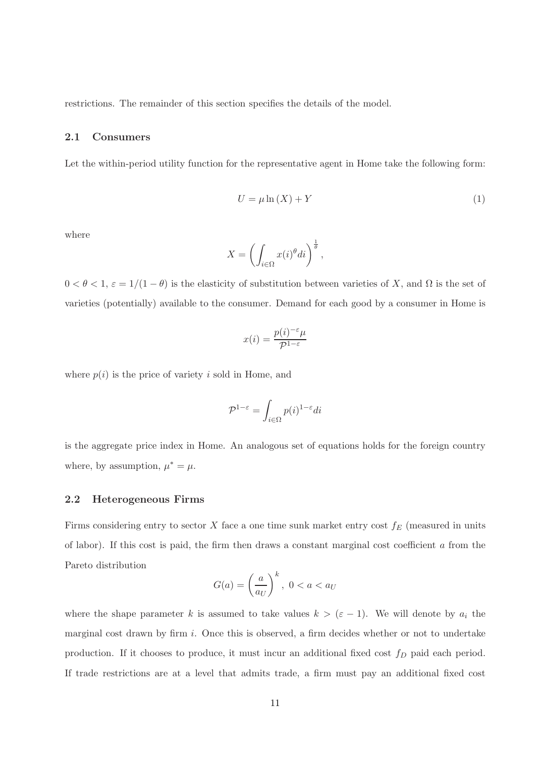restrictions. The remainder of this section specifies the details of the model.

### 2.1 Consumers

Let the within-period utility function for the representative agent in Home take the following form:

$$U = \mu \ln(X) + Y \tag{1}$$

where

$$X = \left( \int_{i \in \Omega} x(i)^{\theta} di \right)^{\frac{1}{\theta}},$$

$0 < \theta < 1$, $\varepsilon = 1/(1-\theta)$ is the elasticity of substitution between varieties of $X$, and $\Omega$ is the set of varieties (potentially) available to the consumer. Demand for each good by a consumer in Home is

$$x(i) = \frac{p(i)^{-\varepsilon} \mu}{\mathcal{P}^{1-\varepsilon}}$$

where $p(i)$ is the price of variety $i$ sold in Home, and

$$\mathcal{P}^{1-\varepsilon} = \int_{i \in \Omega} p(i)^{1-\varepsilon} di$$

is the aggregate price index in Home. An analogous set of equations holds for the foreign country where, by assumption, $\mu^* = \mu$.

### 2.2 Heterogeneous Firms

Firms considering entry to sector $X$ face a one time sunk market entry cost $f_E$ (measured in units of labor). If this cost is paid, the firm then draws a constant marginal cost coefficient $a$ from the Pareto distribution

$$G(a) = \left( \frac{a}{a_U} \right)^k, \; 0 < a < a_U$$

where the shape parameter $k$ is assumed to take values $k > (\varepsilon - 1)$. We will denote by $a_i$ the marginal cost drawn by firm $i$. Once this is observed, a firm decides whether or not to undertake production. If it chooses to produce, it must incur an additional fixed cost $f_D$ paid each period. If trade restrictions are at a level that admits trade, a firm must pay an additional fixed cost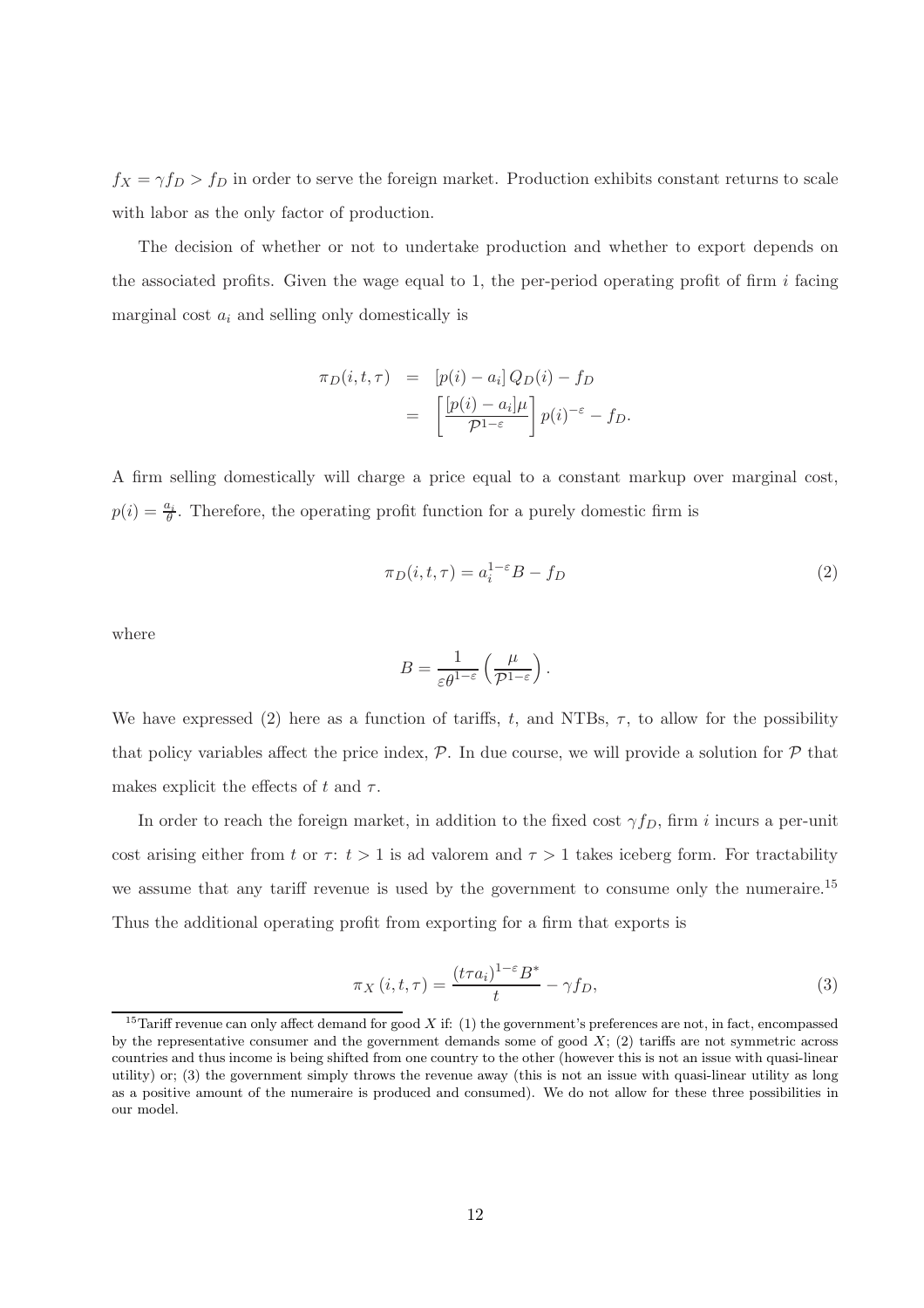$f_X = \gamma f_D > f_D$ in order to serve the foreign market. Production exhibits constant returns to scale with labor as the only factor of production.

The decision of whether or not to undertake production and whether to export depends on the associated profits. Given the wage equal to 1, the per-period operating profit of firm $i$ facing marginal cost $a_i$ and selling only domestically is

$$
\begin{aligned}
\pi_D(i,t,\tau) &= [p(i) - a_i] \, Q_D(i) - f_D \\
&= \left[ \frac{[p(i) - a_i]\mu}{\mathcal{P}^{1-\varepsilon}} \right] p(i)^{-\varepsilon} - f_D.
\end{aligned}
$$

A firm selling domestically will charge a price equal to a constant markup over marginal cost, $p(i) = \frac{a_i}{\theta}$. Therefore, the operating profit function for a purely domestic firm is

$$
\pi_D(i,t,\tau) = a_i^{1-\varepsilon} B - f_D \tag{2}
$$

where

$$
B = \frac{1}{\varepsilon \theta^{1-\varepsilon}} \left( \frac{\mu}{\mathcal{P}^{1-\varepsilon}} \right).
$$

We have expressed (2) here as a function of tariffs, $t$, and NTBs, $\tau$, to allow for the possibility that policy variables affect the price index, $\mathcal{P}$. In due course, we will provide a solution for $\mathcal{P}$ that makes explicit the effects of $t$ and $\tau$.

In order to reach the foreign market, in addition to the fixed cost $\gamma f_D$, firm $i$ incurs a per-unit cost arising either from $t$ or $\tau$: $t > 1$ is ad valorem and $\tau > 1$ takes iceberg form. For tractability we assume that any tariff revenue is used by the government to consume only the numeraire.[15] Thus the additional operating profit from exporting for a firm that exports is

$$
\pi_X(i,t,\tau) = \frac{(t\tau a_i)^{1-\varepsilon} B^*}{t} - \gamma f_D, \tag{3}
$$

[15] Tariff revenue can only affect demand for good $X$ if: (1) the government's preferences are not, in fact, encompassed by the representative consumer and the government demands some of good $X$; (2) tariffs are not symmetric across countries and thus income is being shifted from one country to the other (however this is not an issue with quasi-linear utility) or; (3) the government simply throws the revenue away (this is not an issue with quasi-linear utility as long as a positive amount of the numeraire is produced and consumed). We do not allow for these three possibilities in our model.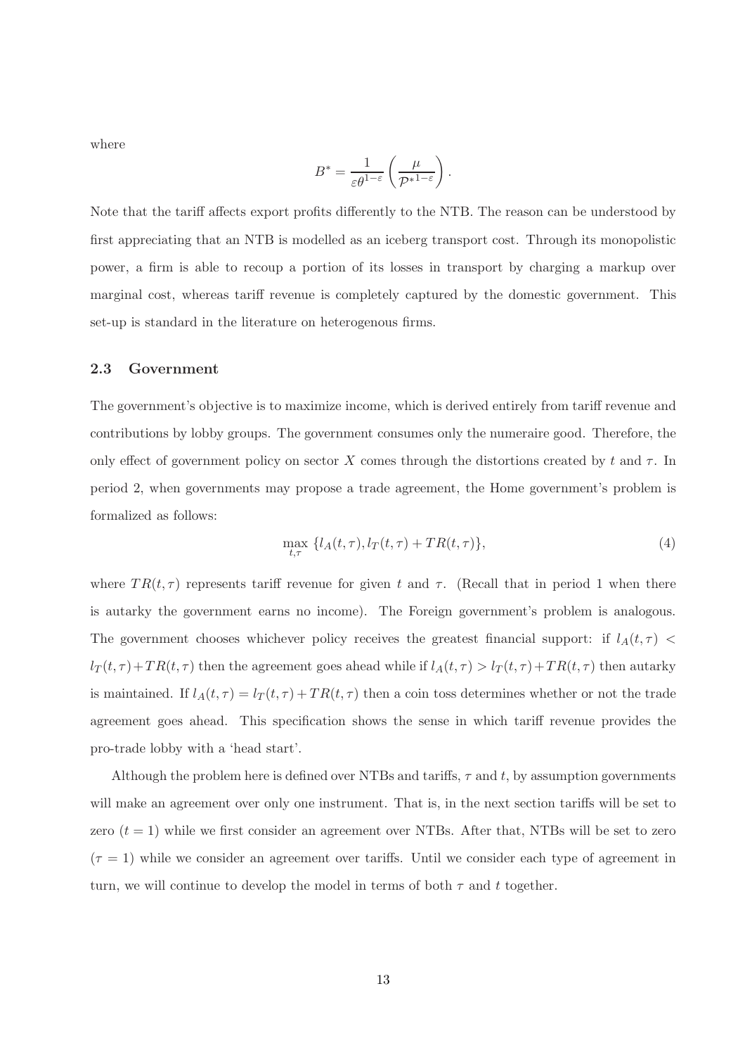where

$$B^* = \frac{1}{\varepsilon\theta^{1-\varepsilon}}\left(\frac{\mu}{\mathcal{P}^{*1-\varepsilon}}\right).$$

Note that the tariff affects export profits differently to the NTB. The reason can be understood by first appreciating that an NTB is modelled as an iceberg transport cost. Through its monopolistic power, a firm is able to recoup a portion of its losses in transport by charging a markup over marginal cost, whereas tariff revenue is completely captured by the domestic government. This set-up is standard in the literature on heterogenous firms.

### 2.3 Government

The government's objective is to maximize income, which is derived entirely from tariff revenue and contributions by lobby groups. The government consumes only the numeraire good. Therefore, the only effect of government policy on sector $X$ comes through the distortions created by $t$ and $\tau$. In period 2, when governments may propose a trade agreement, the Home government's problem is formalized as follows:

$$\max_{t,\tau} \{l_A(t,\tau), l_T(t,\tau) + TR(t,\tau)\}, \tag{4}$$

where $TR(t,\tau)$ represents tariff revenue for given $t$ and $\tau$. (Recall that in period 1 when there is autarky the government earns no income). The Foreign government's problem is analogous. The government chooses whichever policy receives the greatest financial support: if $l_A(t,\tau) < l_T(t,\tau)+TR(t,\tau)$ then the agreement goes ahead while if $l_A(t,\tau) > l_T(t,\tau)+TR(t,\tau)$ then autarky is maintained. If $l_A(t,\tau) = l_T(t,\tau)+TR(t,\tau)$ then a coin toss determines whether or not the trade agreement goes ahead. This specification shows the sense in which tariff revenue provides the pro-trade lobby with a 'head start'.

Although the problem here is defined over NTBs and tariffs, $\tau$ and $t$, by assumption governments will make an agreement over only one instrument. That is, in the next section tariffs will be set to zero ($t = 1$) while we first consider an agreement over NTBs. After that, NTBs will be set to zero ($\tau = 1$) while we consider an agreement over tariffs. Until we consider each type of agreement in turn, we will continue to develop the model in terms of both $\tau$ and $t$ together.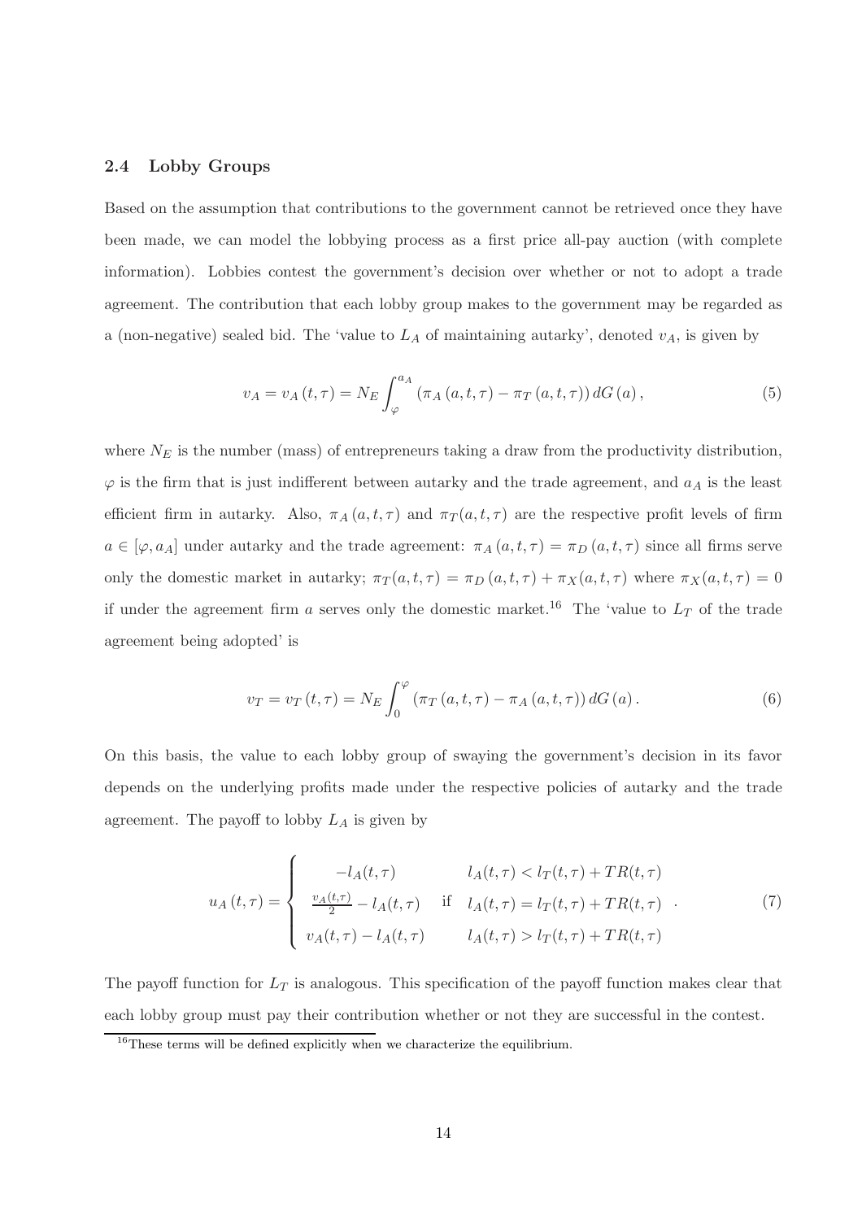### 2.4 Lobby Groups

Based on the assumption that contributions to the government cannot be retrieved once they have been made, we can model the lobbying process as a first price all-pay auction (with complete information). Lobbies contest the government's decision over whether or not to adopt a trade agreement. The contribution that each lobby group makes to the government may be regarded as a (non-negative) sealed bid. The 'value to $L_A$ of maintaining autarky', denoted $v_A$, is given by

$$v_A = v_A(t,\tau) = N_E \int_{\varphi}^{a_A} \left(\pi_A(a,t,\tau) - \pi_T(a,t,\tau)\right) dG(a), \tag{5}$$

where $N_E$ is the number (mass) of entrepreneurs taking a draw from the productivity distribution, $\varphi$ is the firm that is just indifferent between autarky and the trade agreement, and $a_A$ is the least efficient firm in autarky. Also, $\pi_A(a,t,\tau)$ and $\pi_T(a,t,\tau)$ are the respective profit levels of firm $a \in [\varphi, a_A]$ under autarky and the trade agreement: $\pi_A(a,t,\tau) = \pi_D(a,t,\tau)$ since all firms serve only the domestic market in autarky; $\pi_T(a,t,\tau) = \pi_D(a,t,\tau) + \pi_X(a,t,\tau)$ where $\pi_X(a,t,\tau) = 0$ if under the agreement firm $a$ serves only the domestic market.[16] The 'value to $L_T$ of the trade agreement being adopted' is

$$v_T = v_T(t,\tau) = N_E \int_{0}^{\varphi} \left(\pi_T(a,t,\tau) - \pi_A(a,t,\tau)\right) dG(a). \tag{6}$$

On this basis, the value to each lobby group of swaying the government's decision in its favor depends on the underlying profits made under the respective policies of autarky and the trade agreement. The payoff to lobby $L_A$ is given by

$$u_A(t,\tau) = \begin{cases} -l_A(t,\tau) & l_A(t,\tau) < l_T(t,\tau) + TR(t,\tau) \\ \frac{v_A(t,\tau)}{2} - l_A(t,\tau) \quad \text{if} & l_A(t,\tau) = l_T(t,\tau) + TR(t,\tau) \\ v_A(t,\tau) - l_A(t,\tau) & l_A(t,\tau) > l_T(t,\tau) + TR(t,\tau) \end{cases}. \tag{7}$$

The payoff function for $L_T$ is analogous. This specification of the payoff function makes clear that each lobby group must pay their contribution whether or not they are successful in the contest.

[16] These terms will be defined explicitly when we characterize the equilibrium.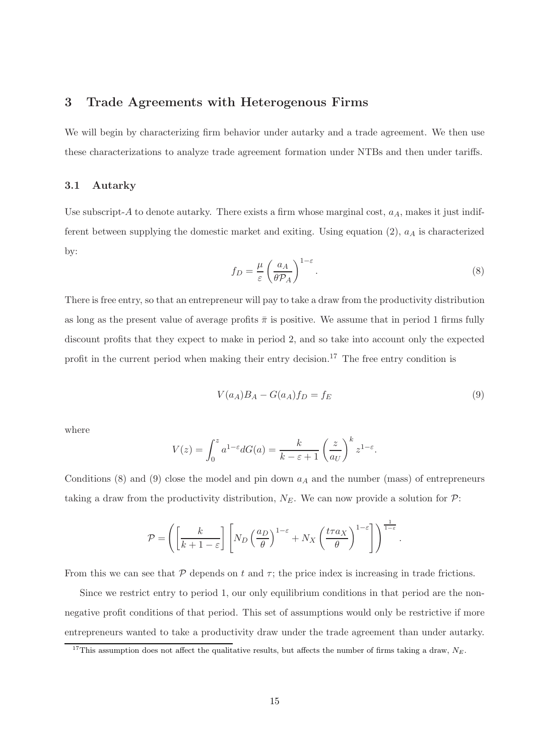## 3 Trade Agreements with Heterogenous Firms

We will begin by characterizing firm behavior under autarky and a trade agreement. We then use these characterizations to analyze trade agreement formation under NTBs and then under tariffs.

### 3.1 Autarky

Use subscript-$A$ to denote autarky. There exists a firm whose marginal cost, $a_A$, makes it just indifferent between supplying the domestic market and exiting. Using equation (2), $a_A$ is characterized by:

$$f_D = \frac{\mu}{\varepsilon}\left(\frac{a_A}{\theta \mathcal{P}_A}\right)^{1-\varepsilon}. \tag{8}$$

There is free entry, so that an entrepreneur will pay to take a draw from the productivity distribution as long as the present value of average profits $\bar{\pi}$ is positive. We assume that in period 1 firms fully discount profits that they expect to make in period 2, and so take into account only the expected profit in the current period when making their entry decision.[17] The free entry condition is

$$V(a_A)B_A - G(a_A)f_D = f_E \tag{9}$$

where

$$V(z) = \int_0^z a^{1-\varepsilon} dG(a) = \frac{k}{k-\varepsilon+1}\left(\frac{z}{a_U}\right)^k z^{1-\varepsilon}.$$

Conditions (8) and (9) close the model and pin down $a_A$ and the number (mass) of entrepreneurs taking a draw from the productivity distribution, $N_E$. We can now provide a solution for $\mathcal{P}$:

$$\mathcal{P} = \left(\left[\frac{k}{k+1-\varepsilon}\right]\left[N_D\left(\frac{a_D}{\theta}\right)^{1-\varepsilon} + N_X\left(\frac{t\tau a_X}{\theta}\right)^{1-\varepsilon}\right]\right)^{\frac{1}{1-\varepsilon}}.$$

From this we can see that $\mathcal{P}$ depends on $t$ and $\tau$; the price index is increasing in trade frictions.

Since we restrict entry to period 1, our only equilibrium conditions in that period are the non-negative profit conditions of that period. This set of assumptions would only be restrictive if more entrepreneurs wanted to take a productivity draw under the trade agreement than under autarky.

[17] This assumption does not affect the qualitative results, but affects the number of firms taking a draw, $N_E$.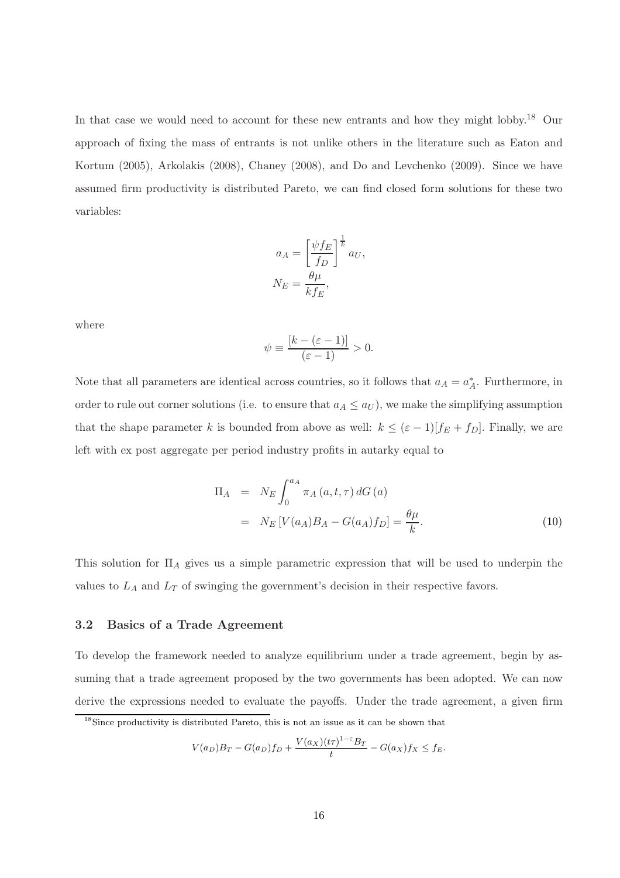In that case we would need to account for these new entrants and how they might lobby.[18] Our approach of fixing the mass of entrants is not unlike others in the literature such as Eaton and Kortum (2005), Arkolakis (2008), Chaney (2008), and Do and Levchenko (2009). Since we have assumed firm productivity is distributed Pareto, we can find closed form solutions for these two variables:

$$a_A = \left[\frac{\psi f_E}{f_D}\right]^{\frac{1}{k}} a_U,$$
$$N_E = \frac{\theta\mu}{k f_E},$$

where

$$\psi \equiv \frac{[k - (\varepsilon - 1)]}{(\varepsilon - 1)} > 0.$$

Note that all parameters are identical across countries, so it follows that $a_A = a_A^*$. Furthermore, in order to rule out corner solutions (i.e. to ensure that $a_A \leq a_U$), we make the simplifying assumption that the shape parameter $k$ is bounded from above as well: $k \leq (\varepsilon - 1)[f_E + f_D]$. Finally, we are left with ex post aggregate per period industry profits in autarky equal to

$$\begin{aligned}
\Pi_A &= N_E \int_0^{a_A} \pi_A(a, t, \tau)\, dG(a) \\
&= N_E \left[V(a_A)B_A - G(a_A)f_D\right] = \frac{\theta\mu}{k}.
\end{aligned} \tag{10}$$

This solution for $\Pi_A$ gives us a simple parametric expression that will be used to underpin the values to $L_A$ and $L_T$ of swinging the government's decision in their respective favors.

### 3.2 Basics of a Trade Agreement

To develop the framework needed to analyze equilibrium under a trade agreement, begin by assuming that a trade agreement proposed by the two governments has been adopted. We can now derive the expressions needed to evaluate the payoffs. Under the trade agreement, a given firm

[18] Since productivity is distributed Pareto, this is not an issue as it can be shown that

$$V(a_D)B_T - G(a_D)f_D + \frac{V(a_X)(t\tau)^{1-\varepsilon}B_T}{t} - G(a_X)f_X \leq f_E.$$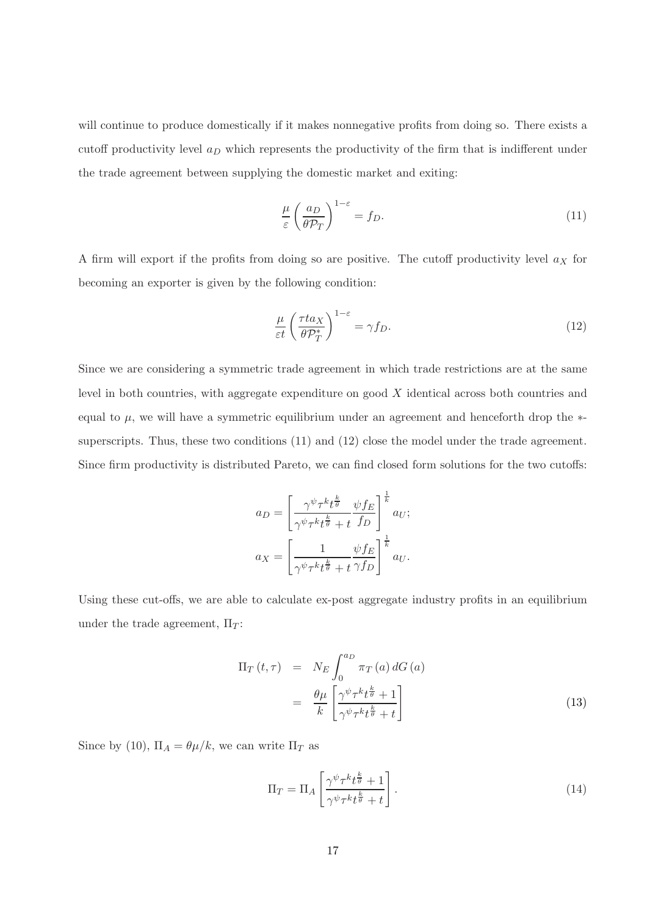will continue to produce domestically if it makes nonnegative profits from doing so. There exists a cutoff productivity level $a_D$ which represents the productivity of the firm that is indifferent under the trade agreement between supplying the domestic market and exiting:

$$\frac{\mu}{\varepsilon}\left(\frac{a_D}{\theta \mathcal{P}_T}\right)^{1-\varepsilon} = f_D. \tag{11}$$

A firm will export if the profits from doing so are positive. The cutoff productivity level $a_X$ for becoming an exporter is given by the following condition:

$$\frac{\mu}{\varepsilon t}\left(\frac{\tau t a_X}{\theta \mathcal{P}_T^*}\right)^{1-\varepsilon} = \gamma f_D. \tag{12}$$

Since we are considering a symmetric trade agreement in which trade restrictions are at the same level in both countries, with aggregate expenditure on good $X$ identical across both countries and equal to $\mu$, we will have a symmetric equilibrium under an agreement and henceforth drop the $*$-superscripts. Thus, these two conditions (11) and (12) close the model under the trade agreement. Since firm productivity is distributed Pareto, we can find closed form solutions for the two cutoffs:

$$a_D = \left[\frac{\gamma^\psi \tau^k t^{\frac{k}{\theta}}}{\gamma^\psi \tau^k t^{\frac{k}{\theta}} + t} \frac{\psi f_E}{f_D}\right]^{\frac{1}{k}} a_U;$$

$$a_X = \left[\frac{1}{\gamma^\psi \tau^k t^{\frac{k}{\theta}} + t} \frac{\psi f_E}{\gamma f_D}\right]^{\frac{1}{k}} a_U.$$

Using these cut-offs, we are able to calculate ex-post aggregate industry profits in an equilibrium under the trade agreement, $\Pi_T$:

$$\begin{aligned}
\Pi_T(t,\tau) &= N_E \int_0^{a_D} \pi_T(a)\, dG(a) \\
&= \frac{\theta\mu}{k}\left[\frac{\gamma^\psi \tau^k t^{\frac{k}{\theta}} + 1}{\gamma^\psi \tau^k t^{\frac{k}{\theta}} + t}\right]
\end{aligned} \tag{13}$$

Since by (10), $\Pi_A = \theta\mu/k$, we can write $\Pi_T$ as

$$\Pi_T = \Pi_A \left[\frac{\gamma^\psi \tau^k t^{\frac{k}{\theta}} + 1}{\gamma^\psi \tau^k t^{\frac{k}{\theta}} + t}\right]. \tag{14}$$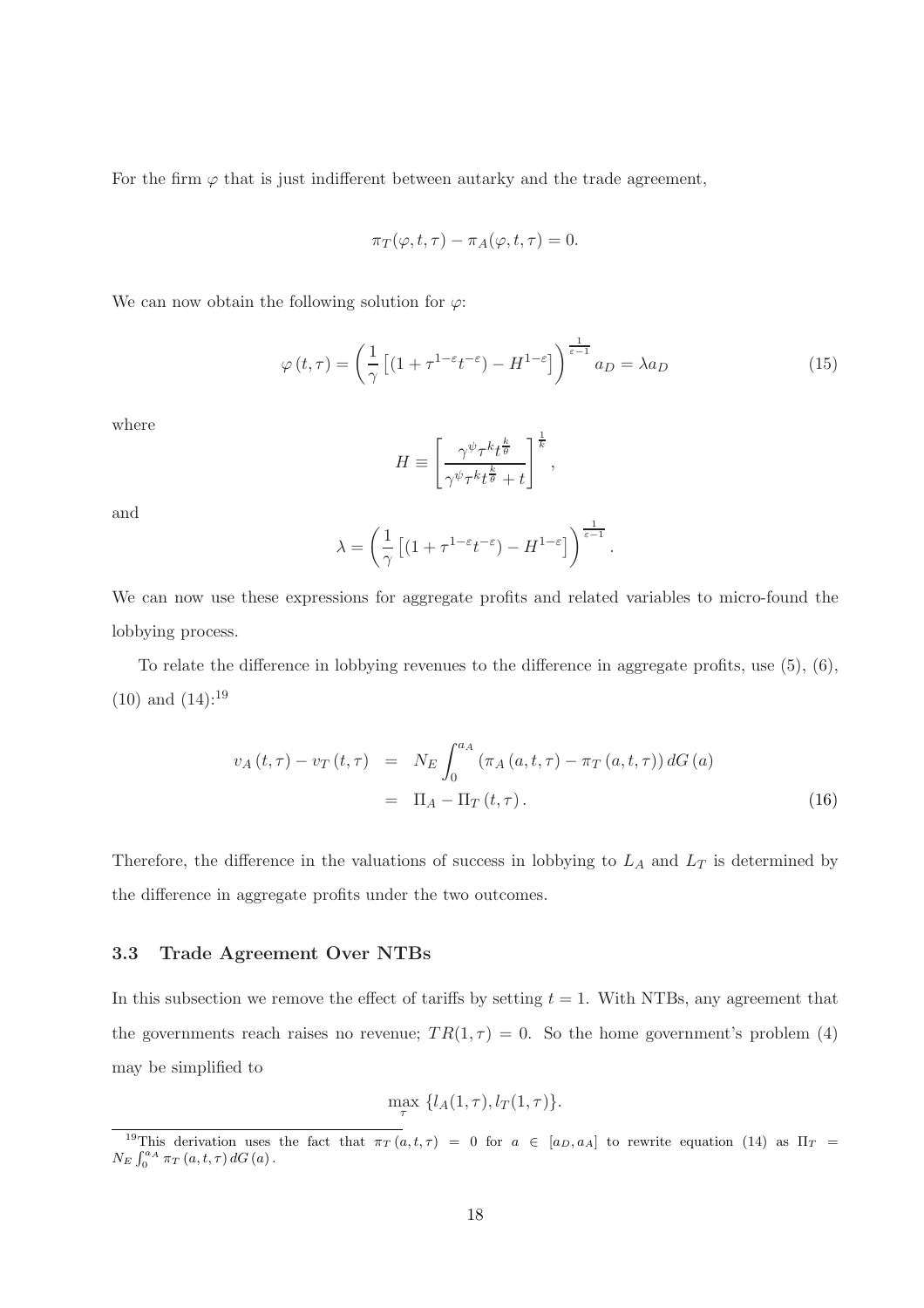For the firm $\varphi$ that is just indifferent between autarky and the trade agreement,

$$\pi_T(\varphi, t, \tau) - \pi_A(\varphi, t, \tau) = 0.$$

We can now obtain the following solution for $\varphi$:

$$\varphi(t, \tau) = \left( \frac{1}{\gamma} \left[ (1 + \tau^{1-\varepsilon} t^{-\varepsilon}) - H^{1-\varepsilon} \right] \right)^{\frac{1}{\varepsilon - 1}} a_D = \lambda a_D \tag{15}$$

where

$$H \equiv \left[ \frac{\gamma^{\psi} \tau^k t^{\frac{k}{\theta}}}{\gamma^{\psi} \tau^k t^{\frac{k}{\theta}} + t} \right]^{\frac{1}{k}},$$

and

$$\lambda = \left( \frac{1}{\gamma} \left[ (1 + \tau^{1-\varepsilon} t^{-\varepsilon}) - H^{1-\varepsilon} \right] \right)^{\frac{1}{\varepsilon - 1}}.$$

We can now use these expressions for aggregate profits and related variables to micro-found the lobbying process.

To relate the difference in lobbying revenues to the difference in aggregate profits, use (5), (6), (10) and (14):[19]

$$\begin{aligned} v_A(t, \tau) - v_T(t, \tau) &= N_E \int_0^{a_A} (\pi_A(a, t, \tau) - \pi_T(a, t, \tau)) \, dG(a) \\ &= \Pi_A - \Pi_T(t, \tau). \end{aligned} \tag{16}$$

Therefore, the difference in the valuations of success in lobbying to $L_A$ and $L_T$ is determined by the difference in aggregate profits under the two outcomes.

### 3.3 Trade Agreement Over NTBs

In this subsection we remove the effect of tariffs by setting $t = 1$. With NTBs, any agreement that the governments reach raises no revenue; $TR(1, \tau) = 0$. So the home government's problem (4) may be simplified to

$$\max_{\tau} \; \{ l_A(1, \tau), l_T(1, \tau) \}.$$

[19] This derivation uses the fact that $\pi_T(a, t, \tau) = 0$ for $a \in [a_D, a_A]$ to rewrite equation (14) as $\Pi_T = N_E \int_0^{a_A} \pi_T(a, t, \tau) \, dG(a)$.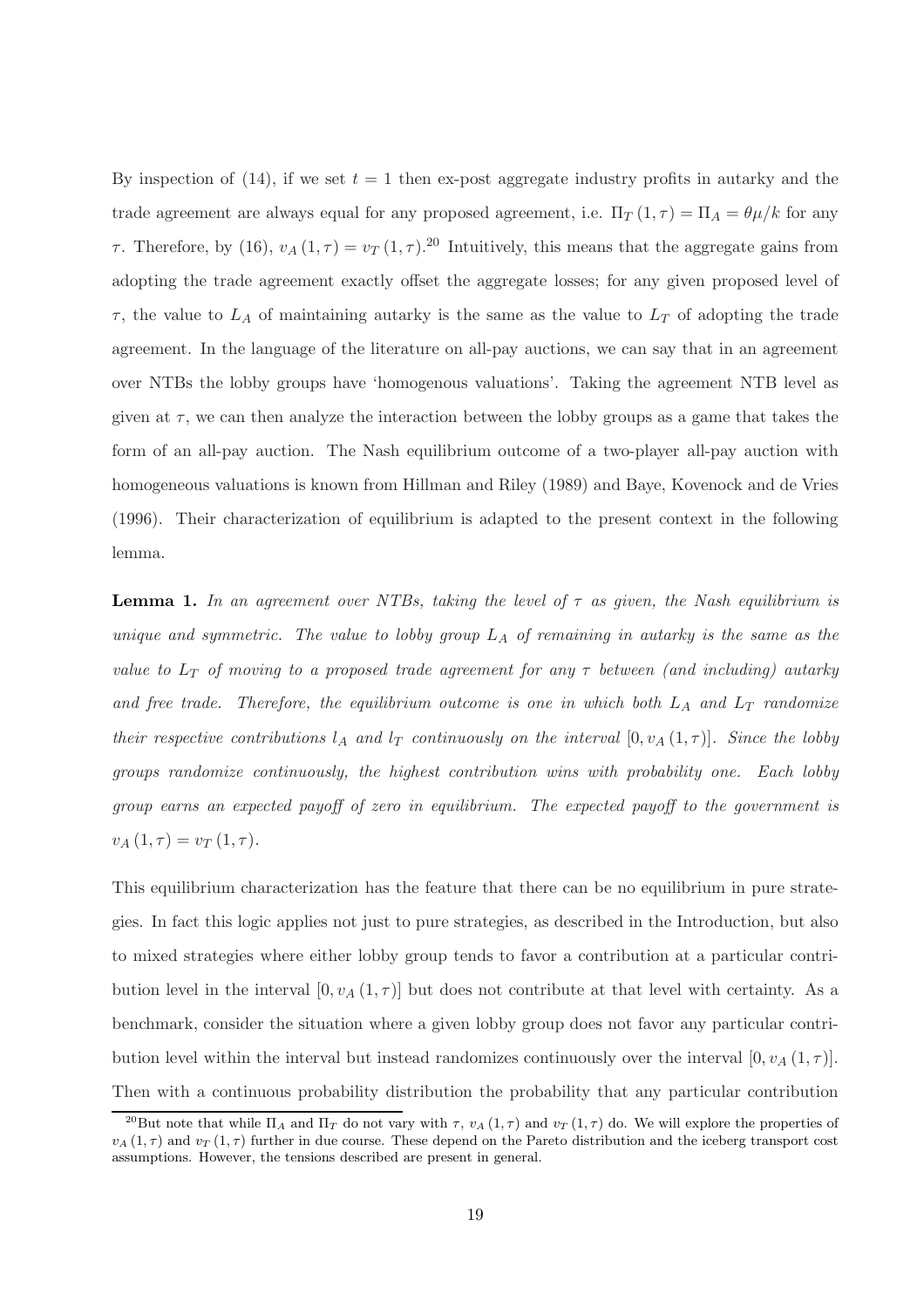By inspection of (14), if we set $t = 1$ then ex-post aggregate industry profits in autarky and the trade agreement are always equal for any proposed agreement, i.e. $\Pi_T(1,\tau) = \Pi_A = \theta\mu/k$ for any $\tau$. Therefore, by (16), $v_A(1,\tau) = v_T(1,\tau)$.[20] Intuitively, this means that the aggregate gains from adopting the trade agreement exactly offset the aggregate losses; for any given proposed level of $\tau$, the value to $L_A$ of maintaining autarky is the same as the value to $L_T$ of adopting the trade agreement. In the language of the literature on all-pay auctions, we can say that in an agreement over NTBs the lobby groups have 'homogenous valuations'. Taking the agreement NTB level as given at $\tau$, we can then analyze the interaction between the lobby groups as a game that takes the form of an all-pay auction. The Nash equilibrium outcome of a two-player all-pay auction with homogeneous valuations is known from Hillman and Riley (1989) and Baye, Kovenock and de Vries (1996). Their characterization of equilibrium is adapted to the present context in the following lemma.

**Lemma 1.** *In an agreement over NTBs, taking the level of $\tau$ as given, the Nash equilibrium is unique and symmetric. The value to lobby group $L_A$ of remaining in autarky is the same as the value to $L_T$ of moving to a proposed trade agreement for any $\tau$ between (and including) autarky and free trade. Therefore, the equilibrium outcome is one in which both $L_A$ and $L_T$ randomize their respective contributions $l_A$ and $l_T$ continuously on the interval $[0, v_A(1,\tau)]$. Since the lobby groups randomize continuously, the highest contribution wins with probability one. Each lobby group earns an expected payoff of zero in equilibrium. The expected payoff to the government is $v_A(1,\tau) = v_T(1,\tau)$.*

This equilibrium characterization has the feature that there can be no equilibrium in pure strategies. In fact this logic applies not just to pure strategies, as described in the Introduction, but also to mixed strategies where either lobby group tends to favor a contribution at a particular contribution level in the interval $[0, v_A(1,\tau)]$ but does not contribute at that level with certainty. As a benchmark, consider the situation where a given lobby group does not favor any particular contribution level within the interval but instead randomizes continuously over the interval $[0, v_A(1,\tau)]$. Then with a continuous probability distribution the probability that any particular contribution

[20] But note that while $\Pi_A$ and $\Pi_T$ do not vary with $\tau$, $v_A(1,\tau)$ and $v_T(1,\tau)$ do. We will explore the properties of $v_A(1,\tau)$ and $v_T(1,\tau)$ further in due course. These depend on the Pareto distribution and the iceberg transport cost assumptions. However, the tensions described are present in general.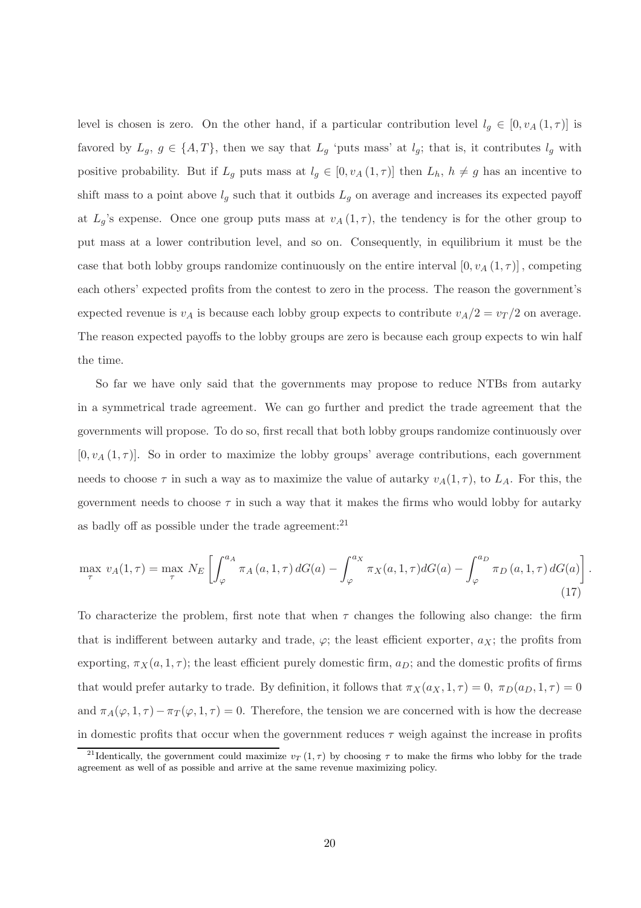level is chosen is zero. On the other hand, if a particular contribution level $l_g \in [0, v_A(1,\tau)]$ is favored by $L_g$, $g \in \{A, T\}$, then we say that $L_g$ 'puts mass' at $l_g$; that is, it contributes $l_g$ with positive probability. But if $L_g$ puts mass at $l_g \in [0, v_A(1,\tau)]$ then $L_h$, $h \neq g$ has an incentive to shift mass to a point above $l_g$ such that it outbids $L_g$ on average and increases its expected payoff at $L_g$'s expense. Once one group puts mass at $v_A(1,\tau)$, the tendency is for the other group to put mass at a lower contribution level, and so on. Consequently, in equilibrium it must be the case that both lobby groups randomize continuously on the entire interval $[0, v_A(1,\tau)]$, competing each others' expected profits from the contest to zero in the process. The reason the government's expected revenue is $v_A$ is because each lobby group expects to contribute $v_A/2 = v_T/2$ on average. The reason expected payoffs to the lobby groups are zero is because each group expects to win half the time.

So far we have only said that the governments may propose to reduce NTBs from autarky in a symmetrical trade agreement. We can go further and predict the trade agreement that the governments will propose. To do so, first recall that both lobby groups randomize continuously over $[0, v_A(1,\tau)]$. So in order to maximize the lobby groups' average contributions, each government needs to choose $\tau$ in such a way as to maximize the value of autarky $v_A(1,\tau)$, to $L_A$. For this, the government needs to choose $\tau$ in such a way that it makes the firms who would lobby for autarky as badly off as possible under the trade agreement:[21]

$$\max_{\tau} \; v_A(1,\tau) = \max_{\tau} \; N_E \left[ \int_{\varphi}^{a_A} \pi_A(a,1,\tau)\, dG(a) - \int_{\varphi}^{a_X} \pi_X(a,1,\tau) dG(a) - \int_{\varphi}^{a_D} \pi_D(a,1,\tau)\, dG(a) \right]. \tag{17}$$

To characterize the problem, first note that when $\tau$ changes the following also change: the firm that is indifferent between autarky and trade, $\varphi$; the least efficient exporter, $a_X$; the profits from exporting, $\pi_X(a,1,\tau)$; the least efficient purely domestic firm, $a_D$; and the domestic profits of firms that would prefer autarky to trade. By definition, it follows that $\pi_X(a_X,1,\tau) = 0$, $\pi_D(a_D,1,\tau) = 0$ and $\pi_A(\varphi,1,\tau) - \pi_T(\varphi,1,\tau) = 0$. Therefore, the tension we are concerned with is how the decrease in domestic profits that occur when the government reduces $\tau$ weigh against the increase in profits

[21] Identically, the government could maximize $v_T(1,\tau)$ by choosing $\tau$ to make the firms who lobby for the trade agreement as well of as possible and arrive at the same revenue maximizing policy.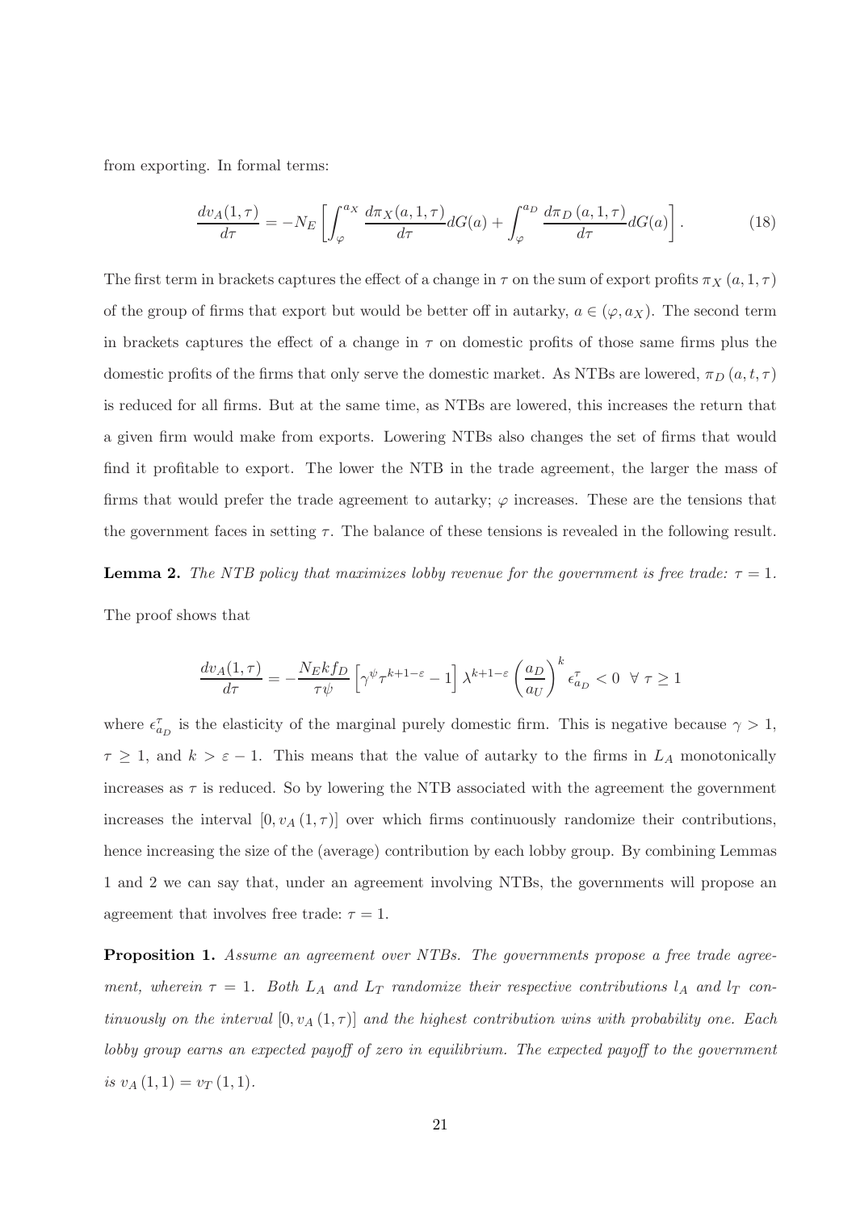from exporting. In formal terms:

$$\frac{dv_A(1,\tau)}{d\tau} = -N_E \left[ \int_{\varphi}^{a_X} \frac{d\pi_X(a,1,\tau)}{d\tau} dG(a) + \int_{\varphi}^{a_D} \frac{d\pi_D(a,1,\tau)}{d\tau} dG(a) \right]. \tag{18}$$

The first term in brackets captures the effect of a change in $\tau$ on the sum of export profits $\pi_X(a,1,\tau)$ of the group of firms that export but would be better off in autarky, $a \in (\varphi, a_X)$. The second term in brackets captures the effect of a change in $\tau$ on domestic profits of those same firms plus the domestic profits of the firms that only serve the domestic market. As NTBs are lowered, $\pi_D(a,t,\tau)$ is reduced for all firms. But at the same time, as NTBs are lowered, this increases the return that a given firm would make from exports. Lowering NTBs also changes the set of firms that would find it profitable to export. The lower the NTB in the trade agreement, the larger the mass of firms that would prefer the trade agreement to autarky; $\varphi$ increases. These are the tensions that the government faces in setting $\tau$. The balance of these tensions is revealed in the following result.

**Lemma 2.** *The NTB policy that maximizes lobby revenue for the government is free trade: $\tau = 1$.*

The proof shows that

$$\frac{dv_A(1,\tau)}{d\tau} = -\frac{N_E k f_D}{\tau \psi} \left[ \gamma^{\psi} \tau^{k+1-\varepsilon} - 1 \right] \lambda^{k+1-\varepsilon} \left( \frac{a_D}{a_U} \right)^k \epsilon_{a_D}^{\tau} < 0 \;\; \forall \; \tau \geq 1$$

where $\epsilon_{a_D}^{\tau}$ is the elasticity of the marginal purely domestic firm. This is negative because $\gamma > 1$, $\tau \geq 1$, and $k > \varepsilon - 1$. This means that the value of autarky to the firms in $L_A$ monotonically increases as $\tau$ is reduced. So by lowering the NTB associated with the agreement the government increases the interval $[0, v_A(1,\tau)]$ over which firms continuously randomize their contributions, hence increasing the size of the (average) contribution by each lobby group. By combining Lemmas 1 and 2 we can say that, under an agreement involving NTBs, the governments will propose an agreement that involves free trade: $\tau = 1$.

**Proposition 1.** *Assume an agreement over NTBs. The governments propose a free trade agreement, wherein $\tau = 1$. Both $L_A$ and $L_T$ randomize their respective contributions $l_A$ and $l_T$ continuously on the interval $[0, v_A(1,\tau)]$ and the highest contribution wins with probability one. Each lobby group earns an expected payoff of zero in equilibrium. The expected payoff to the government is $v_A(1,1) = v_T(1,1)$.*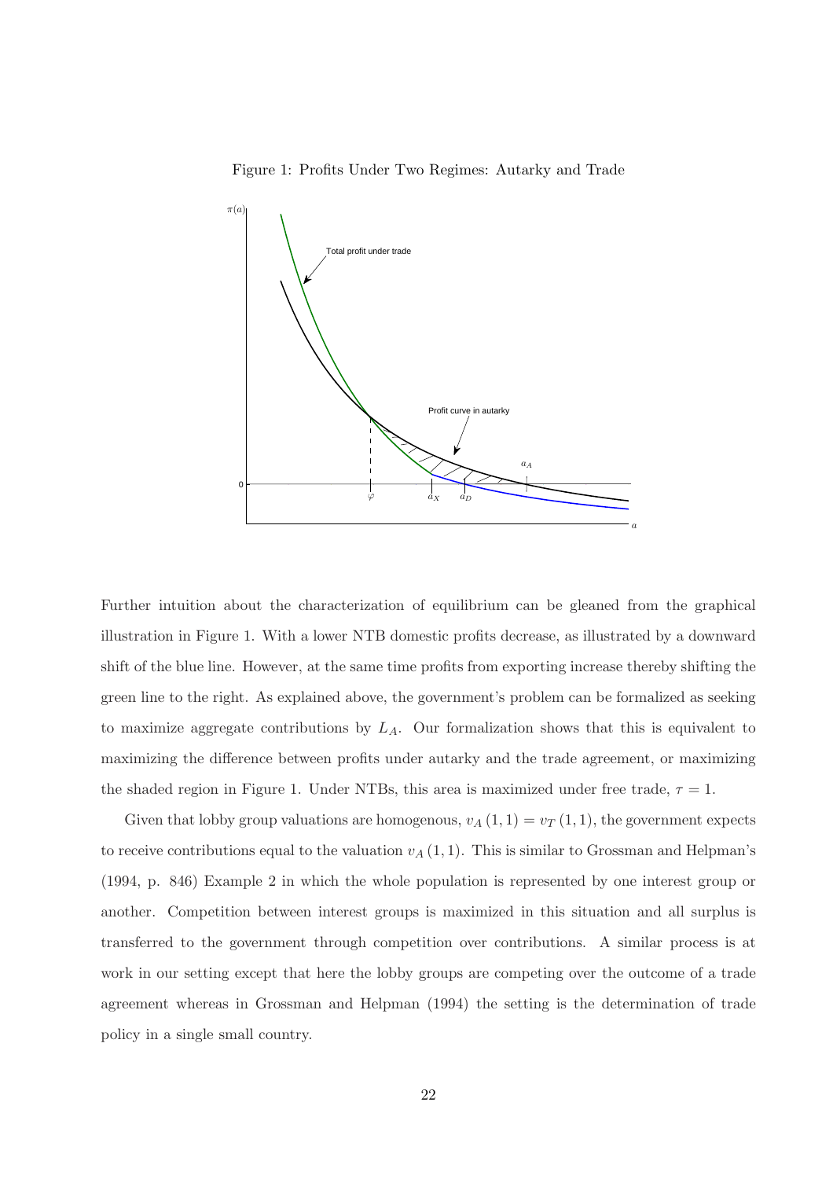Figure 1: Profits Under Two Regimes: Autarky and Trade

Further intuition about the characterization of equilibrium can be gleaned from the graphical illustration in Figure 1. With a lower NTB domestic profits decrease, as illustrated by a downward shift of the blue line. However, at the same time profits from exporting increase thereby shifting the green line to the right. As explained above, the government's problem can be formalized as seeking to maximize aggregate contributions by $L_A$. Our formalization shows that this is equivalent to maximizing the difference between profits under autarky and the trade agreement, or maximizing the shaded region in Figure 1. Under NTBs, this area is maximized under free trade, $\tau = 1$.

Given that lobby group valuations are homogenous, $v_A(1,1) = v_T(1,1)$, the government expects to receive contributions equal to the valuation $v_A(1,1)$. This is similar to Grossman and Helpman's (1994, p. 846) Example 2 in which the whole population is represented by one interest group or another. Competition between interest groups is maximized in this situation and all surplus is transferred to the government through competition over contributions. A similar process is at work in our setting except that here the lobby groups are competing over the outcome of a trade agreement whereas in Grossman and Helpman (1994) the setting is the determination of trade policy in a single small country.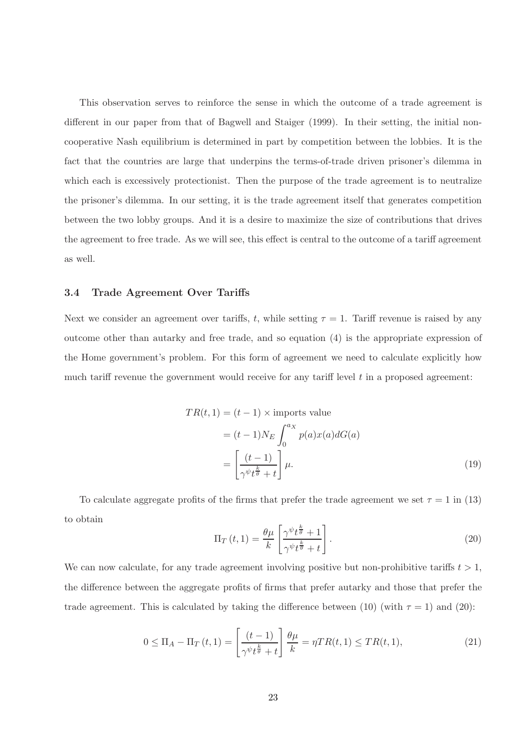This observation serves to reinforce the sense in which the outcome of a trade agreement is different in our paper from that of Bagwell and Staiger (1999). In their setting, the initial non-cooperative Nash equilibrium is determined in part by competition between the lobbies. It is the fact that the countries are large that underpins the terms-of-trade driven prisoner's dilemma in which each is excessively protectionist. Then the purpose of the trade agreement is to neutralize the prisoner's dilemma. In our setting, it is the trade agreement itself that generates competition between the two lobby groups. And it is a desire to maximize the size of contributions that drives the agreement to free trade. As we will see, this effect is central to the outcome of a tariff agreement as well.

### 3.4 Trade Agreement Over Tariffs

Next we consider an agreement over tariffs, $t$, while setting $\tau = 1$. Tariff revenue is raised by any outcome other than autarky and free trade, and so equation (4) is the appropriate expression of the Home government's problem. For this form of agreement we need to calculate explicitly how much tariff revenue the government would receive for any tariff level $t$ in a proposed agreement:

$$
\begin{aligned}
TR(t,1) &= (t-1) \times \text{imports value} \\
&= (t-1)N_E \int_0^{a_X} p(a)x(a)dG(a) \\
&= \left[\frac{(t-1)}{\gamma^{\psi} t^{\frac{k}{\theta}} + t}\right]\mu.
\end{aligned} \tag{19}
$$

To calculate aggregate profits of the firms that prefer the trade agreement we set $\tau = 1$ in (13) to obtain

$$
\Pi_T(t,1) = \frac{\theta\mu}{k}\left[\frac{\gamma^{\psi} t^{\frac{k}{\theta}} + 1}{\gamma^{\psi} t^{\frac{k}{\theta}} + t}\right]. \tag{20}
$$

We can now calculate, for any trade agreement involving positive but non-prohibitive tariffs $t > 1$, the difference between the aggregate profits of firms that prefer autarky and those that prefer the trade agreement. This is calculated by taking the difference between (10) (with $\tau = 1$) and (20):

$$
0 \leq \Pi_A - \Pi_T(t,1) = \left[\frac{(t-1)}{\gamma^{\psi} t^{\frac{k}{\theta}} + t}\right]\frac{\theta\mu}{k} = \eta TR(t,1) \leq TR(t,1), \tag{21}
$$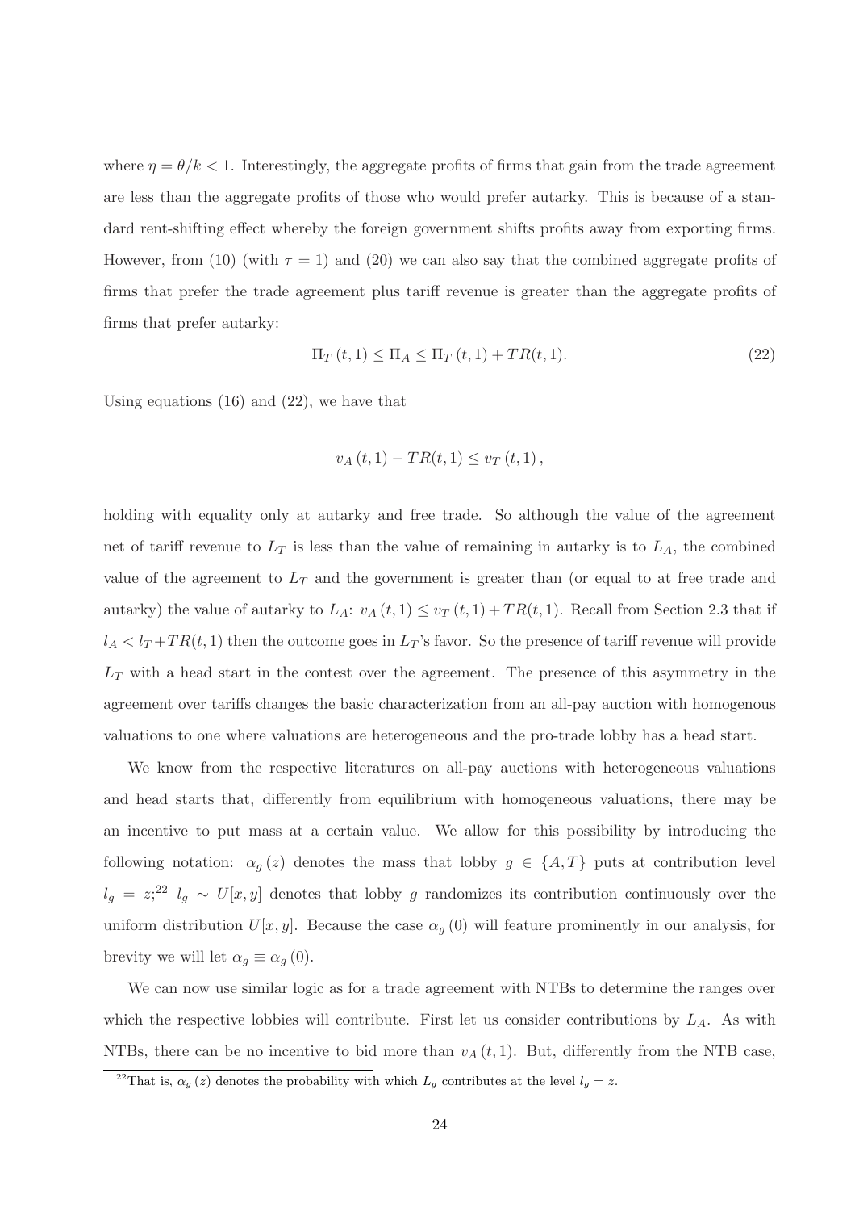where $\eta = \theta/k < 1$. Interestingly, the aggregate profits of firms that gain from the trade agreement are less than the aggregate profits of those who would prefer autarky. This is because of a standard rent-shifting effect whereby the foreign government shifts profits away from exporting firms. However, from (10) (with $\tau = 1$) and (20) we can also say that the combined aggregate profits of firms that prefer the trade agreement plus tariff revenue is greater than the aggregate profits of firms that prefer autarky:

$$\Pi_T(t, 1) \leq \Pi_A \leq \Pi_T(t, 1) + TR(t, 1). \tag{22}$$

Using equations (16) and (22), we have that

$$v_A(t, 1) - TR(t, 1) \leq v_T(t, 1),$$

holding with equality only at autarky and free trade. So although the value of the agreement net of tariff revenue to $L_T$ is less than the value of remaining in autarky is to $L_A$, the combined value of the agreement to $L_T$ and the government is greater than (or equal to at free trade and autarky) the value of autarky to $L_A$: $v_A(t, 1) \leq v_T(t, 1) + TR(t, 1)$. Recall from Section 2.3 that if $l_A < l_T + TR(t, 1)$ then the outcome goes in $L_T$'s favor. So the presence of tariff revenue will provide $L_T$ with a head start in the contest over the agreement. The presence of this asymmetry in the agreement over tariffs changes the basic characterization from an all-pay auction with homogenous valuations to one where valuations are heterogeneous and the pro-trade lobby has a head start.

We know from the respective literatures on all-pay auctions with heterogeneous valuations and head starts that, differently from equilibrium with homogeneous valuations, there may be an incentive to put mass at a certain value. We allow for this possibility by introducing the following notation: $\alpha_g(z)$ denotes the mass that lobby $g \in \{A, T\}$ puts at contribution level $l_g = z$;[22] $l_g \sim U[x, y]$ denotes that lobby $g$ randomizes its contribution continuously over the uniform distribution $U[x, y]$. Because the case $\alpha_g(0)$ will feature prominently in our analysis, for brevity we will let $\alpha_g \equiv \alpha_g(0)$.

We can now use similar logic as for a trade agreement with NTBs to determine the ranges over which the respective lobbies will contribute. First let us consider contributions by $L_A$. As with NTBs, there can be no incentive to bid more than $v_A(t, 1)$. But, differently from the NTB case,

[22] That is, $\alpha_g(z)$ denotes the probability with which $L_g$ contributes at the level $l_g = z$.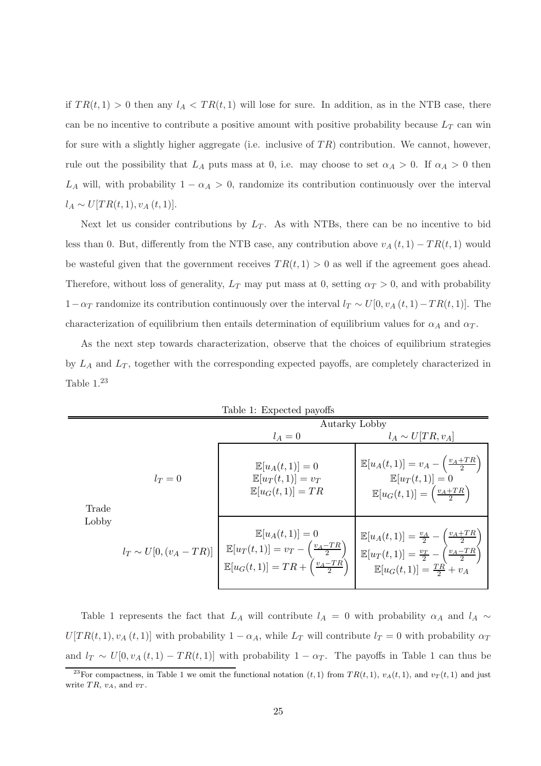if $TR(t,1) > 0$ then any $l_A < TR(t,1)$ will lose for sure. In addition, as in the NTB case, there can be no incentive to contribute a positive amount with positive probability because $L_T$ can win for sure with a slightly higher aggregate (i.e. inclusive of $TR$) contribution. We cannot, however, rule out the possibility that $L_A$ puts mass at 0, i.e. may choose to set $\alpha_A > 0$. If $\alpha_A > 0$ then $L_A$ will, with probability $1 - \alpha_A > 0$, randomize its contribution continuously over the interval $l_A \sim U[TR(t,1), v_A(t,1)]$.

Next let us consider contributions by $L_T$. As with NTBs, there can be no incentive to bid less than 0. But, differently from the NTB case, any contribution above $v_A(t,1) - TR(t,1)$ would be wasteful given that the government receives $TR(t,1) > 0$ as well if the agreement goes ahead. Therefore, without loss of generality, $L_T$ may put mass at 0, setting $\alpha_T > 0$, and with probability $1 - \alpha_T$ randomize its contribution continuously over the interval $l_T \sim U[0, v_A(t,1) - TR(t,1)]$. The characterization of equilibrium then entails determination of equilibrium values for $\alpha_A$ and $\alpha_T$.

As the next step towards characterization, observe that the choices of equilibrium strategies by $L_A$ and $L_T$, together with the corresponding expected payoffs, are completely characterized in Table 1.[23]

Table 1: Expected payoffs

| | | Autarky Lobby | |
|---|---|---|---|
| | | $l_A = 0$ | $l_A \sim U[TR, v_A]$ |
| Trade Lobby | $l_T = 0$ | $\mathbb{E}[u_A(t,1)] = 0$ <br> $\mathbb{E}[u_T(t,1)] = v_T$ <br> $\mathbb{E}[u_G(t,1)] = TR$ | $\mathbb{E}[u_A(t,1)] = v_A - \left(\frac{v_A+TR}{2}\right)$ <br> $\mathbb{E}[u_T(t,1)] = 0$ <br> $\mathbb{E}[u_G(t,1)] = \left(\frac{v_A+TR}{2}\right)$ |
| | $l_T \sim U[0, (v_A - TR)]$ | $\mathbb{E}[u_A(t,1)] = 0$ <br> $\mathbb{E}[u_T(t,1)] = v_T - \left(\frac{v_A-TR}{2}\right)$ <br> $\mathbb{E}[u_G(t,1)] = TR + \left(\frac{v_A-TR}{2}\right)$ | $\mathbb{E}[u_A(t,1)] = \frac{v_A}{2} - \left(\frac{v_A+TR}{2}\right)$ <br> $\mathbb{E}[u_T(t,1)] = \frac{v_T}{2} - \left(\frac{v_A-TR}{2}\right)$ <br> $\mathbb{E}[u_G(t,1)] = \frac{TR}{2} + v_A$ |

Table 1 represents the fact that $L_A$ will contribute $l_A = 0$ with probability $\alpha_A$ and $l_A \sim U[TR(t,1), v_A(t,1)]$ with probability $1 - \alpha_A$, while $L_T$ will contribute $l_T = 0$ with probability $\alpha_T$ and $l_T \sim U[0, v_A(t,1) - TR(t,1)]$ with probability $1 - \alpha_T$. The payoffs in Table 1 can thus be

[23] For compactness, in Table 1 we omit the functional notation $(t,1)$ from $TR(t,1)$, $v_A(t,1)$, and $v_T(t,1)$ and just write $TR$, $v_A$, and $v_T$.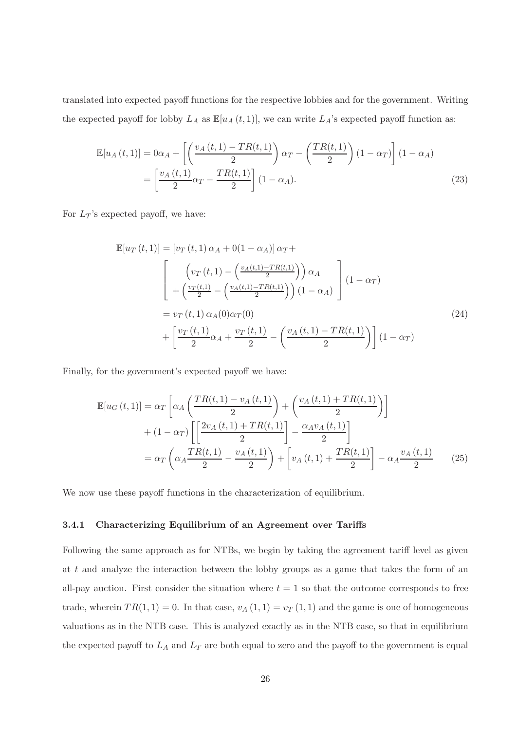translated into expected payoff functions for the respective lobbies and for the government. Writing the expected payoff for lobby $L_A$ as $\mathbb{E}[u_A(t,1)]$, we can write $L_A$'s expected payoff function as:

$$
\begin{aligned}
\mathbb{E}[u_A(t,1)] &= 0\alpha_A + \left[ \left( \frac{v_A(t,1) - TR(t,1)}{2} \right) \alpha_T - \left( \frac{TR(t,1)}{2} \right)(1-\alpha_T) \right](1-\alpha_A) \\
&= \left[ \frac{v_A(t,1)}{2}\alpha_T - \frac{TR(t,1)}{2} \right](1-\alpha_A).
\end{aligned} \tag{23}
$$

For $L_T$'s expected payoff, we have:

$$
\begin{aligned}
\mathbb{E}[u_T(t,1)] &= \left[v_T(t,1)\alpha_A + 0(1-\alpha_A)\right]\alpha_T + \\
&\quad \left[ \begin{array}{c} \left(v_T(t,1) - \left(\frac{v_A(t,1)-TR(t,1)}{2}\right)\right)\alpha_A \\ + \left(\frac{v_T(t,1)}{2} - \left(\frac{v_A(t,1)-TR(t,1)}{2}\right)\right)(1-\alpha_A) \end{array} \right](1-\alpha_T) \\
&= v_T(t,1)\,\alpha_A(0)\alpha_T(0) \\
&\quad + \left[ \frac{v_T(t,1)}{2}\alpha_A + \frac{v_T(t,1)}{2} - \left( \frac{v_A(t,1) - TR(t,1)}{2} \right) \right](1-\alpha_T)
\end{aligned} \tag{24}
$$

Finally, for the government's expected payoff we have:

$$
\begin{aligned}
\mathbb{E}[u_G(t,1)] &= \alpha_T \left[ \alpha_A \left( \frac{TR(t,1) - v_A(t,1)}{2} \right) + \left( \frac{v_A(t,1) + TR(t,1)}{2} \right) \right] \\
&\quad + (1-\alpha_T)\left[ \left[ \frac{2v_A(t,1) + TR(t,1)}{2} \right] - \frac{\alpha_A v_A(t,1)}{2} \right] \\
&= \alpha_T \left( \alpha_A \frac{TR(t,1)}{2} - \frac{v_A(t,1)}{2} \right) + \left[ v_A(t,1) + \frac{TR(t,1)}{2} \right] - \alpha_A \frac{v_A(t,1)}{2}
\end{aligned} \tag{25}
$$

We now use these payoff functions in the characterization of equilibrium.

### 3.4.1 Characterizing Equilibrium of an Agreement over Tariffs

Following the same approach as for NTBs, we begin by taking the agreement tariff level as given at $t$ and analyze the interaction between the lobby groups as a game that takes the form of an all-pay auction. First consider the situation where $t = 1$ so that the outcome corresponds to free trade, wherein $TR(1,1) = 0$. In that case, $v_A(1,1) = v_T(1,1)$ and the game is one of homogeneous valuations as in the NTB case. This is analyzed exactly as in the NTB case, so that in equilibrium the expected payoff to $L_A$ and $L_T$ are both equal to zero and the payoff to the government is equal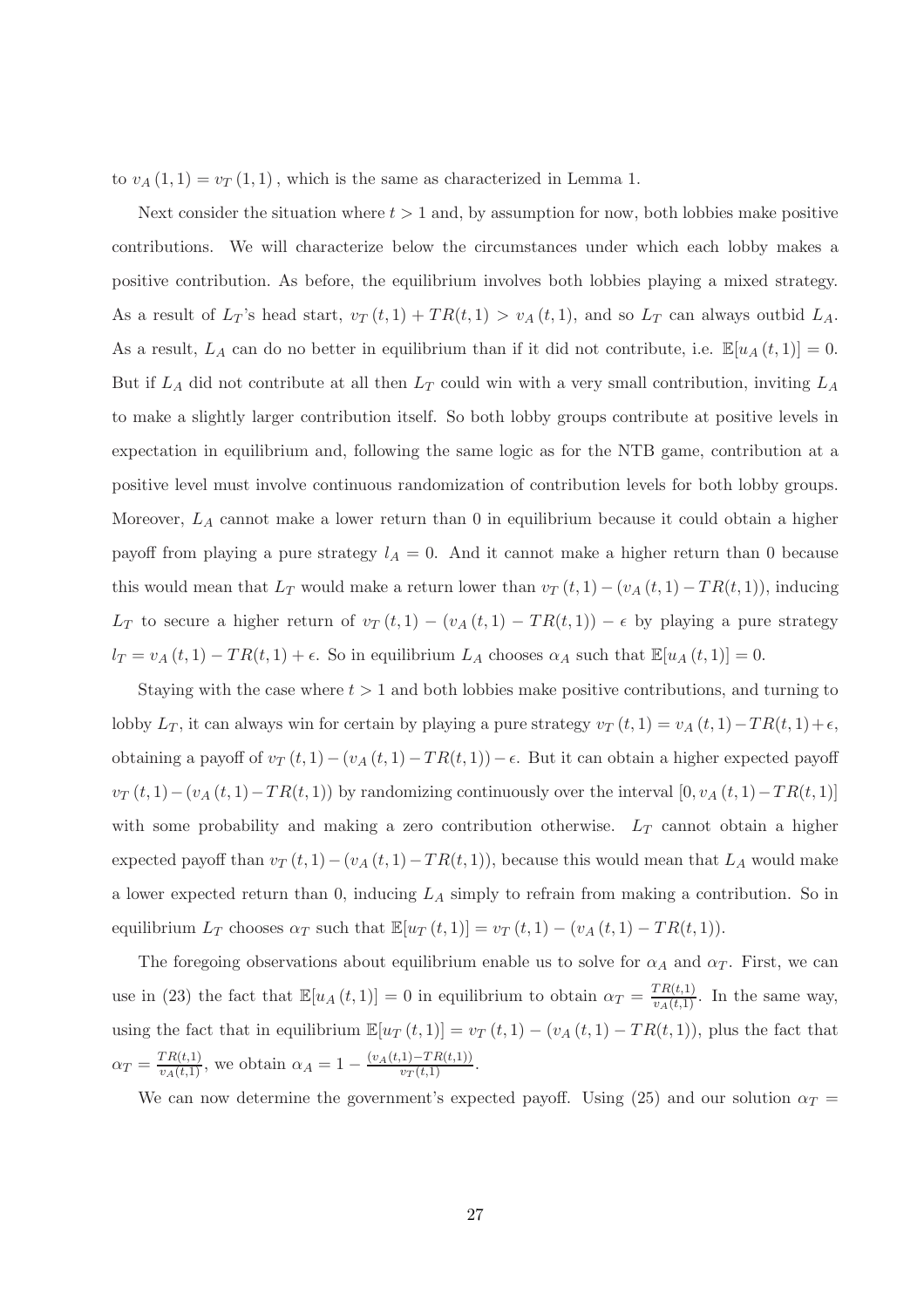to $v_A(1,1) = v_T(1,1)$, which is the same as characterized in Lemma 1.

Next consider the situation where $t > 1$ and, by assumption for now, both lobbies make positive contributions. We will characterize below the circumstances under which each lobby makes a positive contribution. As before, the equilibrium involves both lobbies playing a mixed strategy. As a result of $L_T$'s head start, $v_T(t,1) + TR(t,1) > v_A(t,1)$, and so $L_T$ can always outbid $L_A$. As a result, $L_A$ can do no better in equilibrium than if it did not contribute, i.e. $\mathbb{E}[u_A(t,1)] = 0$. But if $L_A$ did not contribute at all then $L_T$ could win with a very small contribution, inviting $L_A$ to make a slightly larger contribution itself. So both lobby groups contribute at positive levels in expectation in equilibrium and, following the same logic as for the NTB game, contribution at a positive level must involve continuous randomization of contribution levels for both lobby groups. Moreover, $L_A$ cannot make a lower return than 0 in equilibrium because it could obtain a higher payoff from playing a pure strategy $l_A = 0$. And it cannot make a higher return than 0 because this would mean that $L_T$ would make a return lower than $v_T(t,1) - (v_A(t,1) - TR(t,1))$, inducing $L_T$ to secure a higher return of $v_T(t,1) - (v_A(t,1) - TR(t,1)) - \epsilon$ by playing a pure strategy $l_T = v_A(t,1) - TR(t,1) + \epsilon$. So in equilibrium $L_A$ chooses $\alpha_A$ such that $\mathbb{E}[u_A(t,1)] = 0$.

Staying with the case where $t > 1$ and both lobbies make positive contributions, and turning to lobby $L_T$, it can always win for certain by playing a pure strategy $v_T(t,1) = v_A(t,1) - TR(t,1) + \epsilon$, obtaining a payoff of $v_T(t,1) - (v_A(t,1) - TR(t,1)) - \epsilon$. But it can obtain a higher expected payoff $v_T(t,1) - (v_A(t,1) - TR(t,1))$ by randomizing continuously over the interval $[0, v_A(t,1) - TR(t,1)]$ with some probability and making a zero contribution otherwise. $L_T$ cannot obtain a higher expected payoff than $v_T(t,1) - (v_A(t,1) - TR(t,1))$, because this would mean that $L_A$ would make a lower expected return than 0, inducing $L_A$ simply to refrain from making a contribution. So in equilibrium $L_T$ chooses $\alpha_T$ such that $\mathbb{E}[u_T(t,1)] = v_T(t,1) - (v_A(t,1) - TR(t,1))$.

The foregoing observations about equilibrium enable us to solve for $\alpha_A$ and $\alpha_T$. First, we can use in (23) the fact that $\mathbb{E}[u_A(t,1)] = 0$ in equilibrium to obtain $\alpha_T = \frac{TR(t,1)}{v_A(t,1)}$. In the same way, using the fact that in equilibrium $\mathbb{E}[u_T(t,1)] = v_T(t,1) - (v_A(t,1) - TR(t,1))$, plus the fact that $\alpha_T = \frac{TR(t,1)}{v_A(t,1)}$, we obtain $\alpha_A = 1 - \frac{(v_A(t,1) - TR(t,1))}{v_T(t,1)}$.

We can now determine the government's expected payoff. Using (25) and our solution $\alpha_T =$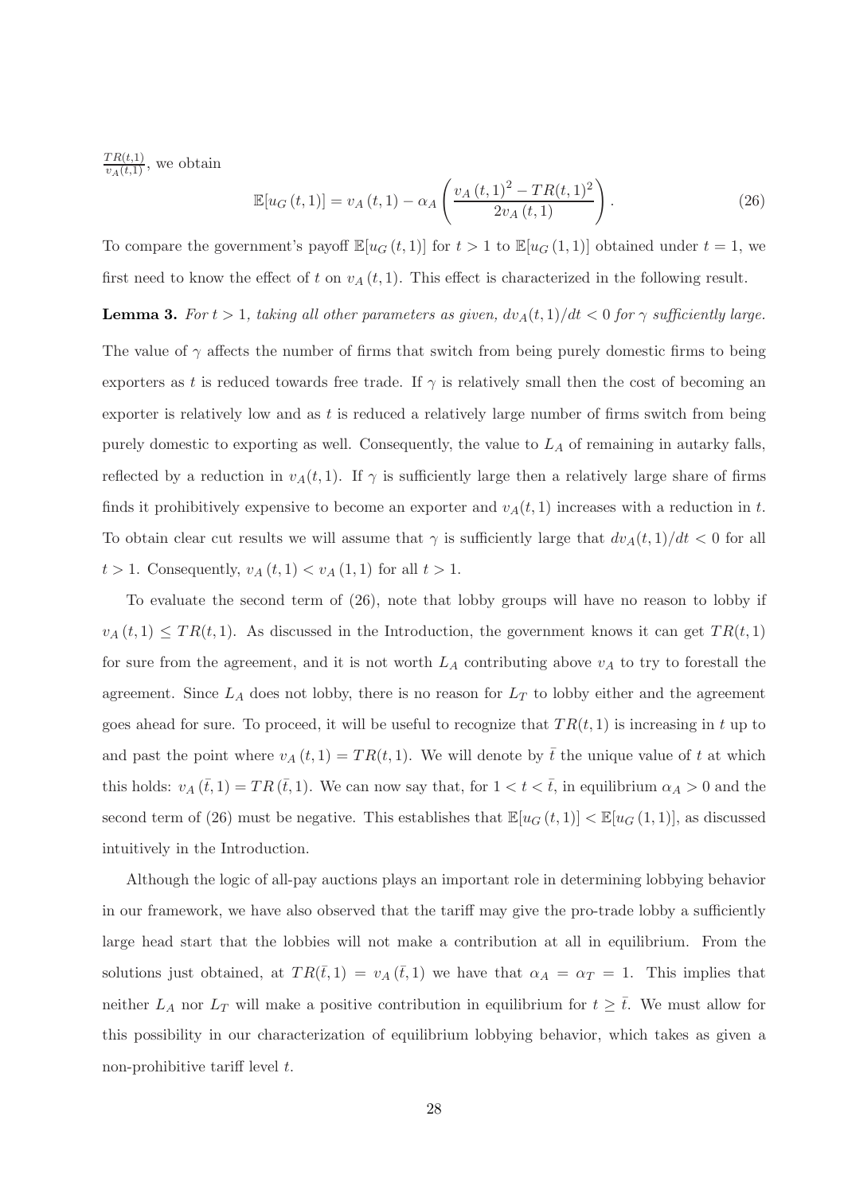$\frac{TR(t,1)}{v_A(t,1)}$, we obtain

$$\mathbb{E}[u_G(t,1)] = v_A(t,1) - \alpha_A \left( \frac{v_A(t,1)^2 - TR(t,1)^2}{2v_A(t,1)} \right). \tag{26}$$

To compare the government's payoff $\mathbb{E}[u_G(t,1)]$ for $t > 1$ to $\mathbb{E}[u_G(1,1)]$ obtained under $t = 1$, we first need to know the effect of $t$ on $v_A(t,1)$. This effect is characterized in the following result.

**Lemma 3.** *For $t > 1$, taking all other parameters as given, $dv_A(t,1)/dt < 0$ for $\gamma$ sufficiently large.*

The value of $\gamma$ affects the number of firms that switch from being purely domestic firms to being exporters as $t$ is reduced towards free trade. If $\gamma$ is relatively small then the cost of becoming an exporter is relatively low and as $t$ is reduced a relatively large number of firms switch from being purely domestic to exporting as well. Consequently, the value to $L_A$ of remaining in autarky falls, reflected by a reduction in $v_A(t,1)$. If $\gamma$ is sufficiently large then a relatively large share of firms finds it prohibitively expensive to become an exporter and $v_A(t,1)$ increases with a reduction in $t$. To obtain clear cut results we will assume that $\gamma$ is sufficiently large that $dv_A(t,1)/dt < 0$ for all $t > 1$. Consequently, $v_A(t,1) < v_A(1,1)$ for all $t > 1$.

To evaluate the second term of (26), note that lobby groups will have no reason to lobby if $v_A(t,1) \leq TR(t,1)$. As discussed in the Introduction, the government knows it can get $TR(t,1)$ for sure from the agreement, and it is not worth $L_A$ contributing above $v_A$ to try to forestall the agreement. Since $L_A$ does not lobby, there is no reason for $L_T$ to lobby either and the agreement goes ahead for sure. To proceed, it will be useful to recognize that $TR(t,1)$ is increasing in $t$ up to and past the point where $v_A(t,1) = TR(t,1)$. We will denote by $\bar{t}$ the unique value of $t$ at which this holds: $v_A(\bar{t},1) = TR(\bar{t},1)$. We can now say that, for $1 < t < \bar{t}$, in equilibrium $\alpha_A > 0$ and the second term of (26) must be negative. This establishes that $\mathbb{E}[u_G(t,1)] < \mathbb{E}[u_G(1,1)]$, as discussed intuitively in the Introduction.

Although the logic of all-pay auctions plays an important role in determining lobbying behavior in our framework, we have also observed that the tariff may give the pro-trade lobby a sufficiently large head start that the lobbies will not make a contribution at all in equilibrium. From the solutions just obtained, at $TR(\bar{t},1) = v_A(\bar{t},1)$ we have that $\alpha_A = \alpha_T = 1$. This implies that neither $L_A$ nor $L_T$ will make a positive contribution in equilibrium for $t \geq \bar{t}$. We must allow for this possibility in our characterization of equilibrium lobbying behavior, which takes as given a non-prohibitive tariff level $t$.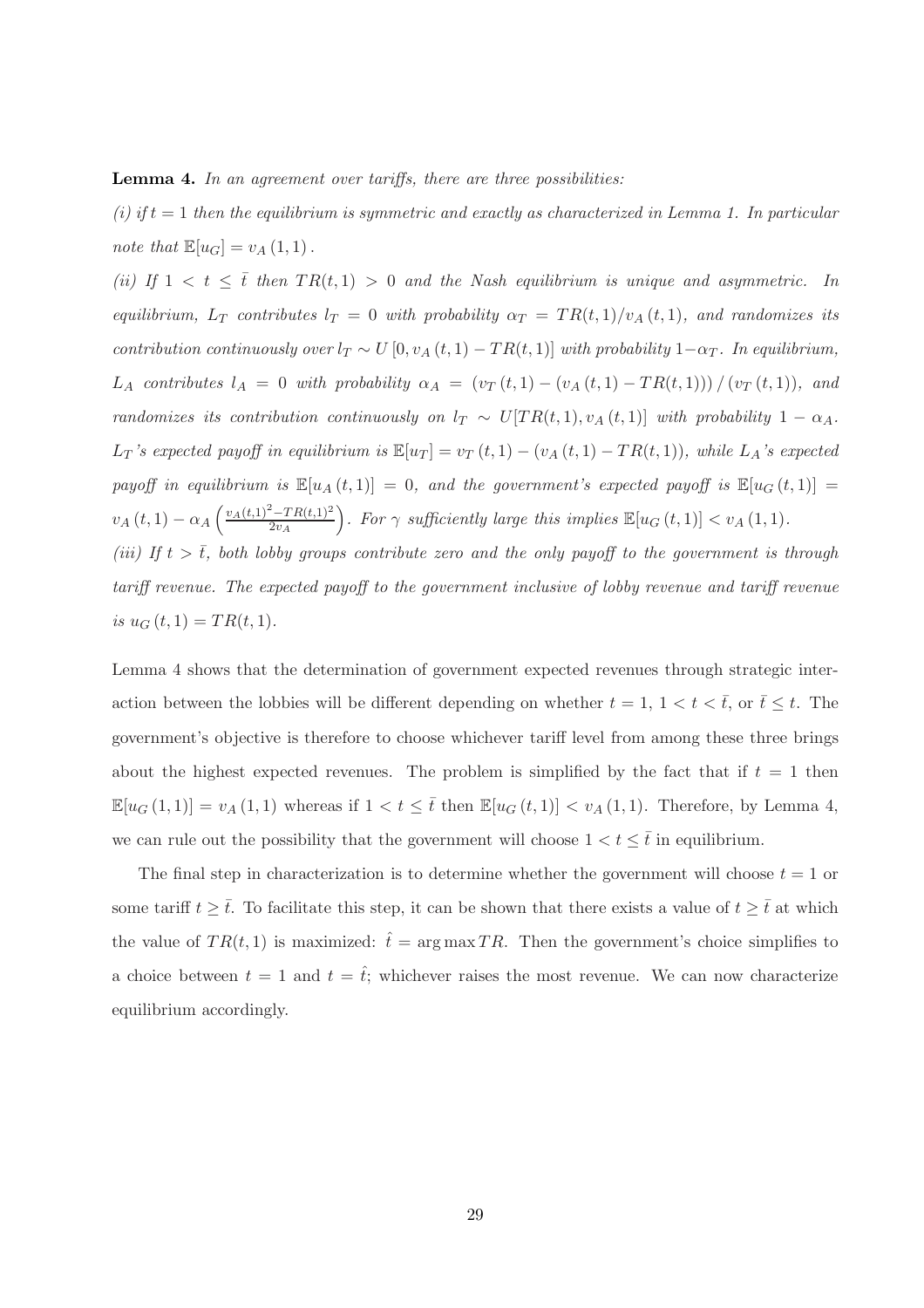**Lemma 4.** *In an agreement over tariffs, there are three possibilities:*

*(i) if $t = 1$ then the equilibrium is symmetric and exactly as characterized in Lemma 1. In particular note that $\mathbb{E}[u_G] = v_A(1,1)$.*

*(ii) If $1 < t \leq \bar{t}$ then $TR(t,1) > 0$ and the Nash equilibrium is unique and asymmetric. In equilibrium, $L_T$ contributes $l_T = 0$ with probability $\alpha_T = TR(t,1)/v_A(t,1)$, and randomizes its contribution continuously over $l_T \sim U[0, v_A(t,1) - TR(t,1)]$ with probability $1 - \alpha_T$. In equilibrium, $L_A$ contributes $l_A = 0$ with probability $\alpha_A = (v_T(t,1) - (v_A(t,1) - TR(t,1)))/(v_T(t,1))$, and randomizes its contribution continuously on $l_T \sim U[TR(t,1), v_A(t,1)]$ with probability $1 - \alpha_A$. $L_T$'s expected payoff in equilibrium is $\mathbb{E}[u_T] = v_T(t,1) - (v_A(t,1) - TR(t,1))$, while $L_A$'s expected payoff in equilibrium is $\mathbb{E}[u_A(t,1)] = 0$, and the government's expected payoff is $\mathbb{E}[u_G(t,1)] = v_A(t,1) - \alpha_A\left(\frac{v_A(t,1)^2 - TR(t,1)^2}{2v_A}\right)$. For $\gamma$ sufficiently large this implies $\mathbb{E}[u_G(t,1)] < v_A(1,1)$.*

*(iii) If $t > \bar{t}$, both lobby groups contribute zero and the only payoff to the government is through tariff revenue. The expected payoff to the government inclusive of lobby revenue and tariff revenue is $u_G(t,1) = TR(t,1)$.*

Lemma 4 shows that the determination of government expected revenues through strategic interaction between the lobbies will be different depending on whether $t = 1$, $1 < t < \bar{t}$, or $\bar{t} \leq t$. The government's objective is therefore to choose whichever tariff level from among these three brings about the highest expected revenues. The problem is simplified by the fact that if $t = 1$ then $\mathbb{E}[u_G(1,1)] = v_A(1,1)$ whereas if $1 < t \leq \bar{t}$ then $\mathbb{E}[u_G(t,1)] < v_A(1,1)$. Therefore, by Lemma 4, we can rule out the possibility that the government will choose $1 < t \leq \bar{t}$ in equilibrium.

The final step in characterization is to determine whether the government will choose $t = 1$ or some tariff $t \geq \bar{t}$. To facilitate this step, it can be shown that there exists a value of $t \geq \bar{t}$ at which the value of $TR(t,1)$ is maximized: $\hat{t} = \arg\max TR$. Then the government's choice simplifies to a choice between $t = 1$ and $t = \hat{t}$; whichever raises the most revenue. We can now characterize equilibrium accordingly.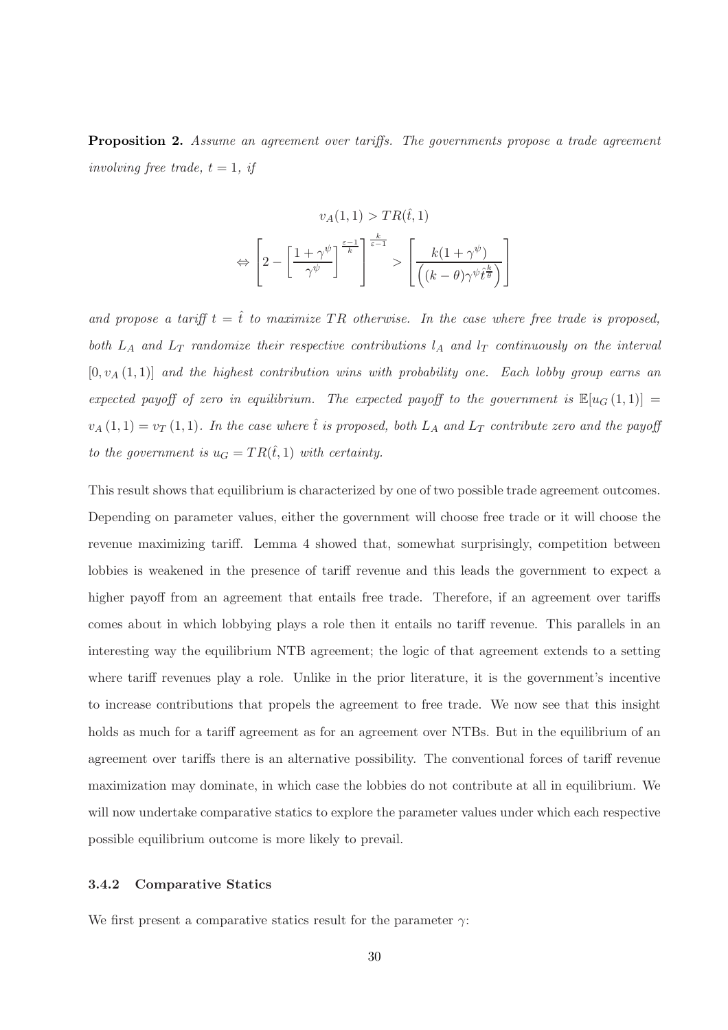**Proposition 2.** *Assume an agreement over tariffs. The governments propose a trade agreement involving free trade, $t = 1$, if*

$$v_A(1,1) > TR(\hat{t},1)$$

$$\Leftrightarrow \left[2 - \left[\frac{1+\gamma^{\psi}}{\gamma^{\psi}}\right]^{\frac{\varepsilon-1}{k}}\right]^{\frac{k}{\varepsilon-1}} > \left[\frac{k(1+\gamma^{\psi})}{\left((k-\theta)\gamma^{\psi}\hat{t}^{\frac{k}{\theta}}\right)}\right]$$

*and propose a tariff $t = \hat{t}$ to maximize $TR$ otherwise. In the case where free trade is proposed, both $L_A$ and $L_T$ randomize their respective contributions $l_A$ and $l_T$ continuously on the interval $[0, v_A(1,1)]$ and the highest contribution wins with probability one. Each lobby group earns an expected payoff of zero in equilibrium. The expected payoff to the government is $\mathbb{E}[u_G(1,1)] = v_A(1,1) = v_T(1,1)$. In the case where $\hat{t}$ is proposed, both $L_A$ and $L_T$ contribute zero and the payoff to the government is $u_G = TR(\hat{t},1)$ with certainty.*

This result shows that equilibrium is characterized by one of two possible trade agreement outcomes. Depending on parameter values, either the government will choose free trade or it will choose the revenue maximizing tariff. Lemma 4 showed that, somewhat surprisingly, competition between lobbies is weakened in the presence of tariff revenue and this leads the government to expect a higher payoff from an agreement that entails free trade. Therefore, if an agreement over tariffs comes about in which lobbying plays a role then it entails no tariff revenue. This parallels in an interesting way the equilibrium NTB agreement; the logic of that agreement extends to a setting where tariff revenues play a role. Unlike in the prior literature, it is the government's incentive to increase contributions that propels the agreement to free trade. We now see that this insight holds as much for a tariff agreement as for an agreement over NTBs. But in the equilibrium of an agreement over tariffs there is an alternative possibility. The conventional forces of tariff revenue maximization may dominate, in which case the lobbies do not contribute at all in equilibrium. We will now undertake comparative statics to explore the parameter values under which each respective possible equilibrium outcome is more likely to prevail.

### 3.4.2 Comparative Statics

We first present a comparative statics result for the parameter $\gamma$: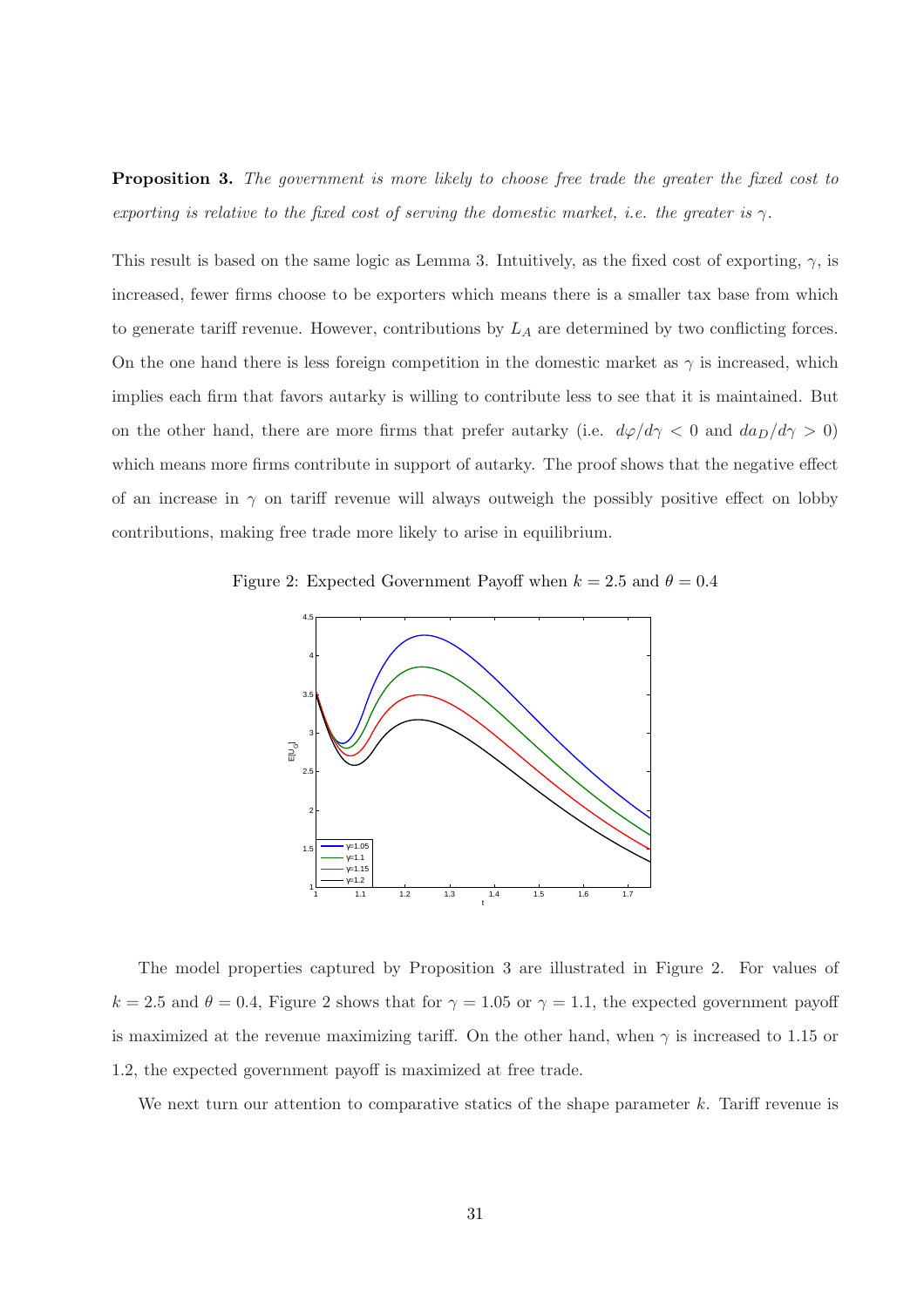**Proposition 3.** *The government is more likely to choose free trade the greater the fixed cost to exporting is relative to the fixed cost of serving the domestic market, i.e. the greater is $\gamma$.*

This result is based on the same logic as Lemma 3. Intuitively, as the fixed cost of exporting, $\gamma$, is increased, fewer firms choose to be exporters which means there is a smaller tax base from which to generate tariff revenue. However, contributions by $L_A$ are determined by two conflicting forces. On the one hand there is less foreign competition in the domestic market as $\gamma$ is increased, which implies each firm that favors autarky is willing to contribute less to see that it is maintained. But on the other hand, there are more firms that prefer autarky (i.e. $d\varphi/d\gamma < 0$ and $da_D/d\gamma > 0$) which means more firms contribute in support of autarky. The proof shows that the negative effect of an increase in $\gamma$ on tariff revenue will always outweigh the possibly positive effect on lobby contributions, making free trade more likely to arise in equilibrium.

Figure 2: Expected Government Payoff when $k = 2.5$ and $\theta = 0.4$

The model properties captured by Proposition 3 are illustrated in Figure 2. For values of $k = 2.5$ and $\theta = 0.4$, Figure 2 shows that for $\gamma = 1.05$ or $\gamma = 1.1$, the expected government payoff is maximized at the revenue maximizing tariff. On the other hand, when $\gamma$ is increased to 1.15 or 1.2, the expected government payoff is maximized at free trade.

We next turn our attention to comparative statics of the shape parameter $k$. Tariff revenue is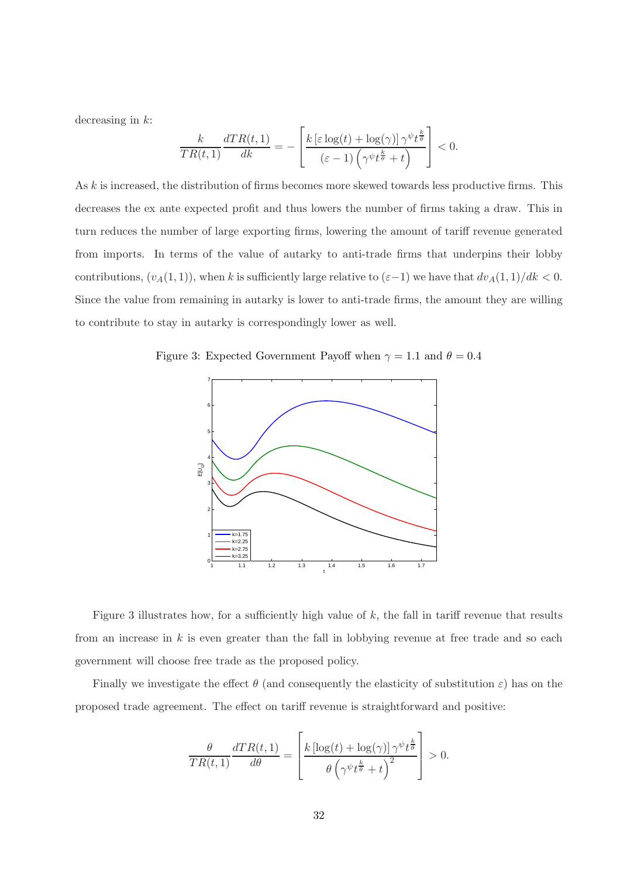decreasing in $k$:

$$\frac{k}{TR(t,1)}\frac{dTR(t,1)}{dk} = -\left[\frac{k\left[\varepsilon\log(t)+\log(\gamma)\right]\gamma^{\psi}t^{\frac{k}{\theta}}}{(\varepsilon-1)\left(\gamma^{\psi}t^{\frac{k}{\theta}}+t\right)}\right] < 0.$$

As $k$ is increased, the distribution of firms becomes more skewed towards less productive firms. This decreases the ex ante expected profit and thus lowers the number of firms taking a draw. This in turn reduces the number of large exporting firms, lowering the amount of tariff revenue generated from imports. In terms of the value of autarky to anti-trade firms that underpins their lobby contributions, $(v_A(1,1))$, when $k$ is sufficiently large relative to $(\varepsilon-1)$ we have that $dv_A(1,1)/dk < 0$. Since the value from remaining in autarky is lower to anti-trade firms, the amount they are willing to contribute to stay in autarky is correspondingly lower as well.

Figure 3: Expected Government Payoff when $\gamma = 1.1$ and $\theta = 0.4$

Figure 3 illustrates how, for a sufficiently high value of $k$, the fall in tariff revenue that results from an increase in $k$ is even greater than the fall in lobbying revenue at free trade and so each government will choose free trade as the proposed policy.

Finally we investigate the effect $\theta$ (and consequently the elasticity of substitution $\varepsilon$) has on the proposed trade agreement. The effect on tariff revenue is straightforward and positive:

$$\frac{\theta}{TR(t,1)}\frac{dTR(t,1)}{d\theta} = \left[\frac{k\left[\log(t)+\log(\gamma)\right]\gamma^{\psi}t^{\frac{k}{\theta}}}{\theta\left(\gamma^{\psi}t^{\frac{k}{\theta}}+t\right)^{2}}\right] > 0.$$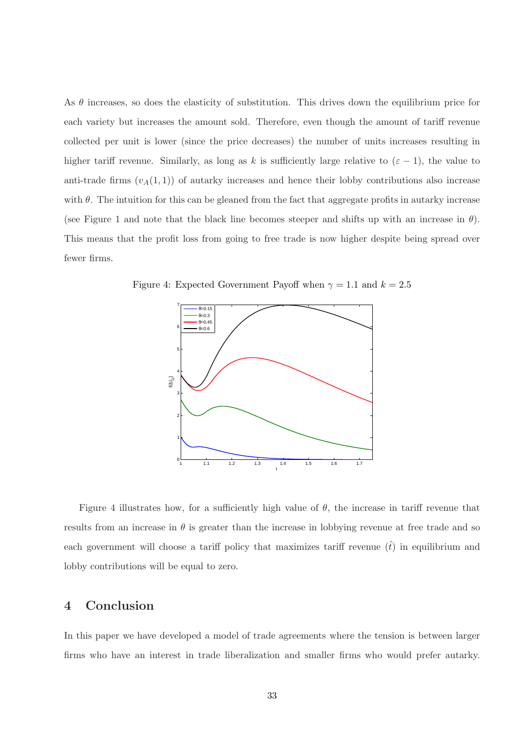As $\theta$ increases, so does the elasticity of substitution. This drives down the equilibrium price for each variety but increases the amount sold. Therefore, even though the amount of tariff revenue collected per unit is lower (since the price decreases) the number of units increases resulting in higher tariff revenue. Similarly, as long as $k$ is sufficiently large relative to $(\varepsilon - 1)$, the value to anti-trade firms $(v_A(1,1))$ of autarky increases and hence their lobby contributions also increase with $\theta$. The intuition for this can be gleaned from the fact that aggregate profits in autarky increase (see Figure 1 and note that the black line becomes steeper and shifts up with an increase in $\theta$). This means that the profit loss from going to free trade is now higher despite being spread over fewer firms.

Figure 4: Expected Government Payoff when $\gamma = 1.1$ and $k = 2.5$

Figure 4 illustrates how, for a sufficiently high value of $\theta$, the increase in tariff revenue that results from an increase in $\theta$ is greater than the increase in lobbying revenue at free trade and so each government will choose a tariff policy that maximizes tariff revenue $(\hat{t})$ in equilibrium and lobby contributions will be equal to zero.

## 4 Conclusion

In this paper we have developed a model of trade agreements where the tension is between larger firms who have an interest in trade liberalization and smaller firms who would prefer autarky.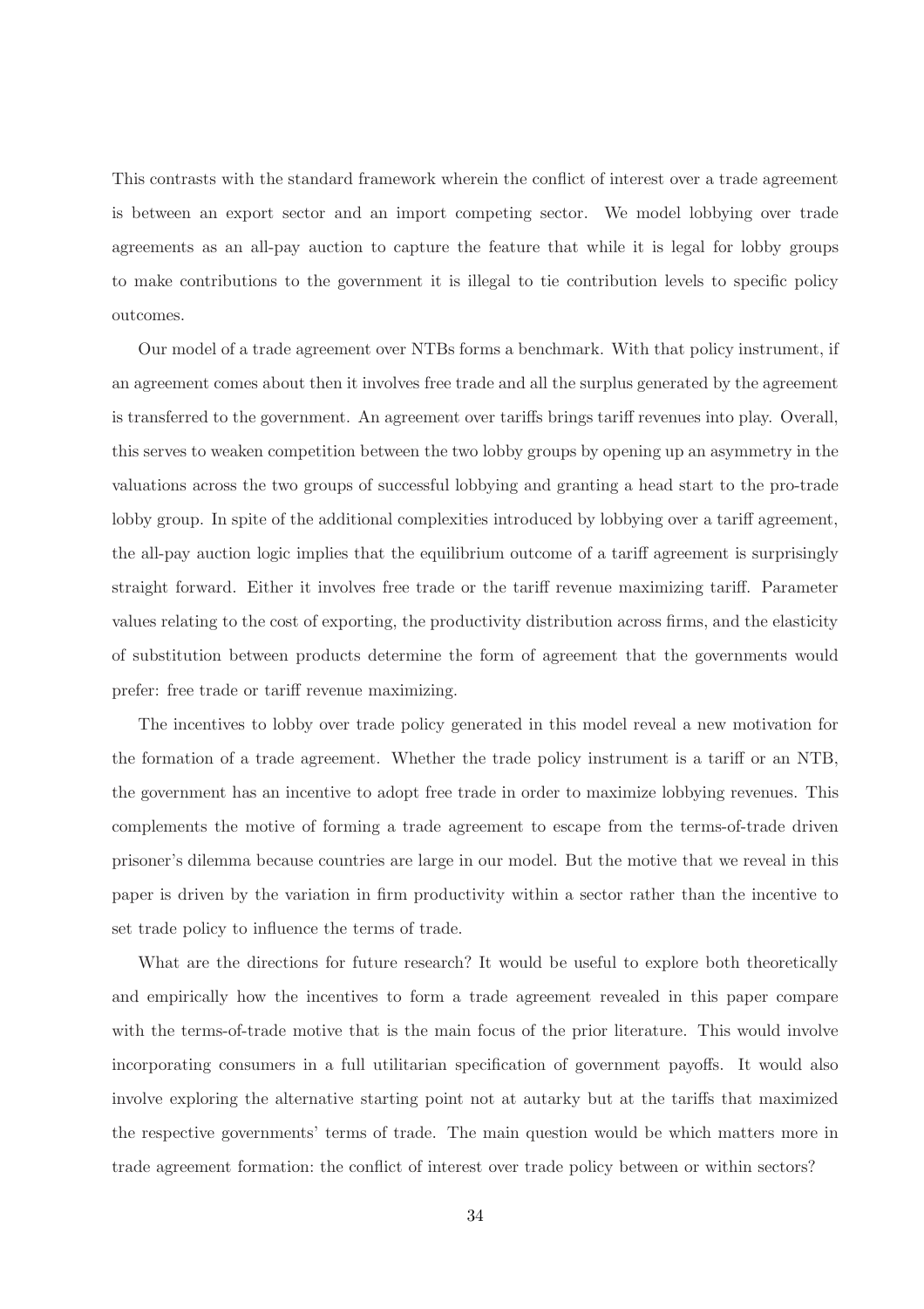This contrasts with the standard framework wherein the conflict of interest over a trade agreement is between an export sector and an import competing sector. We model lobbying over trade agreements as an all-pay auction to capture the feature that while it is legal for lobby groups to make contributions to the government it is illegal to tie contribution levels to specific policy outcomes.

Our model of a trade agreement over NTBs forms a benchmark. With that policy instrument, if an agreement comes about then it involves free trade and all the surplus generated by the agreement is transferred to the government. An agreement over tariffs brings tariff revenues into play. Overall, this serves to weaken competition between the two lobby groups by opening up an asymmetry in the valuations across the two groups of successful lobbying and granting a head start to the pro-trade lobby group. In spite of the additional complexities introduced by lobbying over a tariff agreement, the all-pay auction logic implies that the equilibrium outcome of a tariff agreement is surprisingly straight forward. Either it involves free trade or the tariff revenue maximizing tariff. Parameter values relating to the cost of exporting, the productivity distribution across firms, and the elasticity of substitution between products determine the form of agreement that the governments would prefer: free trade or tariff revenue maximizing.

The incentives to lobby over trade policy generated in this model reveal a new motivation for the formation of a trade agreement. Whether the trade policy instrument is a tariff or an NTB, the government has an incentive to adopt free trade in order to maximize lobbying revenues. This complements the motive of forming a trade agreement to escape from the terms-of-trade driven prisoner's dilemma because countries are large in our model. But the motive that we reveal in this paper is driven by the variation in firm productivity within a sector rather than the incentive to set trade policy to influence the terms of trade.

What are the directions for future research? It would be useful to explore both theoretically and empirically how the incentives to form a trade agreement revealed in this paper compare with the terms-of-trade motive that is the main focus of the prior literature. This would involve incorporating consumers in a full utilitarian specification of government payoffs. It would also involve exploring the alternative starting point not at autarky but at the tariffs that maximized the respective governments' terms of trade. The main question would be which matters more in trade agreement formation: the conflict of interest over trade policy between or within sectors?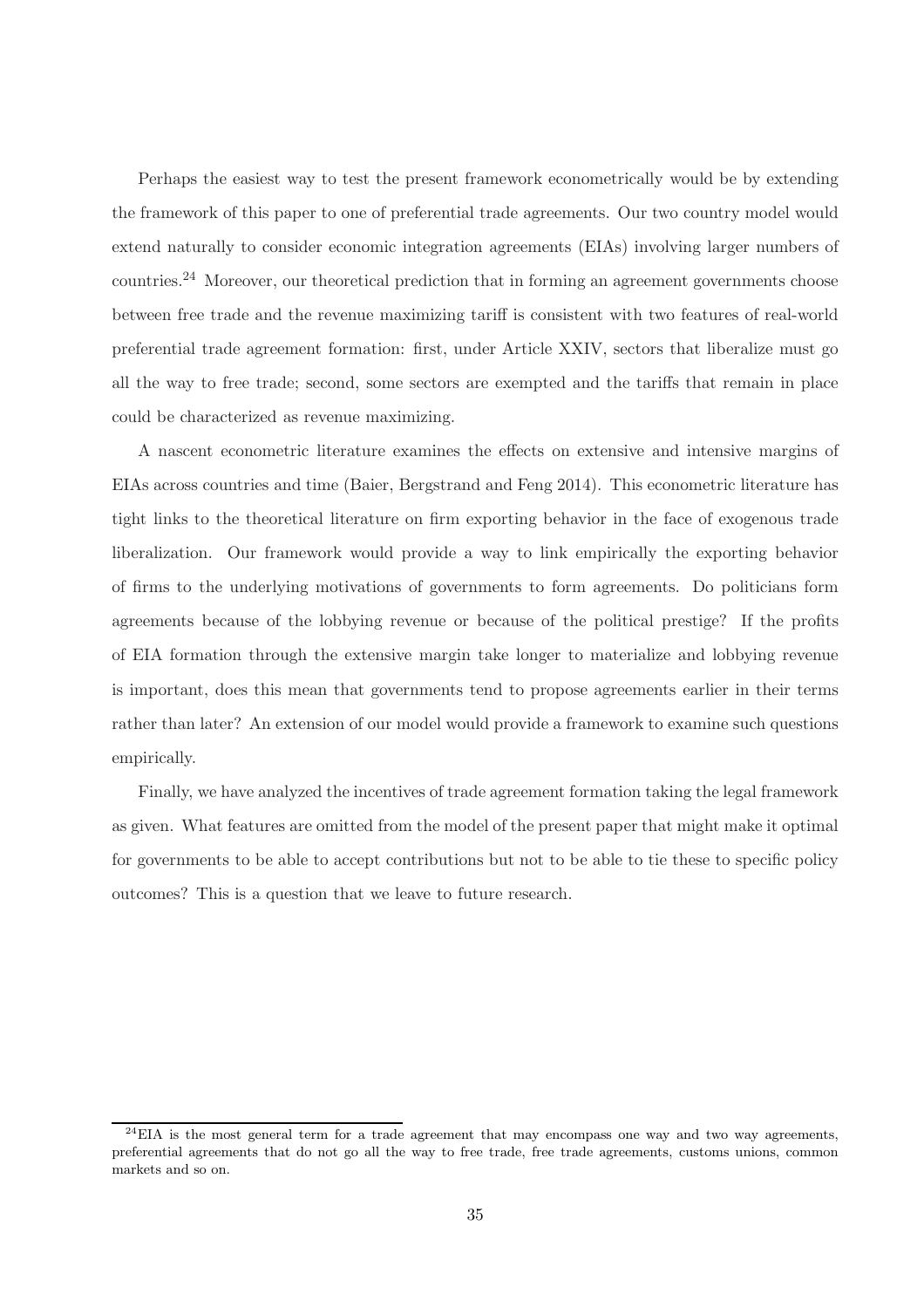Perhaps the easiest way to test the present framework econometrically would be by extending the framework of this paper to one of preferential trade agreements. Our two country model would extend naturally to consider economic integration agreements (EIAs) involving larger numbers of countries.[24] Moreover, our theoretical prediction that in forming an agreement governments choose between free trade and the revenue maximizing tariff is consistent with two features of real-world preferential trade agreement formation: first, under Article XXIV, sectors that liberalize must go all the way to free trade; second, some sectors are exempted and the tariffs that remain in place could be characterized as revenue maximizing.

A nascent econometric literature examines the effects on extensive and intensive margins of EIAs across countries and time (Baier, Bergstrand and Feng 2014). This econometric literature has tight links to the theoretical literature on firm exporting behavior in the face of exogenous trade liberalization. Our framework would provide a way to link empirically the exporting behavior of firms to the underlying motivations of governments to form agreements. Do politicians form agreements because of the lobbying revenue or because of the political prestige? If the profits of EIA formation through the extensive margin take longer to materialize and lobbying revenue is important, does this mean that governments tend to propose agreements earlier in their terms rather than later? An extension of our model would provide a framework to examine such questions empirically.

Finally, we have analyzed the incentives of trade agreement formation taking the legal framework as given. What features are omitted from the model of the present paper that might make it optimal for governments to be able to accept contributions but not to be able to tie these to specific policy outcomes? This is a question that we leave to future research.

[24] EIA is the most general term for a trade agreement that may encompass one way and two way agreements, preferential agreements that do not go all the way to free trade, free trade agreements, customs unions, common markets and so on.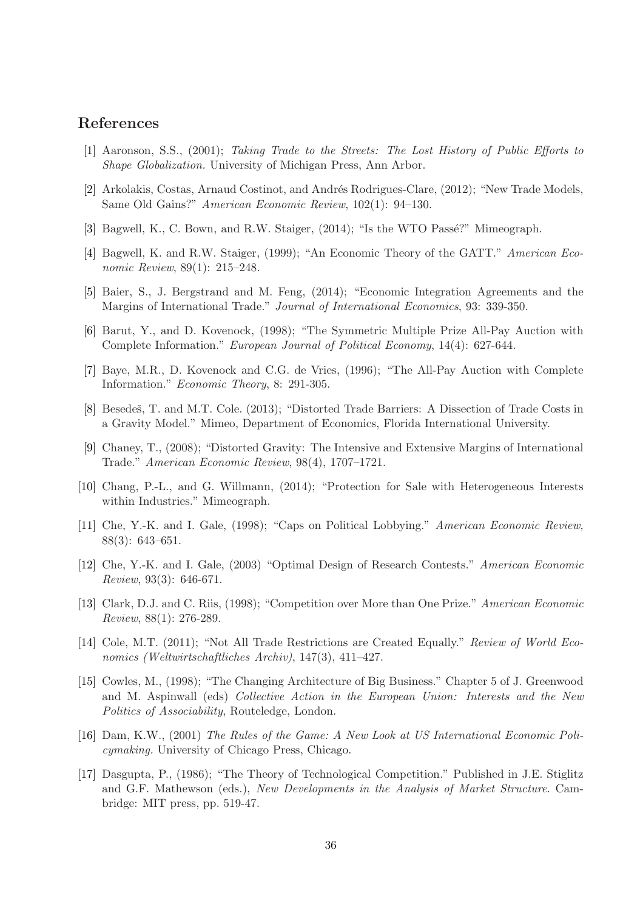## References

[1] Aaronson, S.S., (2001); *Taking Trade to the Streets: The Lost History of Public Efforts to Shape Globalization*. University of Michigan Press, Ann Arbor.

[2] Arkolakis, Costas, Arnaud Costinot, and Andrés Rodrigues-Clare, (2012); "New Trade Models, Same Old Gains?" *American Economic Review*, 102(1): 94–130.

[3] Bagwell, K., C. Bown, and R.W. Staiger, (2014); "Is the WTO Passé?" Mimeograph.

[4] Bagwell, K. and R.W. Staiger, (1999); "An Economic Theory of the GATT." *American Economic Review*, 89(1): 215–248.

[5] Baier, S., J. Bergstrand and M. Feng, (2014); "Economic Integration Agreements and the Margins of International Trade." *Journal of International Economics*, 93: 339-350.

[6] Barut, Y., and D. Kovenock, (1998); "The Symmetric Multiple Prize All-Pay Auction with Complete Information." *European Journal of Political Economy*, 14(4): 627-644.

[7] Baye, M.R., D. Kovenock and C.G. de Vries, (1996); "The All-Pay Auction with Complete Information." *Economic Theory*, 8: 291-305.

[8] Besedeš, T. and M.T. Cole. (2013); "Distorted Trade Barriers: A Dissection of Trade Costs in a Gravity Model." Mimeo, Department of Economics, Florida International University.

[9] Chaney, T., (2008); "Distorted Gravity: The Intensive and Extensive Margins of International Trade." *American Economic Review*, 98(4), 1707–1721.

[10] Chang, P.-L., and G. Willmann, (2014); "Protection for Sale with Heterogeneous Interests within Industries." Mimeograph.

[11] Che, Y.-K. and I. Gale, (1998); "Caps on Political Lobbying." *American Economic Review*, 88(3): 643–651.

[12] Che, Y.-K. and I. Gale, (2003) "Optimal Design of Research Contests." *American Economic Review*, 93(3): 646-671.

[13] Clark, D.J. and C. Riis, (1998); "Competition over More than One Prize." *American Economic Review*, 88(1): 276-289.

[14] Cole, M.T. (2011); "Not All Trade Restrictions are Created Equally." *Review of World Economics (Weltwirtschaftliches Archiv)*, 147(3), 411–427.

[15] Cowles, M., (1998); "The Changing Architecture of Big Business." Chapter 5 of J. Greenwood and M. Aspinwall (eds) *Collective Action in the European Union: Interests and the New Politics of Associability*, Routeledge, London.

[16] Dam, K.W., (2001) *The Rules of the Game: A New Look at US International Economic Policymaking*. University of Chicago Press, Chicago.

[17] Dasgupta, P., (1986); "The Theory of Technological Competition." Published in J.E. Stiglitz and G.F. Mathewson (eds.), *New Developments in the Analysis of Market Structure*. Cambridge: MIT press, pp. 519-47.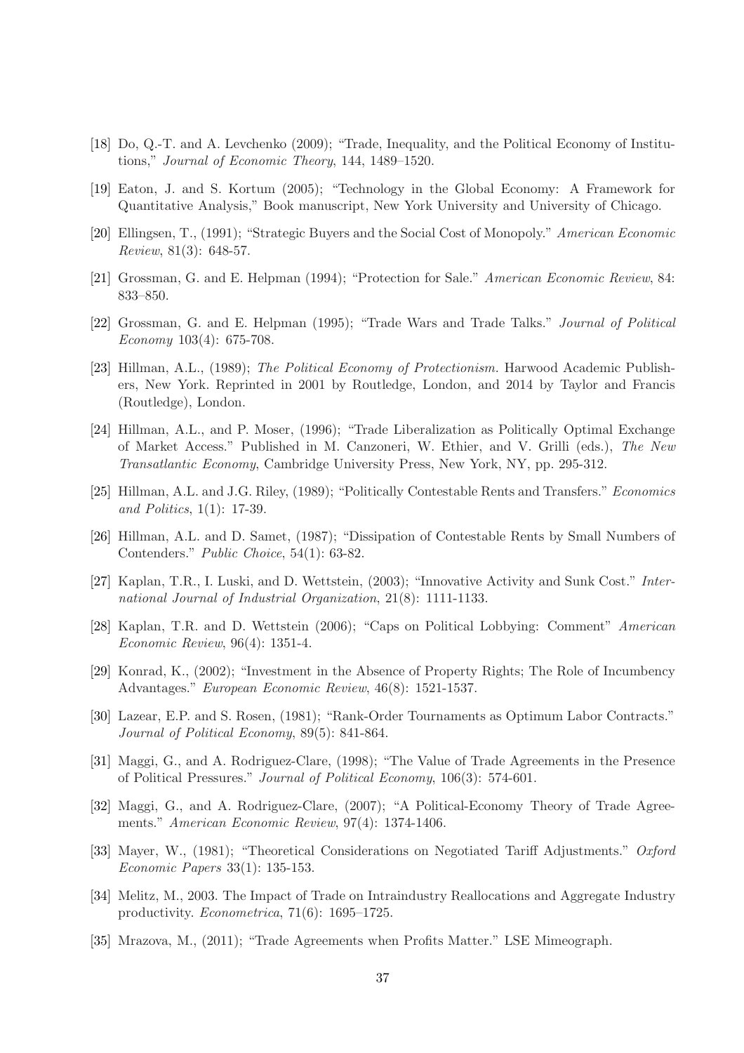[18] Do, Q.-T. and A. Levchenko (2009); "Trade, Inequality, and the Political Economy of Institutions," *Journal of Economic Theory*, 144, 1489–1520.

[19] Eaton, J. and S. Kortum (2005); "Technology in the Global Economy: A Framework for Quantitative Analysis," Book manuscript, New York University and University of Chicago.

[20] Ellingsen, T., (1991); "Strategic Buyers and the Social Cost of Monopoly." *American Economic Review*, 81(3): 648-57.

[21] Grossman, G. and E. Helpman (1994); "Protection for Sale." *American Economic Review*, 84: 833–850.

[22] Grossman, G. and E. Helpman (1995); "Trade Wars and Trade Talks." *Journal of Political Economy* 103(4): 675-708.

[23] Hillman, A.L., (1989); *The Political Economy of Protectionism.* Harwood Academic Publishers, New York. Reprinted in 2001 by Routledge, London, and 2014 by Taylor and Francis (Routledge), London.

[24] Hillman, A.L., and P. Moser, (1996); "Trade Liberalization as Politically Optimal Exchange of Market Access." Published in M. Canzoneri, W. Ethier, and V. Grilli (eds.), *The New Transatlantic Economy*, Cambridge University Press, New York, NY, pp. 295-312.

[25] Hillman, A.L. and J.G. Riley, (1989); "Politically Contestable Rents and Transfers." *Economics and Politics*, 1(1): 17-39.

[26] Hillman, A.L. and D. Samet, (1987); "Dissipation of Contestable Rents by Small Numbers of Contenders." *Public Choice*, 54(1): 63-82.

[27] Kaplan, T.R., I. Luski, and D. Wettstein, (2003); "Innovative Activity and Sunk Cost." *International Journal of Industrial Organization*, 21(8): 1111-1133.

[28] Kaplan, T.R. and D. Wettstein (2006); "Caps on Political Lobbying: Comment" *American Economic Review*, 96(4): 1351-4.

[29] Konrad, K., (2002); "Investment in the Absence of Property Rights; The Role of Incumbency Advantages." *European Economic Review*, 46(8): 1521-1537.

[30] Lazear, E.P. and S. Rosen, (1981); "Rank-Order Tournaments as Optimum Labor Contracts." *Journal of Political Economy*, 89(5): 841-864.

[31] Maggi, G., and A. Rodriguez-Clare, (1998); "The Value of Trade Agreements in the Presence of Political Pressures." *Journal of Political Economy*, 106(3): 574-601.

[32] Maggi, G., and A. Rodriguez-Clare, (2007); "A Political-Economy Theory of Trade Agreements." *American Economic Review*, 97(4): 1374-1406.

[33] Mayer, W., (1981); "Theoretical Considerations on Negotiated Tariff Adjustments." *Oxford Economic Papers* 33(1): 135-153.

[34] Melitz, M., 2003. The Impact of Trade on Intraindustry Reallocations and Aggregate Industry productivity. *Econometrica*, 71(6): 1695–1725.

[35] Mrazova, M., (2011); "Trade Agreements when Profits Matter." LSE Mimeograph.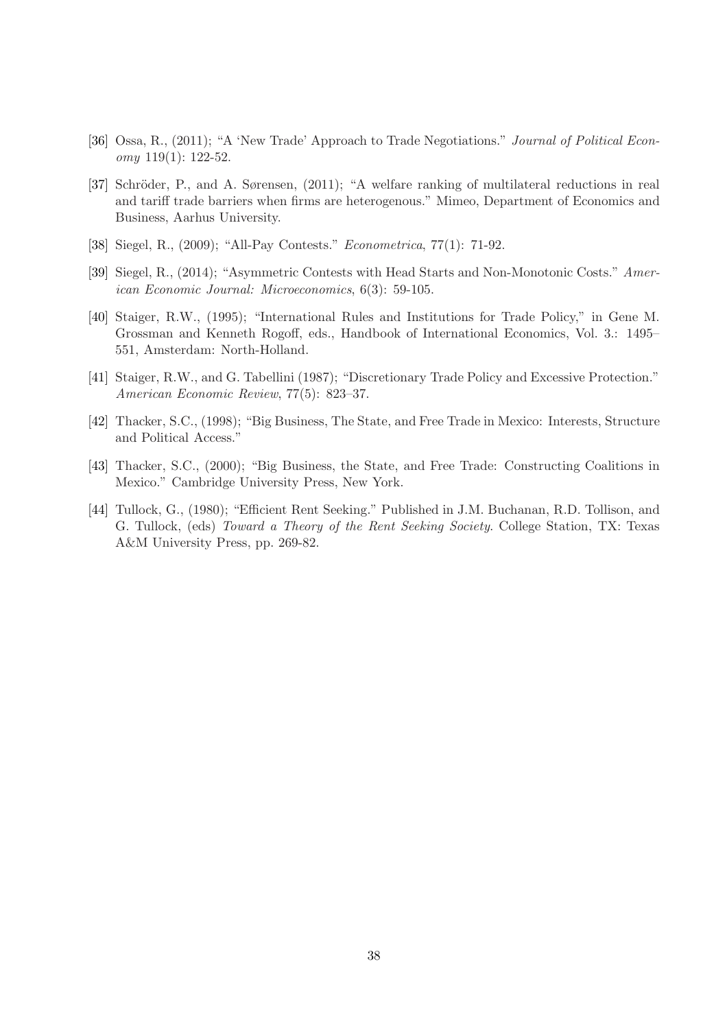[36] Ossa, R., (2011); "A 'New Trade' Approach to Trade Negotiations." *Journal of Political Economy* 119(1): 122-52.

[37] Schröder, P., and A. Sørensen, (2011); "A welfare ranking of multilateral reductions in real and tariff trade barriers when firms are heterogenous." Mimeo, Department of Economics and Business, Aarhus University.

[38] Siegel, R., (2009); "All-Pay Contests." *Econometrica*, 77(1): 71-92.

[39] Siegel, R., (2014); "Asymmetric Contests with Head Starts and Non-Monotonic Costs." *American Economic Journal: Microeconomics*, 6(3): 59-105.

[40] Staiger, R.W., (1995); "International Rules and Institutions for Trade Policy," in Gene M. Grossman and Kenneth Rogoff, eds., Handbook of International Economics, Vol. 3.: 1495–551, Amsterdam: North-Holland.

[41] Staiger, R.W., and G. Tabellini (1987); "Discretionary Trade Policy and Excessive Protection." *American Economic Review*, 77(5): 823–37.

[42] Thacker, S.C., (1998); "Big Business, The State, and Free Trade in Mexico: Interests, Structure and Political Access."

[43] Thacker, S.C., (2000); "Big Business, the State, and Free Trade: Constructing Coalitions in Mexico." Cambridge University Press, New York.

[44] Tullock, G., (1980); "Efficient Rent Seeking." Published in J.M. Buchanan, R.D. Tollison, and G. Tullock, (eds) *Toward a Theory of the Rent Seeking Society*. College Station, TX: Texas A&M University Press, pp. 269-82.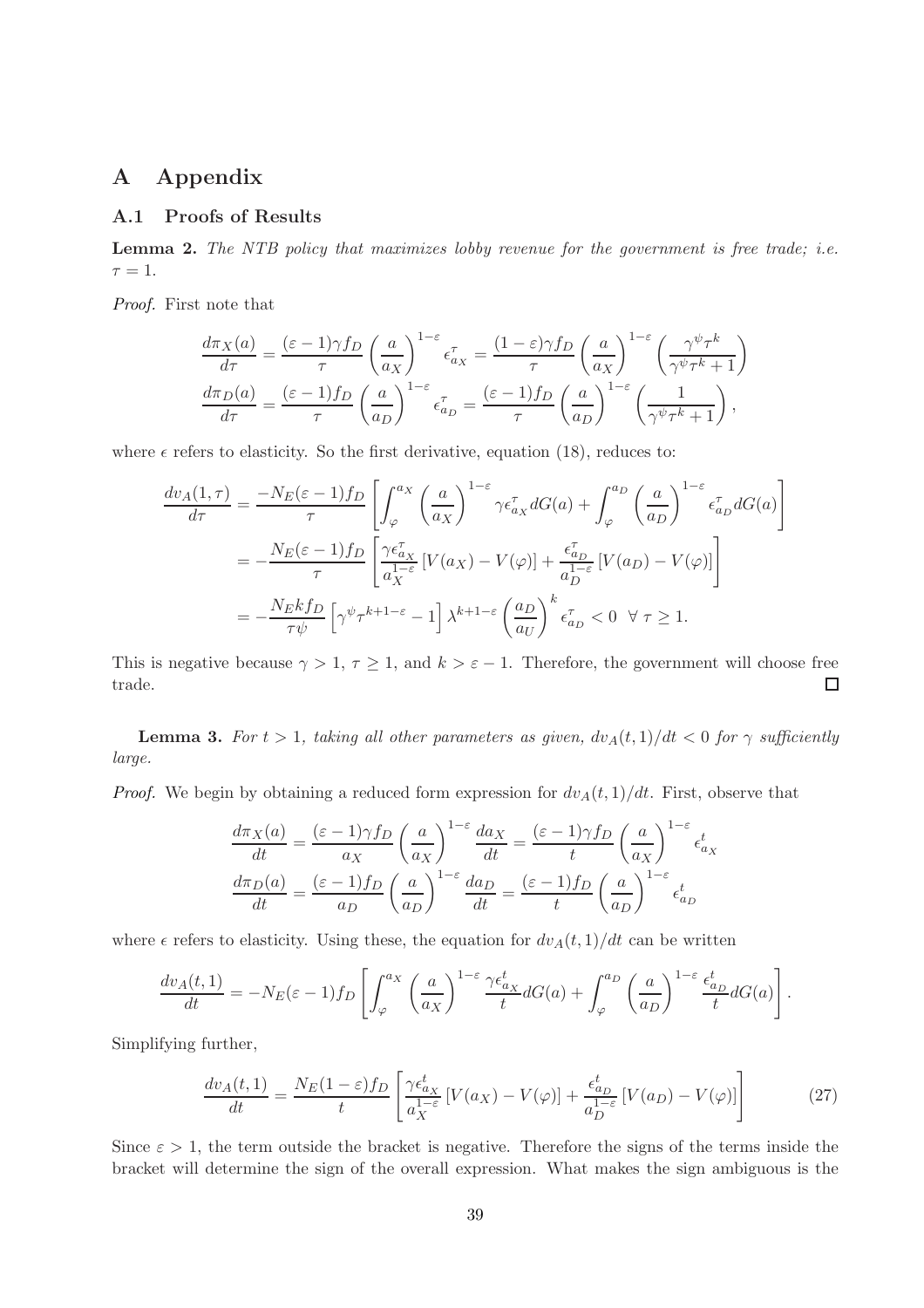# A Appendix

## A.1 Proofs of Results

**Lemma 2.** *The NTB policy that maximizes lobby revenue for the government is free trade; i.e.* $\tau = 1$.

*Proof.* First note that

$$\frac{d\pi_X(a)}{d\tau} = \frac{(\varepsilon-1)\gamma f_D}{\tau}\left(\frac{a}{a_X}\right)^{1-\varepsilon}\epsilon^{\tau}_{a_X} = \frac{(1-\varepsilon)\gamma f_D}{\tau}\left(\frac{a}{a_X}\right)^{1-\varepsilon}\left(\frac{\gamma^{\psi}\tau^{k}}{\gamma^{\psi}\tau^{k}+1}\right)$$

$$\frac{d\pi_D(a)}{d\tau} = \frac{(\varepsilon-1)f_D}{\tau}\left(\frac{a}{a_D}\right)^{1-\varepsilon}\epsilon^{\tau}_{a_D} = \frac{(\varepsilon-1)f_D}{\tau}\left(\frac{a}{a_D}\right)^{1-\varepsilon}\left(\frac{1}{\gamma^{\psi}\tau^{k}+1}\right),$$

where $\epsilon$ refers to elasticity. So the first derivative, equation (18), reduces to:

$$\begin{aligned}
\frac{dv_A(1,\tau)}{d\tau} &= \frac{-N_E(\varepsilon-1)f_D}{\tau}\left[\int_{\varphi}^{a_X}\left(\frac{a}{a_X}\right)^{1-\varepsilon}\gamma\epsilon^{\tau}_{a_X}dG(a) + \int_{\varphi}^{a_D}\left(\frac{a}{a_D}\right)^{1-\varepsilon}\epsilon^{\tau}_{a_D}dG(a)\right] \\
&= -\frac{N_E(\varepsilon-1)f_D}{\tau}\left[\frac{\gamma\epsilon^{\tau}_{a_X}}{a_X^{1-\varepsilon}}\left[V(a_X)-V(\varphi)\right] + \frac{\epsilon^{\tau}_{a_D}}{a_D^{1-\varepsilon}}\left[V(a_D)-V(\varphi)\right]\right] \\
&= -\frac{N_E k f_D}{\tau\psi}\left[\gamma^{\psi}\tau^{k+1-\varepsilon}-1\right]\lambda^{k+1-\varepsilon}\left(\frac{a_D}{a_U}\right)^{k}\epsilon^{\tau}_{a_D} < 0 \ \ \forall\ \tau \geq 1.
\end{aligned}$$

This is negative because $\gamma > 1$, $\tau \geq 1$, and $k > \varepsilon - 1$. Therefore, the government will choose free trade. □

**Lemma 3.** *For* $t > 1$*, taking all other parameters as given,* $dv_A(t,1)/dt < 0$ *for* $\gamma$ *sufficiently large.*

*Proof.* We begin by obtaining a reduced form expression for $dv_A(t,1)/dt$. First, observe that

$$\frac{d\pi_X(a)}{dt} = \frac{(\varepsilon-1)\gamma f_D}{a_X}\left(\frac{a}{a_X}\right)^{1-\varepsilon}\frac{da_X}{dt} = \frac{(\varepsilon-1)\gamma f_D}{t}\left(\frac{a}{a_X}\right)^{1-\varepsilon}\epsilon^{t}_{a_X}$$

$$\frac{d\pi_D(a)}{dt} = \frac{(\varepsilon-1)f_D}{a_D}\left(\frac{a}{a_D}\right)^{1-\varepsilon}\frac{da_D}{dt} = \frac{(\varepsilon-1)f_D}{t}\left(\frac{a}{a_D}\right)^{1-\varepsilon}\epsilon^{t}_{a_D}$$

where $\epsilon$ refers to elasticity. Using these, the equation for $dv_A(t,1)/dt$ can be written

$$\frac{dv_A(t,1)}{dt} = -N_E(\varepsilon-1)f_D\left[\int_{\varphi}^{a_X}\left(\frac{a}{a_X}\right)^{1-\varepsilon}\frac{\gamma\epsilon^{t}_{a_X}}{t}dG(a) + \int_{\varphi}^{a_D}\left(\frac{a}{a_D}\right)^{1-\varepsilon}\frac{\epsilon^{t}_{a_D}}{t}dG(a)\right].$$

Simplifying further,

$$\frac{dv_A(t,1)}{dt} = \frac{N_E(1-\varepsilon)f_D}{t}\left[\frac{\gamma\epsilon^{t}_{a_X}}{a_X^{1-\varepsilon}}\left[V(a_X)-V(\varphi)\right] + \frac{\epsilon^{t}_{a_D}}{a_D^{1-\varepsilon}}\left[V(a_D)-V(\varphi)\right]\right] \tag{27}$$

Since $\varepsilon > 1$, the term outside the bracket is negative. Therefore the signs of the terms inside the bracket will determine the sign of the overall expression. What makes the sign ambiguous is the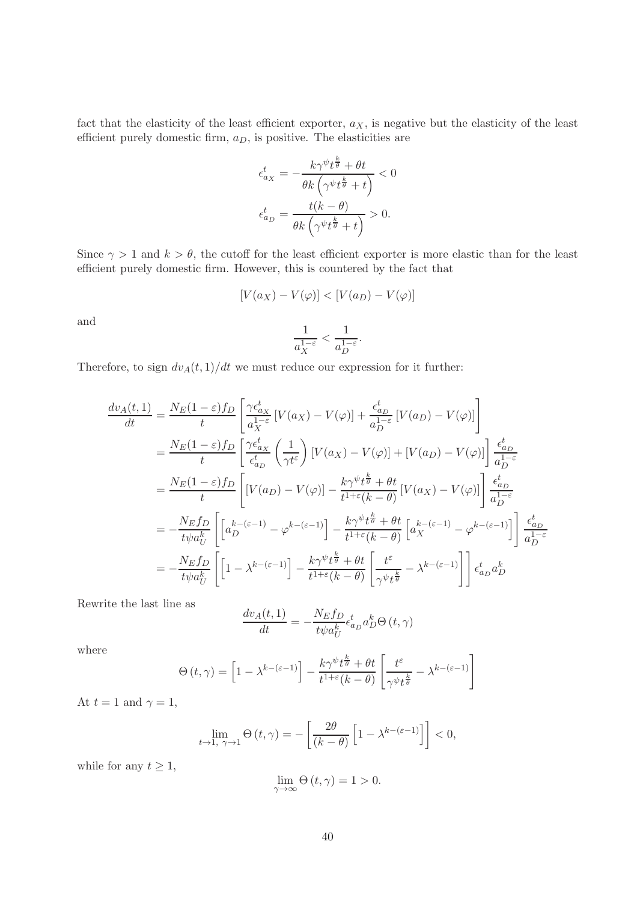fact that the elasticity of the least efficient exporter, $a_X$, is negative but the elasticity of the least efficient purely domestic firm, $a_D$, is positive. The elasticities are

$$\epsilon^t_{a_X} = -\frac{k\gamma^{\psi} t^{\frac{k}{\theta}} + \theta t}{\theta k \left(\gamma^{\psi} t^{\frac{k}{\theta}} + t\right)} < 0$$

$$\epsilon^t_{a_D} = \frac{t(k-\theta)}{\theta k \left(\gamma^{\psi} t^{\frac{k}{\theta}} + t\right)} > 0.$$

Since $\gamma > 1$ and $k > \theta$, the cutoff for the least efficient exporter is more elastic than for the least efficient purely domestic firm. However, this is countered by the fact that

$$[V(a_X) - V(\varphi)] < [V(a_D) - V(\varphi)]$$

and

$$\frac{1}{a_X^{1-\varepsilon}} < \frac{1}{a_D^{1-\varepsilon}}.$$

Therefore, to sign $dv_A(t,1)/dt$ we must reduce our expression for it further:

$$\begin{aligned}
\frac{dv_A(t,1)}{dt} &= \frac{N_E(1-\varepsilon)f_D}{t}\left[\frac{\gamma\epsilon^t_{a_X}}{a_X^{1-\varepsilon}}\left[V(a_X) - V(\varphi)\right] + \frac{\epsilon^t_{a_D}}{a_D^{1-\varepsilon}}\left[V(a_D) - V(\varphi)\right]\right] \\
&= \frac{N_E(1-\varepsilon)f_D}{t}\left[\frac{\gamma\epsilon^t_{a_X}}{\epsilon^t_{a_D}}\left(\frac{1}{\gamma t^{\varepsilon}}\right)\left[V(a_X) - V(\varphi)\right] + \left[V(a_D) - V(\varphi)\right]\right]\frac{\epsilon^t_{a_D}}{a_D^{1-\varepsilon}} \\
&= \frac{N_E(1-\varepsilon)f_D}{t}\left[\left[V(a_D) - V(\varphi)\right] - \frac{k\gamma^{\psi} t^{\frac{k}{\theta}} + \theta t}{t^{1+\varepsilon}(k-\theta)}\left[V(a_X) - V(\varphi)\right]\right]\frac{\epsilon^t_{a_D}}{a_D^{1-\varepsilon}} \\
&= -\frac{N_E f_D}{t\psi a_U^k}\left[\left[a_D^{k-(\varepsilon-1)} - \varphi^{k-(\varepsilon-1)}\right] - \frac{k\gamma^{\psi} t^{\frac{k}{\theta}} + \theta t}{t^{1+\varepsilon}(k-\theta)}\left[a_X^{k-(\varepsilon-1)} - \varphi^{k-(\varepsilon-1)}\right]\right]\frac{\epsilon^t_{a_D}}{a_D^{1-\varepsilon}} \\
&= -\frac{N_E f_D}{t\psi a_U^k}\left[\left[1 - \lambda^{k-(\varepsilon-1)}\right] - \frac{k\gamma^{\psi} t^{\frac{k}{\theta}} + \theta t}{t^{1+\varepsilon}(k-\theta)}\left[\frac{t^{\varepsilon}}{\gamma^{\psi} t^{\frac{k}{\theta}}} - \lambda^{k-(\varepsilon-1)}\right]\right]\epsilon^t_{a_D} a_D^k
\end{aligned}$$

Rewrite the last line as

$$\frac{dv_A(t,1)}{dt} = -\frac{N_E f_D}{t\psi a_U^k}\epsilon^t_{a_D} a_D^k \Theta(t,\gamma)$$

where

$$\Theta(t,\gamma) = \left[1 - \lambda^{k-(\varepsilon-1)}\right] - \frac{k\gamma^{\psi} t^{\frac{k}{\theta}} + \theta t}{t^{1+\varepsilon}(k-\theta)}\left[\frac{t^{\varepsilon}}{\gamma^{\psi} t^{\frac{k}{\theta}}} - \lambda^{k-(\varepsilon-1)}\right]$$

At $t = 1$ and $\gamma = 1$,

$$\lim_{t\to 1,\ \gamma\to 1}\Theta(t,\gamma) = -\left[\frac{2\theta}{(k-\theta)}\left[1 - \lambda^{k-(\varepsilon-1)}\right]\right] < 0,$$

while for any $t \geq 1$,

$$\lim_{\gamma\to\infty}\Theta(t,\gamma) = 1 > 0.$$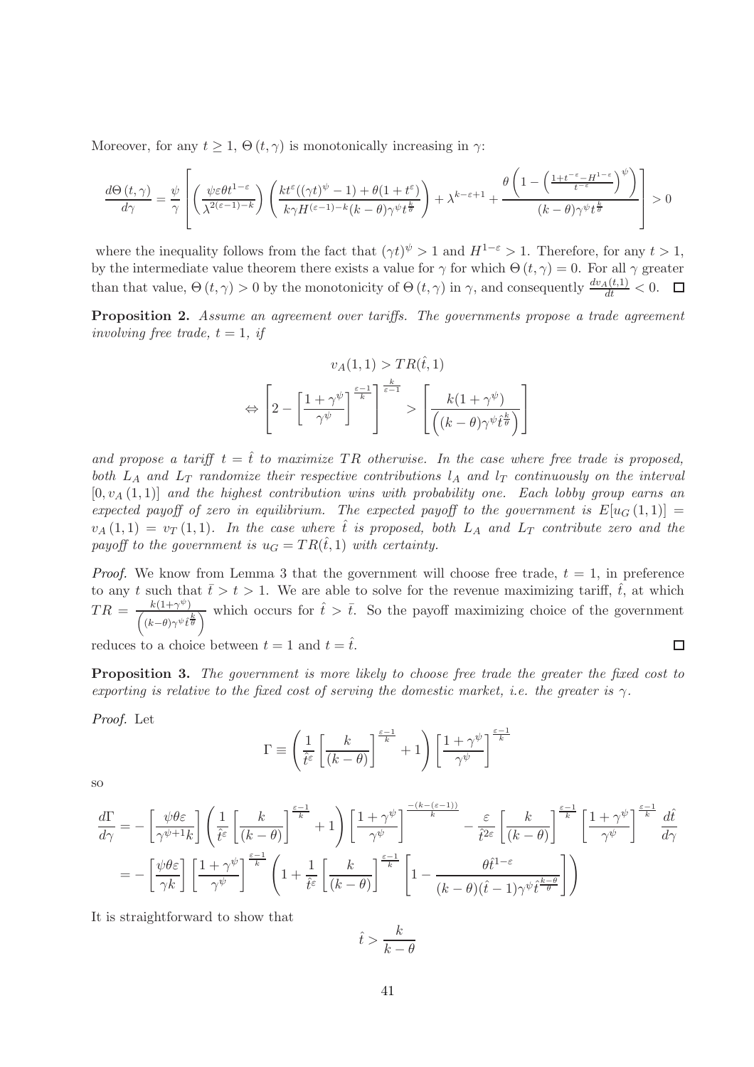Moreover, for any $t \geq 1$, $\Theta(t, \gamma)$ is monotonically increasing in $\gamma$:

$$\frac{d\Theta(t,\gamma)}{d\gamma} = \frac{\psi}{\gamma}\left[\left(\frac{\psi\varepsilon\theta t^{1-\varepsilon}}{\lambda^{2(\varepsilon-1)-k}}\right)\left(\frac{kt^{\varepsilon}((\gamma t)^{\psi}-1)+\theta(1+t^{\varepsilon})}{k\gamma H^{(\varepsilon-1)-k}(k-\theta)\gamma^{\psi}t^{\frac{k}{\theta}}}\right)+\lambda^{k-\varepsilon+1}+\frac{\theta\left(1-\left(\frac{1+t^{-\varepsilon}-H^{1-\varepsilon}}{t^{-\varepsilon}}\right)^{\psi}\right)}{(k-\theta)\gamma^{\psi}t^{\frac{k}{\theta}}}\right]>0$$

where the inequality follows from the fact that $(\gamma t)^{\psi} > 1$ and $H^{1-\varepsilon} > 1$. Therefore, for any $t > 1$, by the intermediate value theorem there exists a value for $\gamma$ for which $\Theta(t, \gamma) = 0$. For all $\gamma$ greater than that value, $\Theta(t, \gamma) > 0$ by the monotonicity of $\Theta(t, \gamma)$ in $\gamma$, and consequently $\frac{dv_A(t,1)}{dt} < 0$. $\square$

**Proposition 2.** *Assume an agreement over tariffs. The governments propose a trade agreement involving free trade, $t = 1$, if*

$$v_A(1,1) > TR(\hat{t},1)$$

$$\Leftrightarrow \left[2-\left[\frac{1+\gamma^{\psi}}{\gamma^{\psi}}\right]^{\frac{\varepsilon-1}{k}}\right]^{\frac{k}{\varepsilon-1}} > \left[\frac{k(1+\gamma^{\psi})}{\left((k-\theta)\gamma^{\psi}\hat{t}^{\frac{k}{\theta}}\right)}\right]$$

*and propose a tariff $t = \hat{t}$ to maximize $TR$ otherwise. In the case where free trade is proposed, both $L_A$ and $L_T$ randomize their respective contributions $l_A$ and $l_T$ continuously on the interval $[0, v_A(1,1)]$ and the highest contribution wins with probability one. Each lobby group earns an expected payoff of zero in equilibrium. The expected payoff to the government is $E[u_G(1,1)] = v_A(1,1) = v_T(1,1)$. In the case where $\hat{t}$ is proposed, both $L_A$ and $L_T$ contribute zero and the payoff to the government is $u_G = TR(\hat{t},1)$ with certainty.*

*Proof.* We know from Lemma 3 that the government will choose free trade, $t = 1$, in preference to any $t$ such that $\bar{t} > t > 1$. We are able to solve for the revenue maximizing tariff, $\hat{t}$, at which $TR = \frac{k(1+\gamma^{\psi})}{\left((k-\theta)\gamma^{\psi}\hat{t}^{\frac{k}{\theta}}\right)}$ which occurs for $\hat{t} > \bar{t}$. So the payoff maximizing choice of the government reduces to a choice between $t = 1$ and $t = \hat{t}$. $\square$

**Proposition 3.** *The government is more likely to choose free trade the greater the fixed cost to exporting is relative to the fixed cost of serving the domestic market, i.e. the greater is $\gamma$.*

*Proof.* Let

$$\Gamma \equiv \left(\frac{1}{\hat{t}^{\varepsilon}}\left[\frac{k}{(k-\theta)}\right]^{\frac{\varepsilon-1}{k}}+1\right)\left[\frac{1+\gamma^{\psi}}{\gamma^{\psi}}\right]^{\frac{\varepsilon-1}{k}}$$

so

$$\begin{aligned}
\frac{d\Gamma}{d\gamma} &= -\left[\frac{\psi\theta\varepsilon}{\gamma^{\psi+1}k}\right]\left(\frac{1}{\hat{t}^{\varepsilon}}\left[\frac{k}{(k-\theta)}\right]^{\frac{\varepsilon-1}{k}}+1\right)\left[\frac{1+\gamma^{\psi}}{\gamma^{\psi}}\right]^{\frac{-(k-(\varepsilon-1))}{k}} - \frac{\varepsilon}{\hat{t}^{2\varepsilon}}\left[\frac{k}{(k-\theta)}\right]^{\frac{\varepsilon-1}{k}}\left[\frac{1+\gamma^{\psi}}{\gamma^{\psi}}\right]^{\frac{\varepsilon-1}{k}}\frac{d\hat{t}}{d\gamma} \\
&= -\left[\frac{\psi\theta\varepsilon}{\gamma k}\right]\left[\frac{1+\gamma^{\psi}}{\gamma^{\psi}}\right]^{\frac{\varepsilon-1}{k}}\left(1+\frac{1}{\hat{t}^{\varepsilon}}\left[\frac{k}{(k-\theta)}\right]^{\frac{\varepsilon-1}{k}}\left[1-\frac{\theta\hat{t}^{1-\varepsilon}}{(k-\theta)(\hat{t}-1)\gamma^{\psi}\hat{t}^{\frac{k-\theta}{\theta}}}\right]\right)
\end{aligned}$$

It is straightforward to show that

$$\hat{t} > \frac{k}{k-\theta}$$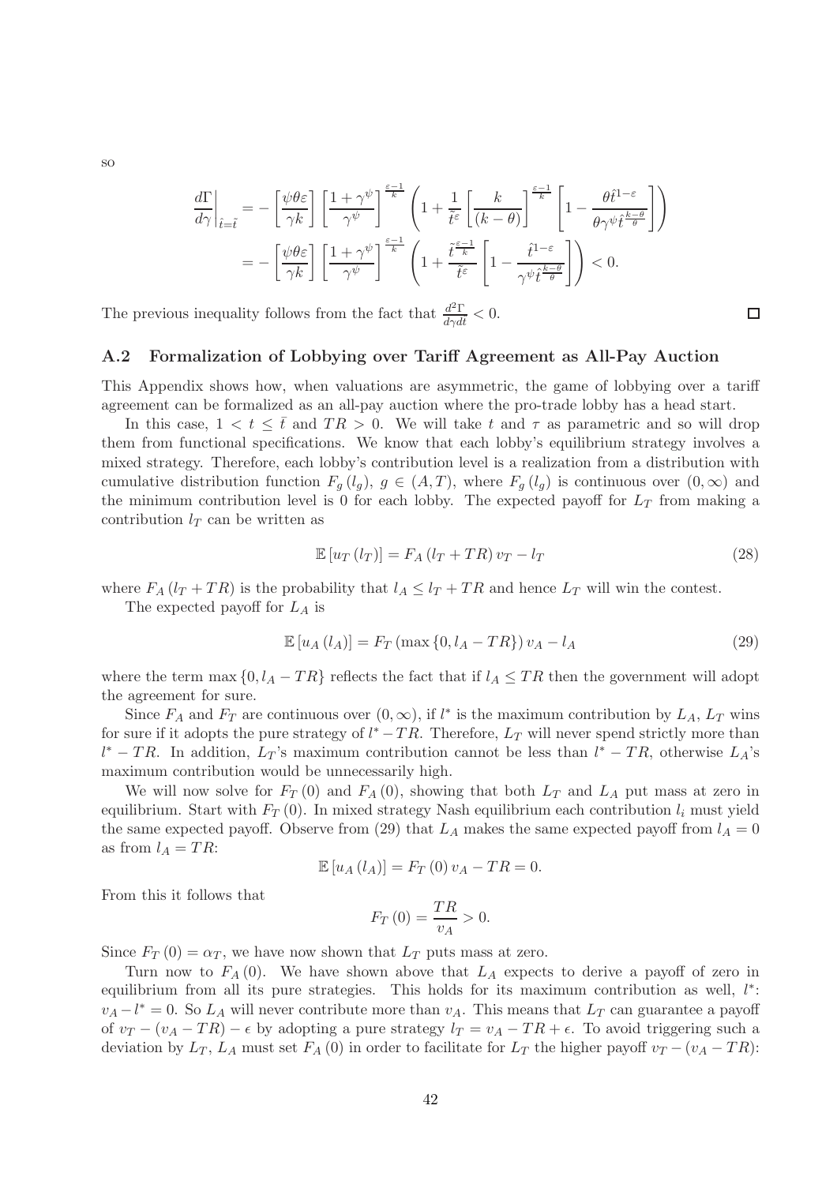so

$$
\begin{aligned}
\left.\frac{d\Gamma}{d\gamma}\right|_{\hat{t}=\tilde{t}} &= -\left[\frac{\psi\theta\varepsilon}{\gamma k}\right]\left[\frac{1+\gamma^{\psi}}{\gamma^{\psi}}\right]^{\frac{\varepsilon-1}{k}}\left(1+\frac{1}{\tilde{t}^{\varepsilon}}\left[\frac{k}{(k-\theta)}\right]^{\frac{\varepsilon-1}{k}}\left[1-\frac{\theta\hat{t}^{1-\varepsilon}}{\theta\gamma^{\psi}\hat{t}^{\frac{k-\theta}{\theta}}}\right]\right) \\
&= -\left[\frac{\psi\theta\varepsilon}{\gamma k}\right]\left[\frac{1+\gamma^{\psi}}{\gamma^{\psi}}\right]^{\frac{\varepsilon-1}{k}}\left(1+\frac{\tilde{t}^{\frac{\varepsilon-1}{k}}}{\tilde{t}^{\varepsilon}}\left[1-\frac{\hat{t}^{1-\varepsilon}}{\gamma^{\psi}\hat{t}^{\frac{k-\theta}{\theta}}}\right]\right) < 0.
\end{aligned}
$$

The previous inequality follows from the fact that $\frac{d^2\Gamma}{d\gamma dt} < 0$. □

## A.2 Formalization of Lobbying over Tariff Agreement as All-Pay Auction

This Appendix shows how, when valuations are asymmetric, the game of lobbying over a tariff agreement can be formalized as an all-pay auction where the pro-trade lobby has a head start.

In this case, $1 < t \leq \bar{t}$ and $TR > 0$. We will take $t$ and $\tau$ as parametric and so will drop them from functional specifications. We know that each lobby's equilibrium strategy involves a mixed strategy. Therefore, each lobby's contribution level is a realization from a distribution with cumulative distribution function $F_g(l_g)$, $g \in (A, T)$, where $F_g(l_g)$ is continuous over $(0, \infty)$ and the minimum contribution level is 0 for each lobby. The expected payoff for $L_T$ from making a contribution $l_T$ can be written as

$$
\mathbb{E}\left[u_T(l_T)\right] = F_A(l_T + TR)\, v_T - l_T \tag{28}
$$

where $F_A(l_T + TR)$ is the probability that $l_A \leq l_T + TR$ and hence $L_T$ will win the contest.

The expected payoff for $L_A$ is

$$
\mathbb{E}\left[u_A(l_A)\right] = F_T(\max\{0, l_A - TR\})\, v_A - l_A \tag{29}
$$

where the term $\max\{0, l_A - TR\}$ reflects the fact that if $l_A \leq TR$ then the government will adopt the agreement for sure.

Since $F_A$ and $F_T$ are continuous over $(0, \infty)$, if $l^*$ is the maximum contribution by $L_A$, $L_T$ wins for sure if it adopts the pure strategy of $l^* - TR$. Therefore, $L_T$ will never spend strictly more than $l^* - TR$. In addition, $L_T$'s maximum contribution cannot be less than $l^* - TR$, otherwise $L_A$'s maximum contribution would be unnecessarily high.

We will now solve for $F_T(0)$ and $F_A(0)$, showing that both $L_T$ and $L_A$ put mass at zero in equilibrium. Start with $F_T(0)$. In mixed strategy Nash equilibrium each contribution $l_i$ must yield the same expected payoff. Observe from (29) that $L_A$ makes the same expected payoff from $l_A = 0$ as from $l_A = TR$:

$$
\mathbb{E}\left[u_A(l_A)\right] = F_T(0)\, v_A - TR = 0.
$$

From this it follows that

$$
F_T(0) = \frac{TR}{v_A} > 0.
$$

Since $F_T(0) = \alpha_T$, we have now shown that $L_T$ puts mass at zero.

Turn now to $F_A(0)$. We have shown above that $L_A$ expects to derive a payoff of zero in equilibrium from all its pure strategies. This holds for its maximum contribution as well, $l^*$: $v_A - l^* = 0$. So $L_A$ will never contribute more than $v_A$. This means that $L_T$ can guarantee a payoff of $v_T - (v_A - TR) - \epsilon$ by adopting a pure strategy $l_T = v_A - TR + \epsilon$. To avoid triggering such a deviation by $L_T$, $L_A$ must set $F_A(0)$ in order to facilitate for $L_T$ the higher payoff $v_T - (v_A - TR)$: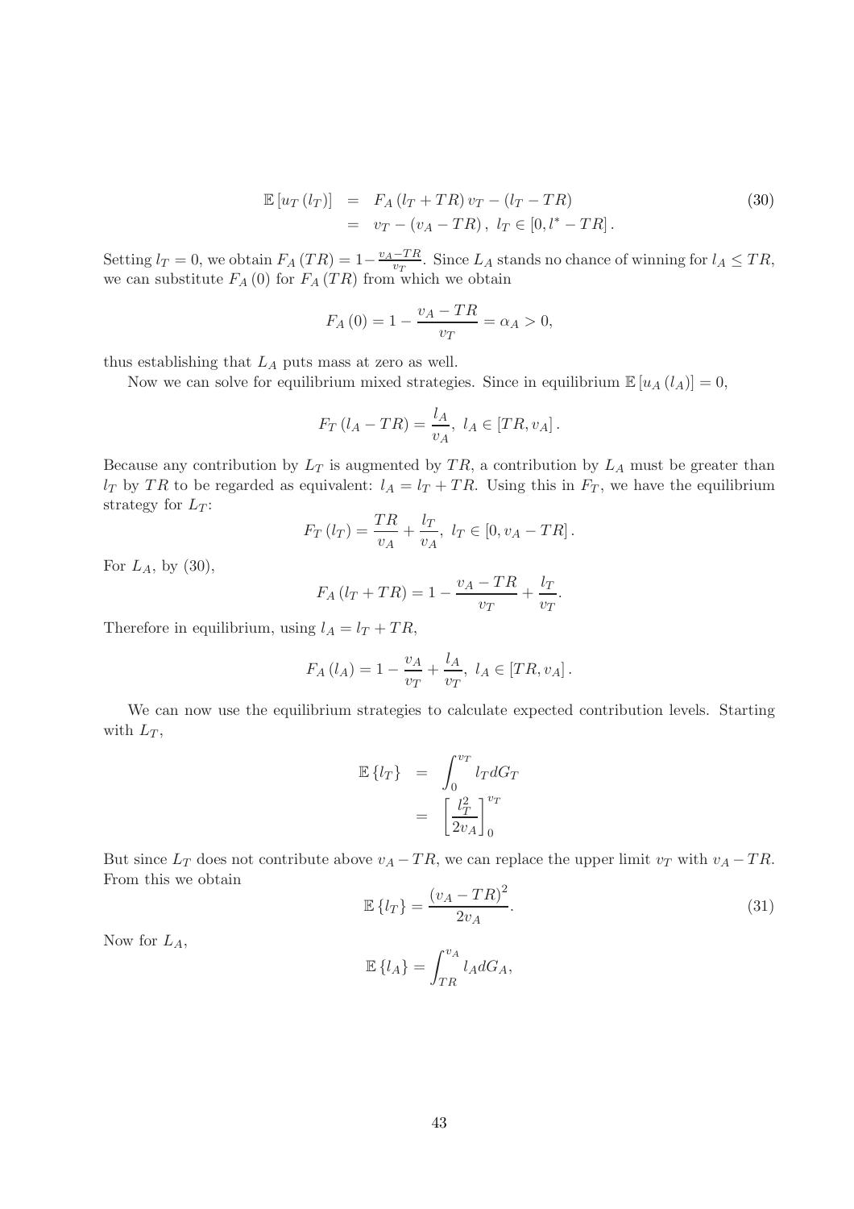$$
\begin{aligned}
\mathbb{E}\left[u_T\left(l_T\right)\right] &= F_A\left(l_T + TR\right) v_T - \left(l_T - TR\right) \\
&= v_T - \left(v_A - TR\right), \; l_T \in \left[0, l^* - TR\right].
\end{aligned} \tag{30}
$$

Setting $l_T = 0$, we obtain $F_A(TR) = 1 - \frac{v_A - TR}{v_T}$. Since $L_A$ stands no chance of winning for $l_A \leq TR$, we can substitute $F_A(0)$ for $F_A(TR)$ from which we obtain

$$
F_A(0) = 1 - \frac{v_A - TR}{v_T} = \alpha_A > 0,
$$

thus establishing that $L_A$ puts mass at zero as well.

Now we can solve for equilibrium mixed strategies. Since in equilibrium $\mathbb{E}\left[u_A\left(l_A\right)\right] = 0$,

$$
F_T\left(l_A - TR\right) = \frac{l_A}{v_A}, \; l_A \in \left[TR, v_A\right].
$$

Because any contribution by $L_T$ is augmented by $TR$, a contribution by $L_A$ must be greater than $l_T$ by $TR$ to be regarded as equivalent: $l_A = l_T + TR$. Using this in $F_T$, we have the equilibrium strategy for $L_T$:

$$
F_T\left(l_T\right) = \frac{TR}{v_A} + \frac{l_T}{v_A}, \; l_T \in \left[0, v_A - TR\right].
$$

For $L_A$, by (30),

$$
F_A\left(l_T + TR\right) = 1 - \frac{v_A - TR}{v_T} + \frac{l_T}{v_T}.
$$

Therefore in equilibrium, using $l_A = l_T + TR$,

$$
F_A\left(l_A\right) = 1 - \frac{v_A}{v_T} + \frac{l_A}{v_T}, \; l_A \in \left[TR, v_A\right].
$$

We can now use the equilibrium strategies to calculate expected contribution levels. Starting with $L_T$,

$$
\begin{aligned}
\mathbb{E}\left\{l_T\right\} &= \int_0^{v_T} l_T dG_T \\
&= \left[\frac{l_T^2}{2v_A}\right]_0^{v_T}
\end{aligned}
$$

But since $L_T$ does not contribute above $v_A - TR$, we can replace the upper limit $v_T$ with $v_A - TR$. From this we obtain

$$
\mathbb{E}\left\{l_T\right\} = \frac{\left(v_A - TR\right)^2}{2v_A}. \tag{31}
$$

Now for $L_A$,

$$
\mathbb{E}\left\{l_A\right\} = \int_{TR}^{v_A} l_A dG_A,
$$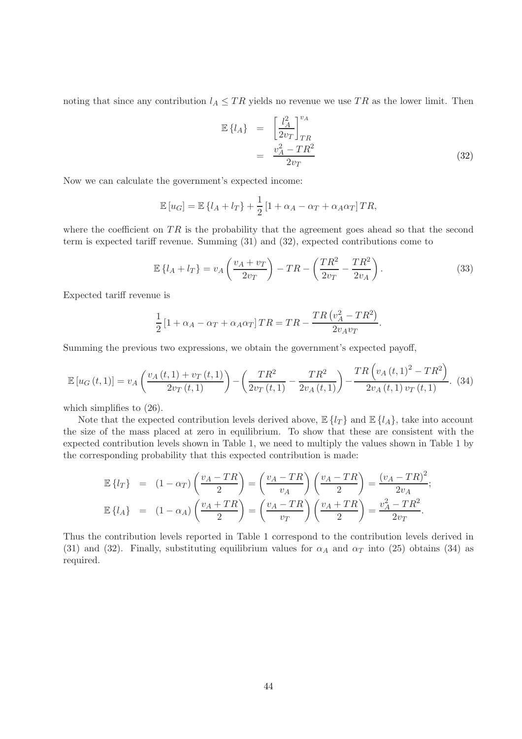noting that since any contribution $l_A \leq TR$ yields no revenue we use $TR$ as the lower limit. Then

$$
\begin{aligned}
\mathbb{E}\{l_A\} &= \left[\frac{l_A^2}{2v_T}\right]_{TR}^{v_A} \\
&= \frac{v_A^2 - TR^2}{2v_T}
\end{aligned}
\tag{32}
$$

Now we can calculate the government's expected income:

$$
\mathbb{E}[u_G] = \mathbb{E}\{l_A + l_T\} + \frac{1}{2}[1 + \alpha_A - \alpha_T + \alpha_A \alpha_T] TR,
$$

where the coefficient on $TR$ is the probability that the agreement goes ahead so that the second term is expected tariff revenue. Summing (31) and (32), expected contributions come to

$$
\mathbb{E}\{l_A + l_T\} = v_A \left(\frac{v_A + v_T}{2v_T}\right) - TR - \left(\frac{TR^2}{2v_T} - \frac{TR^2}{2v_A}\right). \tag{33}
$$

Expected tariff revenue is

$$
\frac{1}{2}[1 + \alpha_A - \alpha_T + \alpha_A \alpha_T] TR = TR - \frac{TR\left(v_A^2 - TR^2\right)}{2v_A v_T}.
$$

Summing the previous two expressions, we obtain the government's expected payoff,

$$
\mathbb{E}[u_G(t,1)] = v_A \left(\frac{v_A(t,1) + v_T(t,1)}{2v_T(t,1)}\right) - \left(\frac{TR^2}{2v_T(t,1)} - \frac{TR^2}{2v_A(t,1)}\right) - \frac{TR\left(v_A(t,1)^2 - TR^2\right)}{2v_A(t,1)\, v_T(t,1)}. \tag{34}
$$

which simplifies to (26).

Note that the expected contribution levels derived above, $\mathbb{E}\{l_T\}$ and $\mathbb{E}\{l_A\}$, take into account the size of the mass placed at zero in equilibrium. To show that these are consistent with the expected contribution levels shown in Table 1, we need to multiply the values shown in Table 1 by the corresponding probability that this expected contribution is made:

$$
\begin{aligned}
\mathbb{E}\{l_T\} &= (1 - \alpha_T)\left(\frac{v_A - TR}{2}\right) = \left(\frac{v_A - TR}{v_A}\right)\left(\frac{v_A - TR}{2}\right) = \frac{(v_A - TR)^2}{2v_A}; \\
\mathbb{E}\{l_A\} &= (1 - \alpha_A)\left(\frac{v_A + TR}{2}\right) = \left(\frac{v_A - TR}{v_T}\right)\left(\frac{v_A + TR}{2}\right) = \frac{v_A^2 - TR^2}{2v_T}.
\end{aligned}
$$

Thus the contribution levels reported in Table 1 correspond to the contribution levels derived in (31) and (32). Finally, substituting equilibrium values for $\alpha_A$ and $\alpha_T$ into (25) obtains (34) as required.